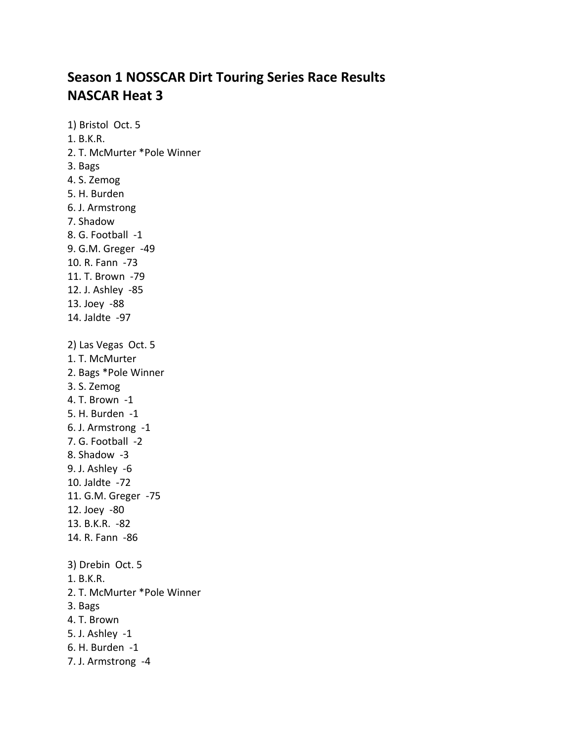# Season 1 NOSSCAR Dirt Touring Series Race Results
# NASCAR Heat 3

1) Bristol Oct. 5
1. B.K.R.
2. T. McMurter *Pole Winner
3. Bags
4. S. Zemog
5. H. Burden
6. J. Armstrong
7. Shadow
8. G. Football -1
9. G.M. Greger -49
10. R. Fann -73
11. T. Brown -79
12. J. Ashley -85
13. Joey -88
14. Jaldte -97

2) Las Vegas Oct. 5
1. T. McMurter
2. Bags *Pole Winner
3. S. Zemog
4. T. Brown -1
5. H. Burden -1
6. J. Armstrong -1
7. G. Football -2
8. Shadow -3
9. J. Ashley -6
10. Jaldte -72
11. G.M. Greger -75
12. Joey -80
13. B.K.R. -82
14. R. Fann -86

3) Drebin Oct. 5
1. B.K.R.
2. T. McMurter *Pole Winner
3. Bags
4. T. Brown
5. J. Ashley -1
6. H. Burden -1
7. J. Armstrong -4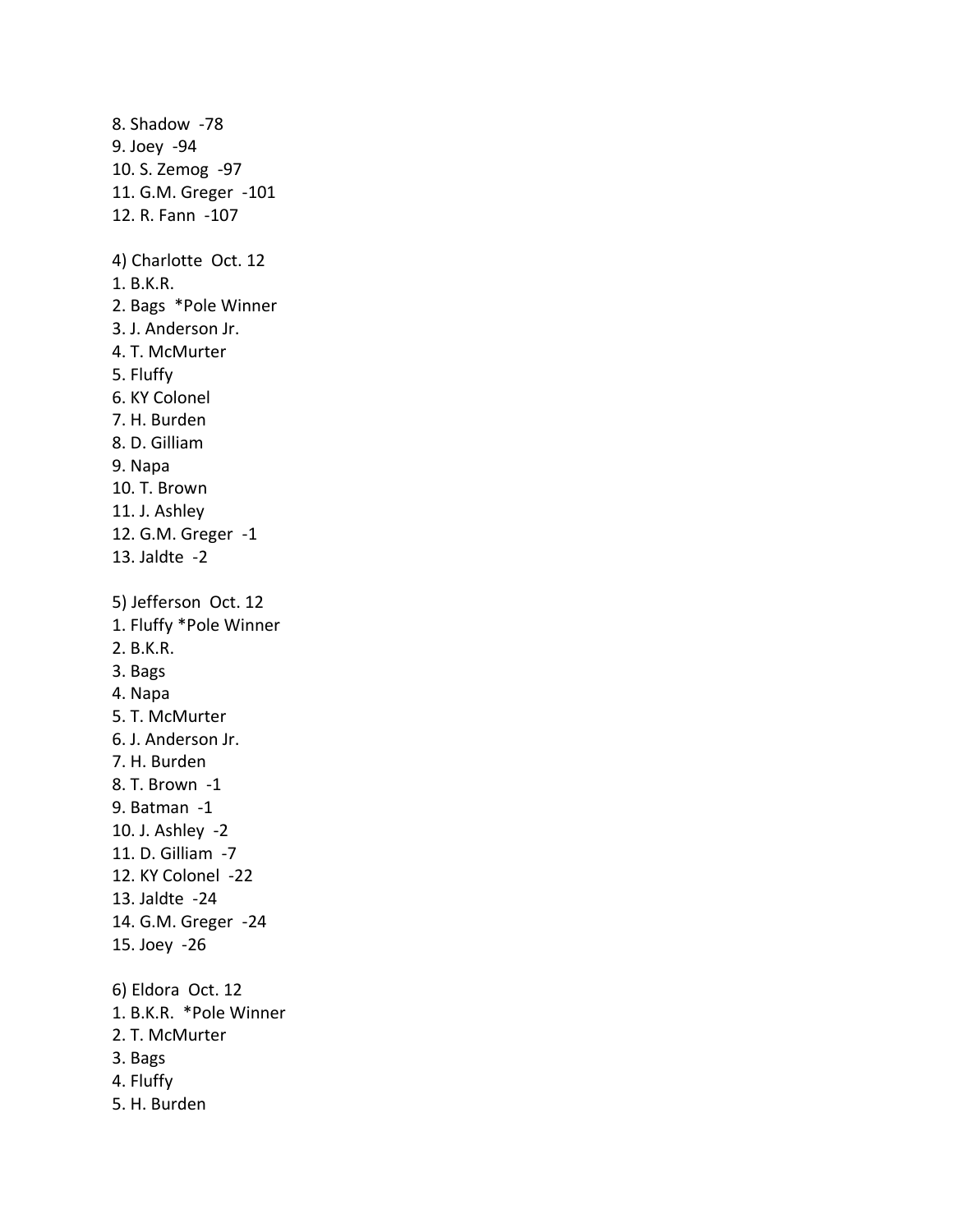8. Shadow -78
9. Joey -94
10. S. Zemog -97
11. G.M. Greger -101
12. R. Fann -107

4) Charlotte Oct. 12
1. B.K.R.
2. Bags *Pole Winner
3. J. Anderson Jr.
4. T. McMurter
5. Fluffy
6. KY Colonel
7. H. Burden
8. D. Gilliam
9. Napa
10. T. Brown
11. J. Ashley
12. G.M. Greger -1
13. Jaldte -2

5) Jefferson Oct. 12
1. Fluffy *Pole Winner
2. B.K.R.
3. Bags
4. Napa
5. T. McMurter
6. J. Anderson Jr.
7. H. Burden
8. T. Brown -1
9. Batman -1
10. J. Ashley -2
11. D. Gilliam -7
12. KY Colonel -22
13. Jaldte -24
14. G.M. Greger -24
15. Joey -26

6) Eldora Oct. 12
1. B.K.R. *Pole Winner
2. T. McMurter
3. Bags
4. Fluffy
5. H. Burden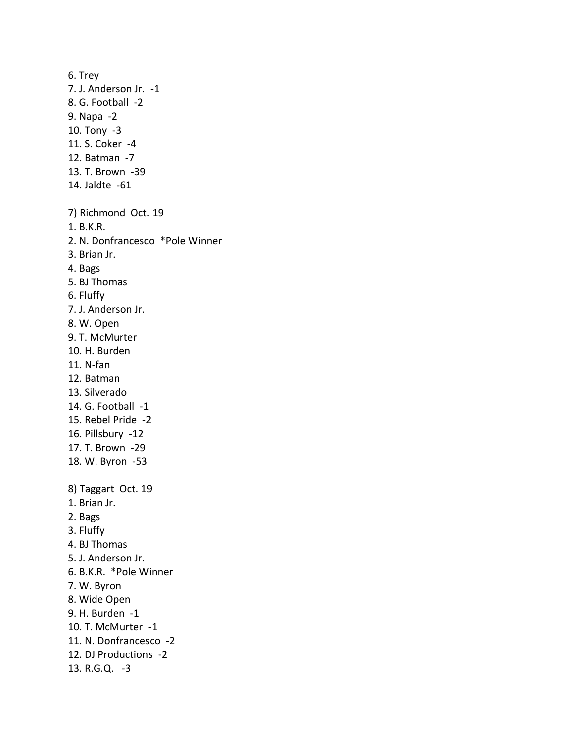6. Trey
7. J. Anderson Jr. -1
8. G. Football -2
9. Napa -2
10. Tony -3
11. S. Coker -4
12. Batman -7
13. T. Brown -39
14. Jaldte -61

7) Richmond Oct. 19
1. B.K.R.
2. N. Donfrancesco *Pole Winner
3. Brian Jr.
4. Bags
5. BJ Thomas
6. Fluffy
7. J. Anderson Jr.
8. W. Open
9. T. McMurter
10. H. Burden
11. N-fan
12. Batman
13. Silverado
14. G. Football -1
15. Rebel Pride -2
16. Pillsbury -12
17. T. Brown -29
18. W. Byron -53

8) Taggart Oct. 19
1. Brian Jr.
2. Bags
3. Fluffy
4. BJ Thomas
5. J. Anderson Jr.
6. B.K.R. *Pole Winner
7. W. Byron
8. Wide Open
9. H. Burden -1
10. T. McMurter -1
11. N. Donfrancesco -2
12. DJ Productions -2
13. R.G.Q. -3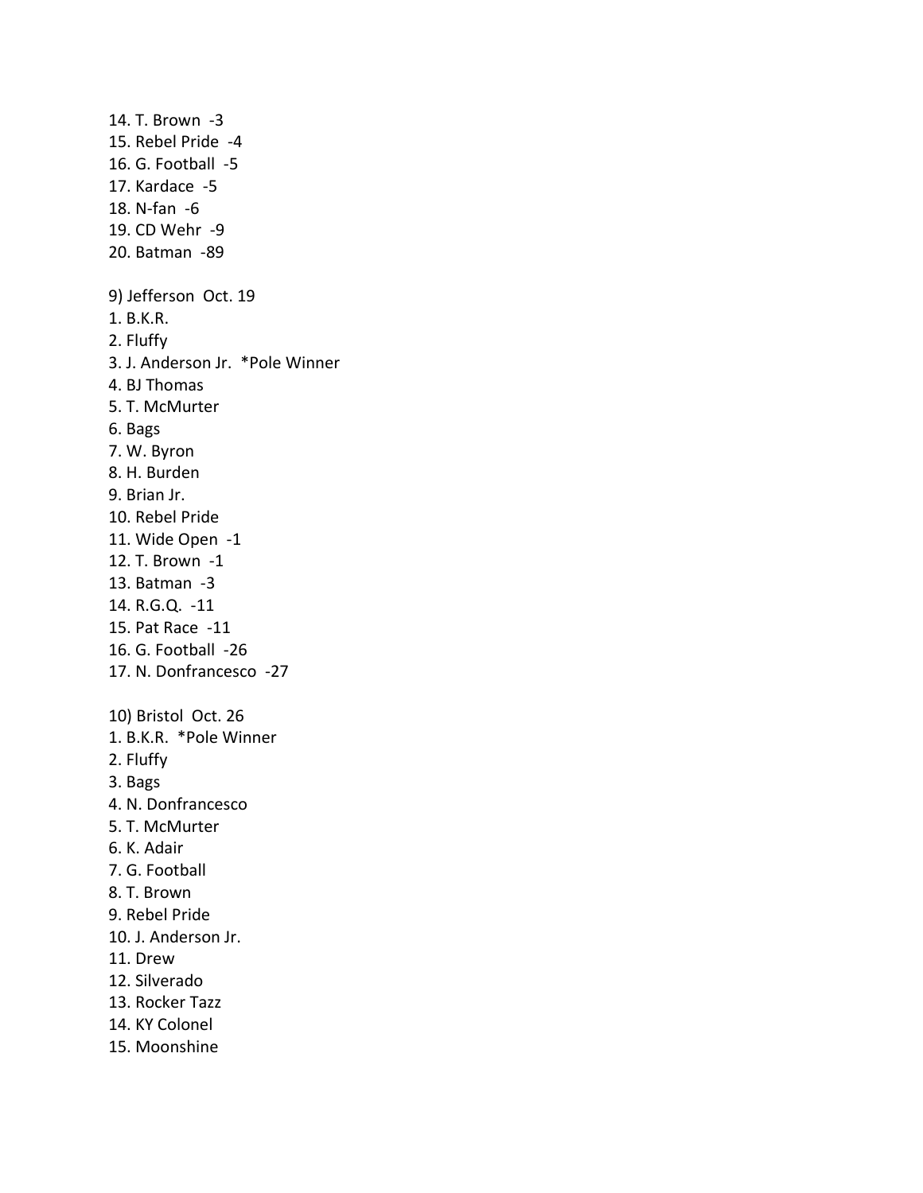14. T. Brown  -3
15. Rebel Pride  -4
16. G. Football  -5
17. Kardace  -5
18. N-fan  -6
19. CD Wehr  -9
20. Batman  -89

9) Jefferson  Oct. 19

1. B.K.R.
2. Fluffy
3. J. Anderson Jr.  *Pole Winner
4. BJ Thomas
5. T. McMurter
6. Bags
7. W. Byron
8. H. Burden
9. Brian Jr.
10. Rebel Pride
11. Wide Open  -1
12. T. Brown  -1
13. Batman  -3
14. R.G.Q.  -11
15. Pat Race  -11
16. G. Football  -26
17. N. Donfrancesco  -27

10) Bristol  Oct. 26

1. B.K.R.  *Pole Winner
2. Fluffy
3. Bags
4. N. Donfrancesco
5. T. McMurter
6. K. Adair
7. G. Football
8. T. Brown
9. Rebel Pride
10. J. Anderson Jr.
11. Drew
12. Silverado
13. Rocker Tazz
14. KY Colonel
15. Moonshine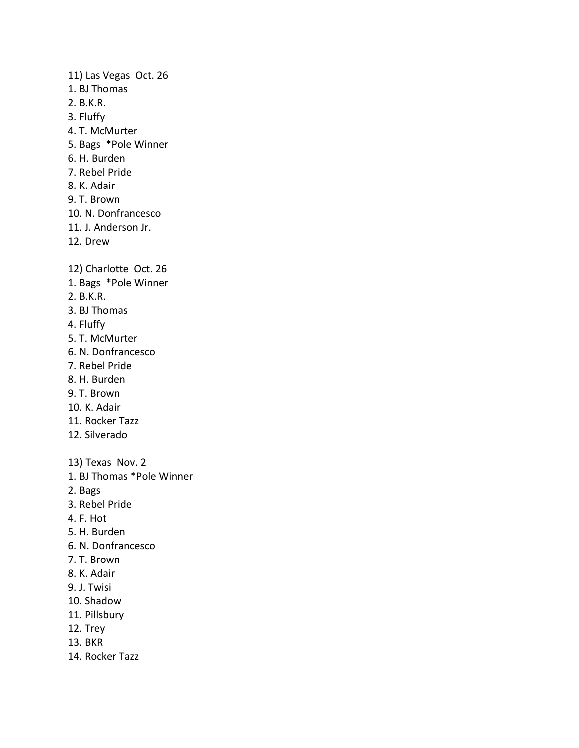11) Las Vegas  Oct. 26

1. BJ Thomas
2. B.K.R.
3. Fluffy
4. T. McMurter
5. Bags  *Pole Winner
6. H. Burden
7. Rebel Pride
8. K. Adair
9. T. Brown
10. N. Donfrancesco
11. J. Anderson Jr.
12. Drew

12) Charlotte  Oct. 26

1. Bags  *Pole Winner
2. B.K.R.
3. BJ Thomas
4. Fluffy
5. T. McMurter
6. N. Donfrancesco
7. Rebel Pride
8. H. Burden
9. T. Brown
10. K. Adair
11. Rocker Tazz
12. Silverado

13) Texas  Nov. 2

1. BJ Thomas *Pole Winner
2. Bags
3. Rebel Pride
4. F. Hot
5. H. Burden
6. N. Donfrancesco
7. T. Brown
8. K. Adair
9. J. Twisi
10. Shadow
11. Pillsbury
12. Trey
13. BKR
14. Rocker Tazz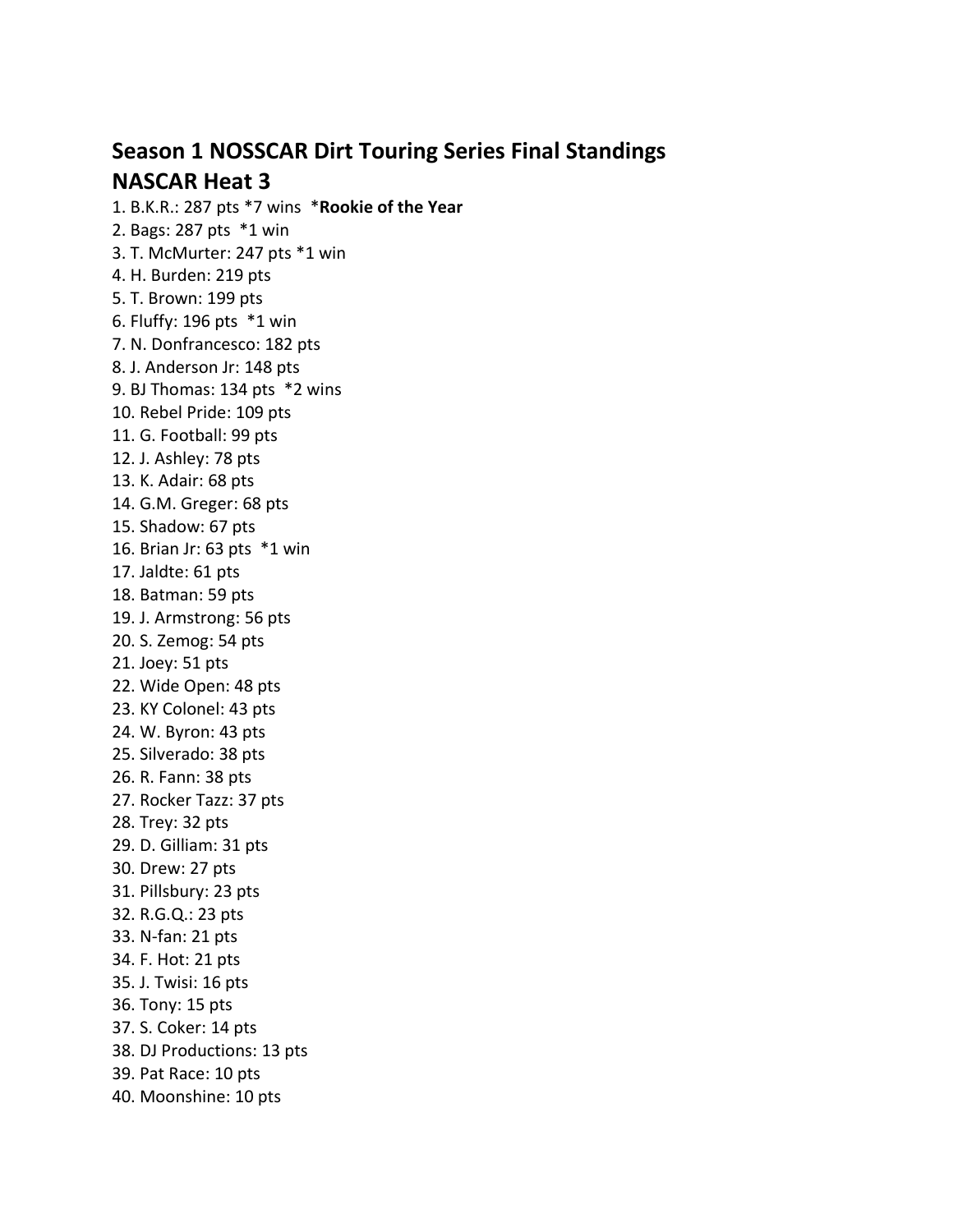## Season 1 NOSSCAR Dirt Touring Series Final Standings

## NASCAR Heat 3

1. B.K.R.: 287 pts *7 wins  ***Rookie of the Year**
2. Bags: 287 pts  *1 win
3. T. McMurter: 247 pts *1 win
4. H. Burden: 219 pts
5. T. Brown: 199 pts
6. Fluffy: 196 pts  *1 win
7. N. Donfrancesco: 182 pts
8. J. Anderson Jr: 148 pts
9. BJ Thomas: 134 pts  *2 wins
10. Rebel Pride: 109 pts
11. G. Football: 99 pts
12. J. Ashley: 78 pts
13. K. Adair: 68 pts
14. G.M. Greger: 68 pts
15. Shadow: 67 pts
16. Brian Jr: 63 pts  *1 win
17. Jaldte: 61 pts
18. Batman: 59 pts
19. J. Armstrong: 56 pts
20. S. Zemog: 54 pts
21. Joey: 51 pts
22. Wide Open: 48 pts
23. KY Colonel: 43 pts
24. W. Byron: 43 pts
25. Silverado: 38 pts
26. R. Fann: 38 pts
27. Rocker Tazz: 37 pts
28. Trey: 32 pts
29. D. Gilliam: 31 pts
30. Drew: 27 pts
31. Pillsbury: 23 pts
32. R.G.Q.: 23 pts
33. N-fan: 21 pts
34. F. Hot: 21 pts
35. J. Twisi: 16 pts
36. Tony: 15 pts
37. S. Coker: 14 pts
38. DJ Productions: 13 pts
39. Pat Race: 10 pts
40. Moonshine: 10 pts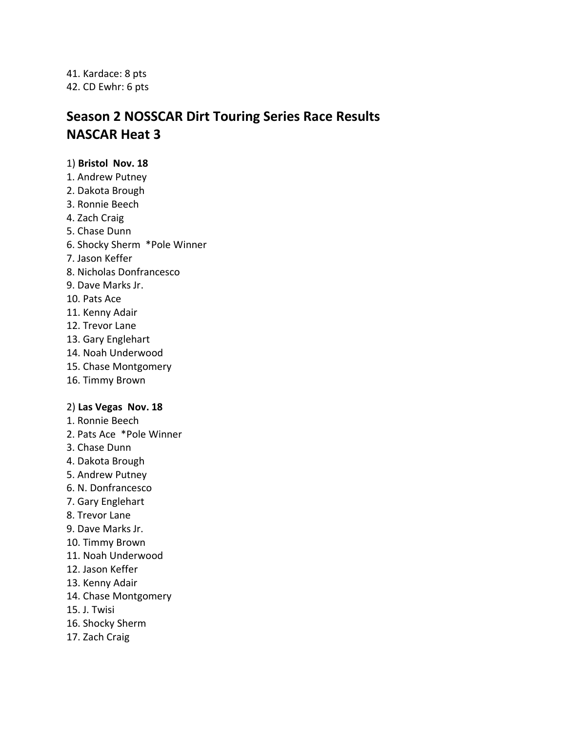41. Kardace: 8 pts
42. CD Ewhr: 6 pts

## Season 2 NOSSCAR Dirt Touring Series Race Results
## NASCAR Heat 3

1) **Bristol Nov. 18**

1. Andrew Putney
2. Dakota Brough
3. Ronnie Beech
4. Zach Craig
5. Chase Dunn
6. Shocky Sherm *Pole Winner
7. Jason Keffer
8. Nicholas Donfrancesco
9. Dave Marks Jr.
10. Pats Ace
11. Kenny Adair
12. Trevor Lane
13. Gary Englehart
14. Noah Underwood
15. Chase Montgomery
16. Timmy Brown

2) **Las Vegas Nov. 18**

1. Ronnie Beech
2. Pats Ace *Pole Winner
3. Chase Dunn
4. Dakota Brough
5. Andrew Putney
6. N. Donfrancesco
7. Gary Englehart
8. Trevor Lane
9. Dave Marks Jr.
10. Timmy Brown
11. Noah Underwood
12. Jason Keffer
13. Kenny Adair
14. Chase Montgomery
15. J. Twisi
16. Shocky Sherm
17. Zach Craig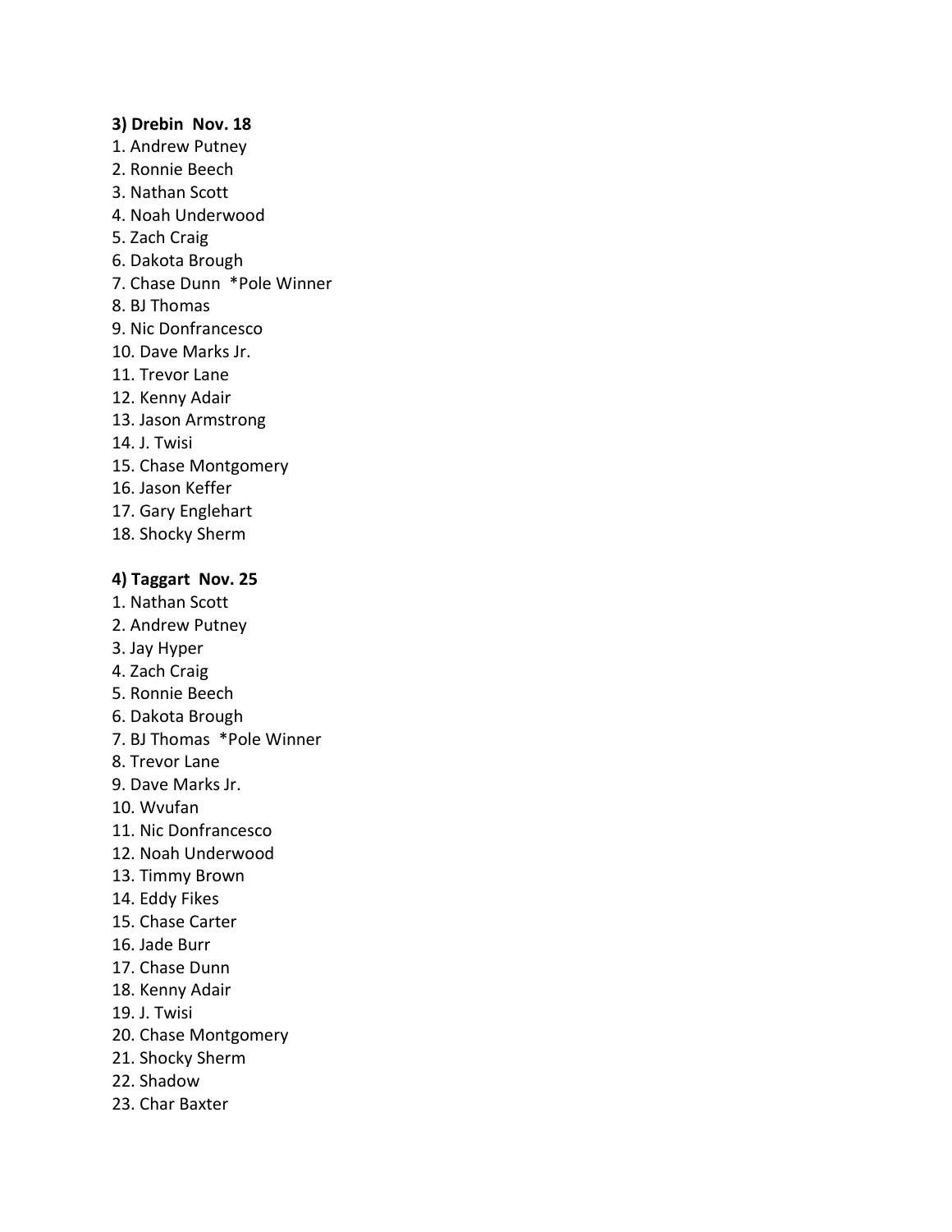**3) Drebin  Nov. 18**

1. Andrew Putney
2. Ronnie Beech
3. Nathan Scott
4. Noah Underwood
5. Zach Craig
6. Dakota Brough
7. Chase Dunn  *Pole Winner
8. BJ Thomas
9. Nic Donfrancesco
10. Dave Marks Jr.
11. Trevor Lane
12. Kenny Adair
13. Jason Armstrong
14. J. Twisi
15. Chase Montgomery
16. Jason Keffer
17. Gary Englehart
18. Shocky Sherm

**4) Taggart  Nov. 25**

1. Nathan Scott
2. Andrew Putney
3. Jay Hyper
4. Zach Craig
5. Ronnie Beech
6. Dakota Brough
7. BJ Thomas  *Pole Winner
8. Trevor Lane
9. Dave Marks Jr.
10. Wvufan
11. Nic Donfrancesco
12. Noah Underwood
13. Timmy Brown
14. Eddy Fikes
15. Chase Carter
16. Jade Burr
17. Chase Dunn
18. Kenny Adair
19. J. Twisi
20. Chase Montgomery
21. Shocky Sherm
22. Shadow
23. Char Baxter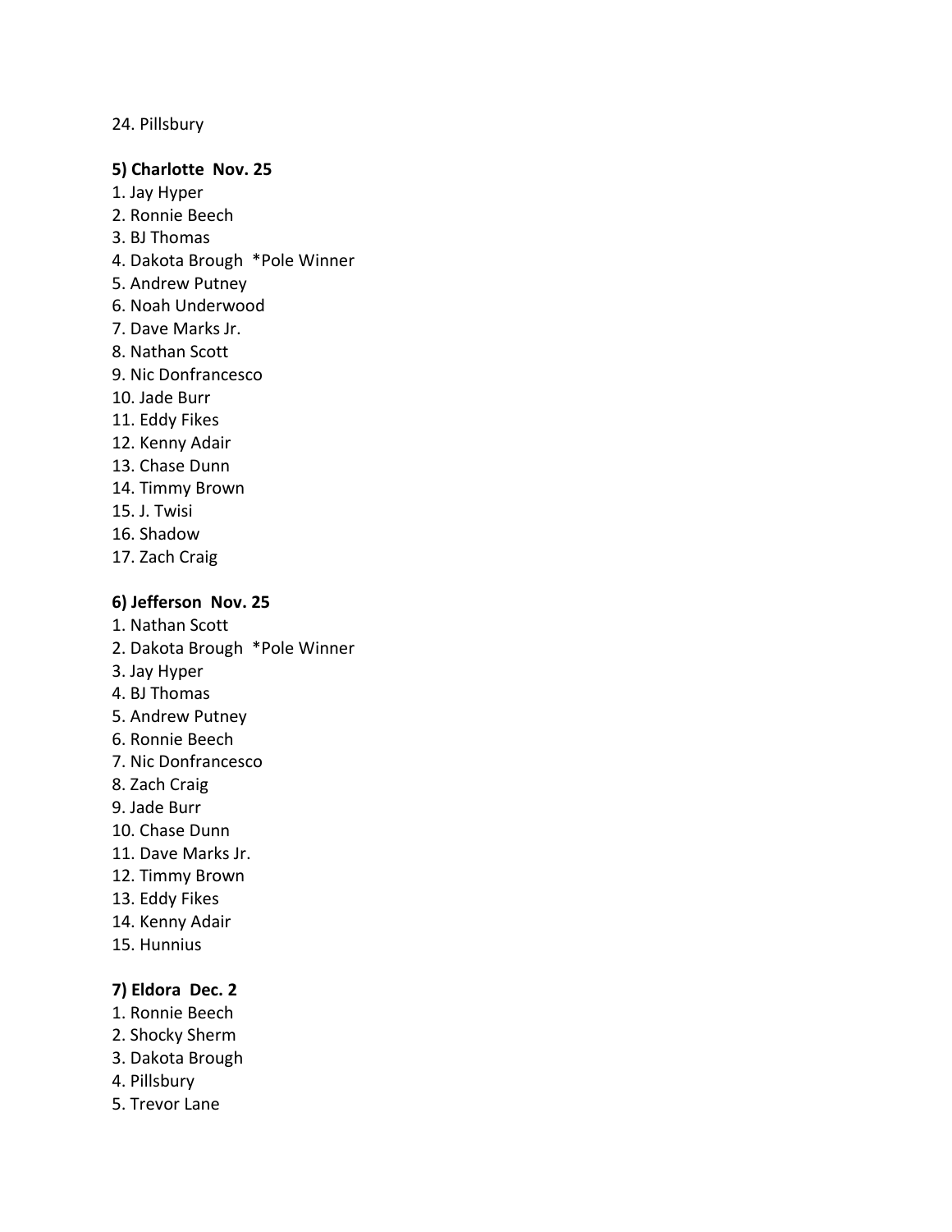24. Pillsbury

**5) Charlotte Nov. 25**

1. Jay Hyper
2. Ronnie Beech
3. BJ Thomas
4. Dakota Brough *Pole Winner
5. Andrew Putney
6. Noah Underwood
7. Dave Marks Jr.
8. Nathan Scott
9. Nic Donfrancesco
10. Jade Burr
11. Eddy Fikes
12. Kenny Adair
13. Chase Dunn
14. Timmy Brown
15. J. Twisi
16. Shadow
17. Zach Craig

**6) Jefferson Nov. 25**

1. Nathan Scott
2. Dakota Brough *Pole Winner
3. Jay Hyper
4. BJ Thomas
5. Andrew Putney
6. Ronnie Beech
7. Nic Donfrancesco
8. Zach Craig
9. Jade Burr
10. Chase Dunn
11. Dave Marks Jr.
12. Timmy Brown
13. Eddy Fikes
14. Kenny Adair
15. Hunnius

**7) Eldora Dec. 2**

1. Ronnie Beech
2. Shocky Sherm
3. Dakota Brough
4. Pillsbury
5. Trevor Lane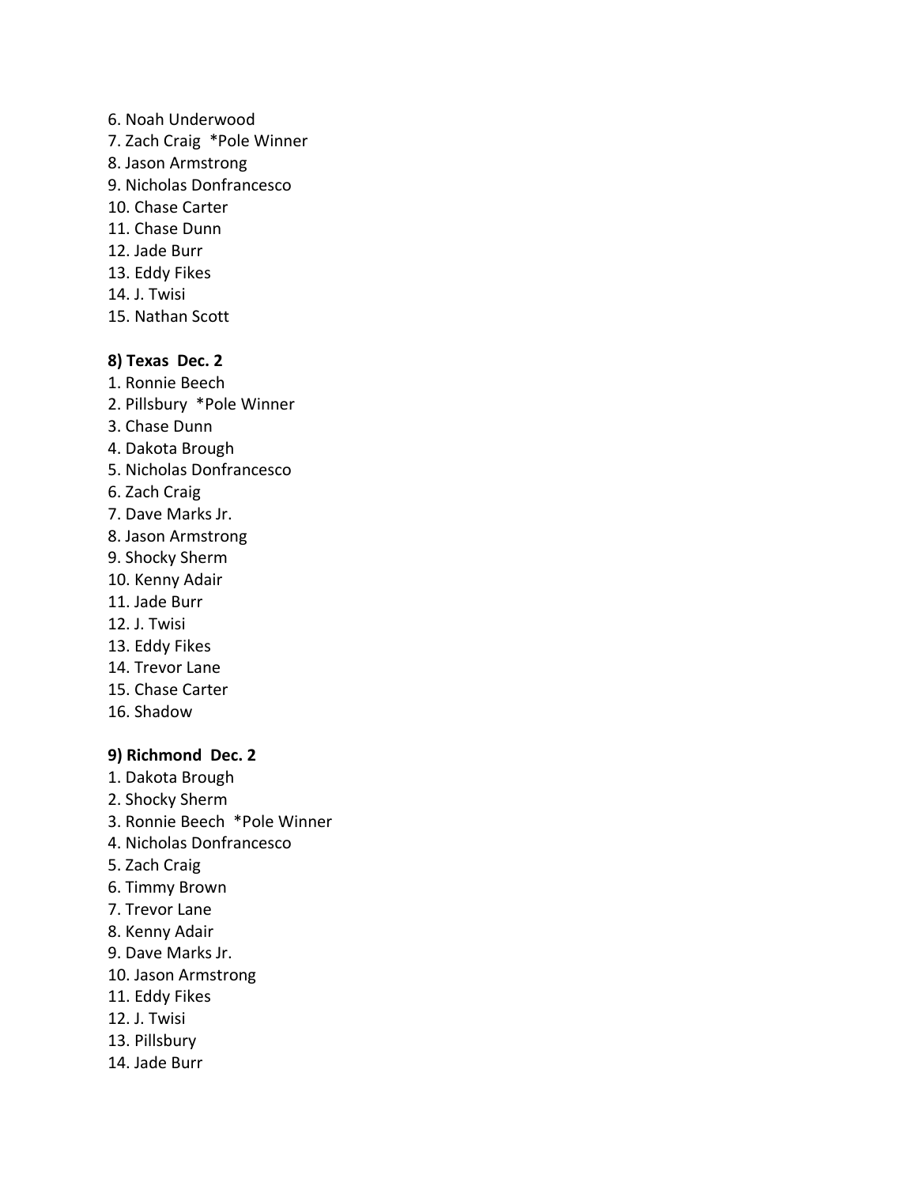6. Noah Underwood
7. Zach Craig *Pole Winner
8. Jason Armstrong
9. Nicholas Donfrancesco
10. Chase Carter
11. Chase Dunn
12. Jade Burr
13. Eddy Fikes
14. J. Twisi
15. Nathan Scott

**8) Texas Dec. 2**

1. Ronnie Beech
2. Pillsbury *Pole Winner
3. Chase Dunn
4. Dakota Brough
5. Nicholas Donfrancesco
6. Zach Craig
7. Dave Marks Jr.
8. Jason Armstrong
9. Shocky Sherm
10. Kenny Adair
11. Jade Burr
12. J. Twisi
13. Eddy Fikes
14. Trevor Lane
15. Chase Carter
16. Shadow

**9) Richmond Dec. 2**

1. Dakota Brough
2. Shocky Sherm
3. Ronnie Beech *Pole Winner
4. Nicholas Donfrancesco
5. Zach Craig
6. Timmy Brown
7. Trevor Lane
8. Kenny Adair
9. Dave Marks Jr.
10. Jason Armstrong
11. Eddy Fikes
12. J. Twisi
13. Pillsbury
14. Jade Burr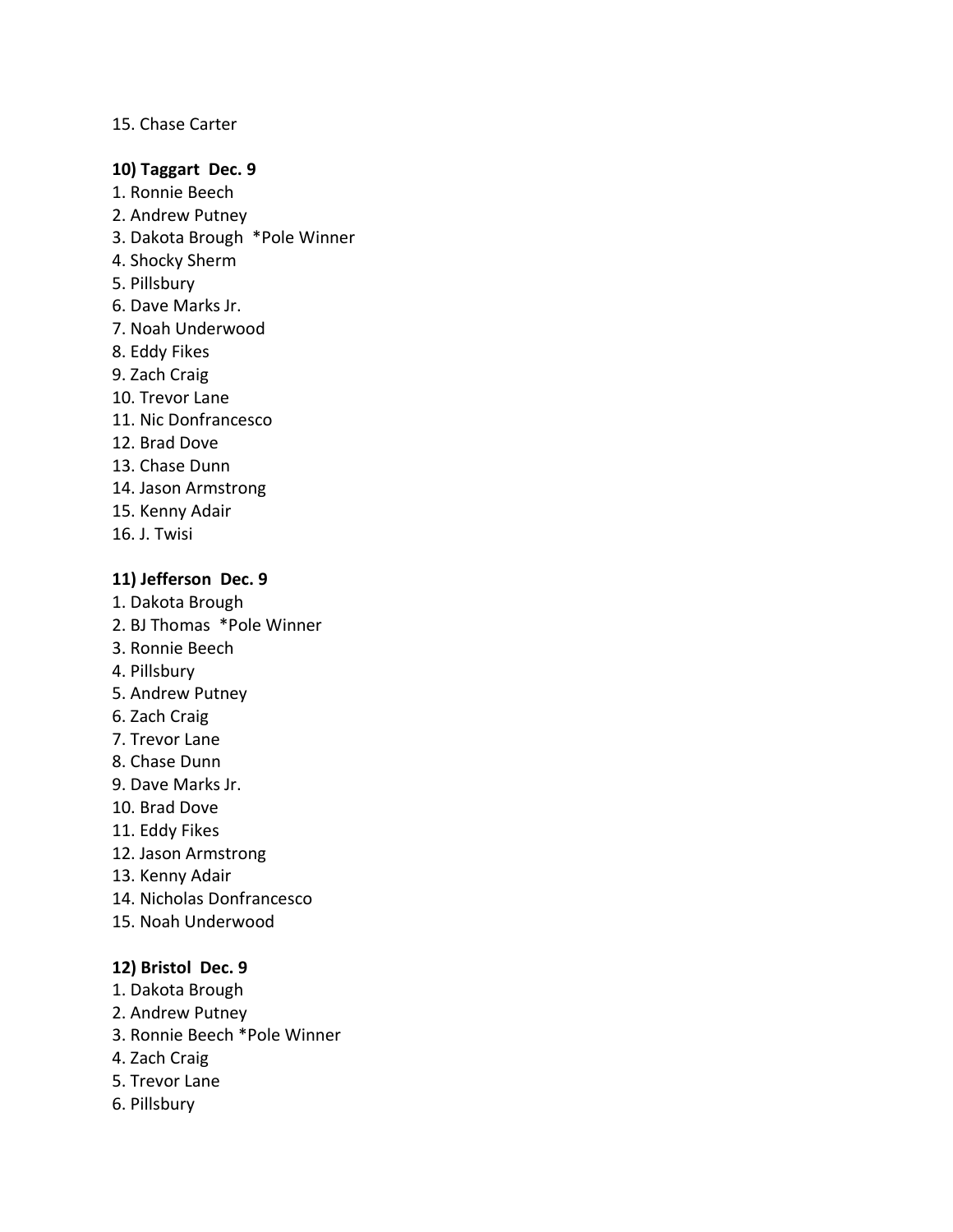15. Chase Carter

**10) Taggart Dec. 9**

1. Ronnie Beech
2. Andrew Putney
3. Dakota Brough *Pole Winner
4. Shocky Sherm
5. Pillsbury
6. Dave Marks Jr.
7. Noah Underwood
8. Eddy Fikes
9. Zach Craig
10. Trevor Lane
11. Nic Donfrancesco
12. Brad Dove
13. Chase Dunn
14. Jason Armstrong
15. Kenny Adair
16. J. Twisi

**11) Jefferson Dec. 9**

1. Dakota Brough
2. BJ Thomas *Pole Winner
3. Ronnie Beech
4. Pillsbury
5. Andrew Putney
6. Zach Craig
7. Trevor Lane
8. Chase Dunn
9. Dave Marks Jr.
10. Brad Dove
11. Eddy Fikes
12. Jason Armstrong
13. Kenny Adair
14. Nicholas Donfrancesco
15. Noah Underwood

**12) Bristol Dec. 9**

1. Dakota Brough
2. Andrew Putney
3. Ronnie Beech *Pole Winner
4. Zach Craig
5. Trevor Lane
6. Pillsbury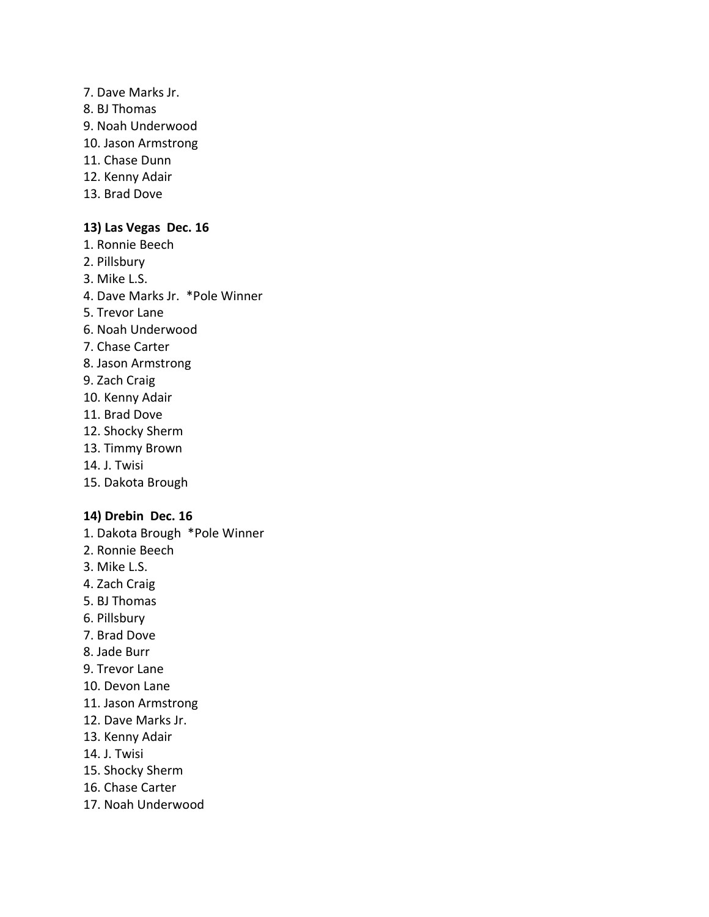7. Dave Marks Jr.
8. BJ Thomas
9. Noah Underwood
10. Jason Armstrong
11. Chase Dunn
12. Kenny Adair
13. Brad Dove

**13) Las Vegas  Dec. 16**

1. Ronnie Beech
2. Pillsbury
3. Mike L.S.
4. Dave Marks Jr.  *Pole Winner
5. Trevor Lane
6. Noah Underwood
7. Chase Carter
8. Jason Armstrong
9. Zach Craig
10. Kenny Adair
11. Brad Dove
12. Shocky Sherm
13. Timmy Brown
14. J. Twisi
15. Dakota Brough

**14) Drebin  Dec. 16**

1. Dakota Brough  *Pole Winner
2. Ronnie Beech
3. Mike L.S.
4. Zach Craig
5. BJ Thomas
6. Pillsbury
7. Brad Dove
8. Jade Burr
9. Trevor Lane
10. Devon Lane
11. Jason Armstrong
12. Dave Marks Jr.
13. Kenny Adair
14. J. Twisi
15. Shocky Sherm
16. Chase Carter
17. Noah Underwood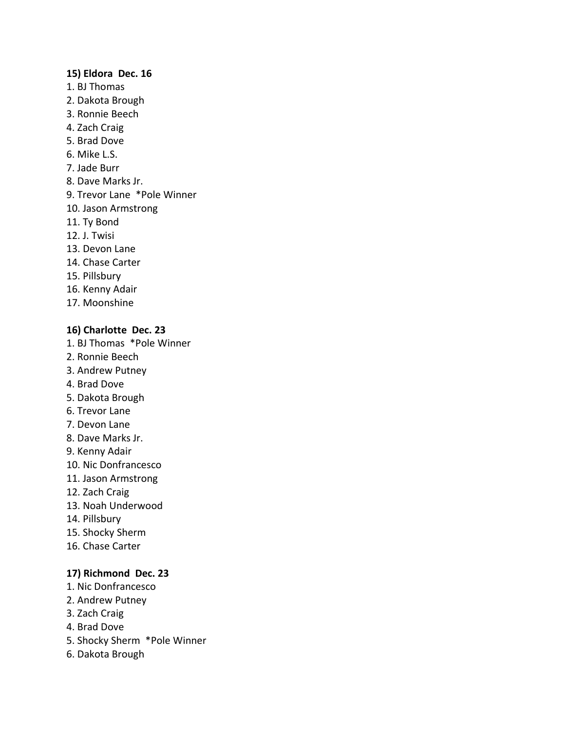**15) Eldora  Dec. 16**

1. BJ Thomas
2. Dakota Brough
3. Ronnie Beech
4. Zach Craig
5. Brad Dove
6. Mike L.S.
7. Jade Burr
8. Dave Marks Jr.
9. Trevor Lane  *Pole Winner
10. Jason Armstrong
11. Ty Bond
12. J. Twisi
13. Devon Lane
14. Chase Carter
15. Pillsbury
16. Kenny Adair
17. Moonshine

**16) Charlotte  Dec. 23**

1. BJ Thomas  *Pole Winner
2. Ronnie Beech
3. Andrew Putney
4. Brad Dove
5. Dakota Brough
6. Trevor Lane
7. Devon Lane
8. Dave Marks Jr.
9. Kenny Adair
10. Nic Donfrancesco
11. Jason Armstrong
12. Zach Craig
13. Noah Underwood
14. Pillsbury
15. Shocky Sherm
16. Chase Carter

**17) Richmond  Dec. 23**

1. Nic Donfrancesco
2. Andrew Putney
3. Zach Craig
4. Brad Dove
5. Shocky Sherm  *Pole Winner
6. Dakota Brough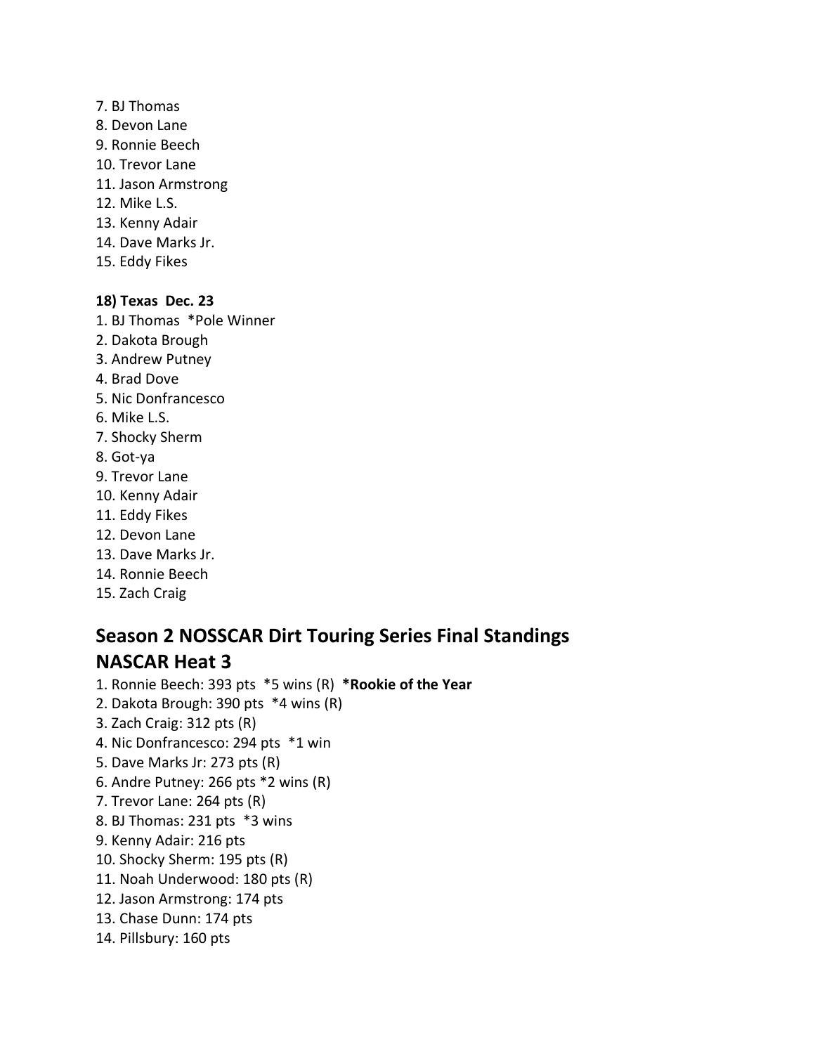7. BJ Thomas
8. Devon Lane
9. Ronnie Beech
10. Trevor Lane
11. Jason Armstrong
12. Mike L.S.
13. Kenny Adair
14. Dave Marks Jr.
15. Eddy Fikes

**18) Texas  Dec. 23**

1. BJ Thomas  *Pole Winner
2. Dakota Brough
3. Andrew Putney
4. Brad Dove
5. Nic Donfrancesco
6. Mike L.S.
7. Shocky Sherm
8. Got-ya
9. Trevor Lane
10. Kenny Adair
11. Eddy Fikes
12. Devon Lane
13. Dave Marks Jr.
14. Ronnie Beech
15. Zach Craig

## Season 2 NOSSCAR Dirt Touring Series Final Standings
## NASCAR Heat 3

1. Ronnie Beech: 393 pts  *5 wins (R)  ***Rookie of the Year**
2. Dakota Brough: 390 pts  *4 wins (R)
3. Zach Craig: 312 pts (R)
4. Nic Donfrancesco: 294 pts  *1 win
5. Dave Marks Jr: 273 pts (R)
6. Andre Putney: 266 pts *2 wins (R)
7. Trevor Lane: 264 pts (R)
8. BJ Thomas: 231 pts  *3 wins
9. Kenny Adair: 216 pts
10. Shocky Sherm: 195 pts (R)
11. Noah Underwood: 180 pts (R)
12. Jason Armstrong: 174 pts
13. Chase Dunn: 174 pts
14. Pillsbury: 160 pts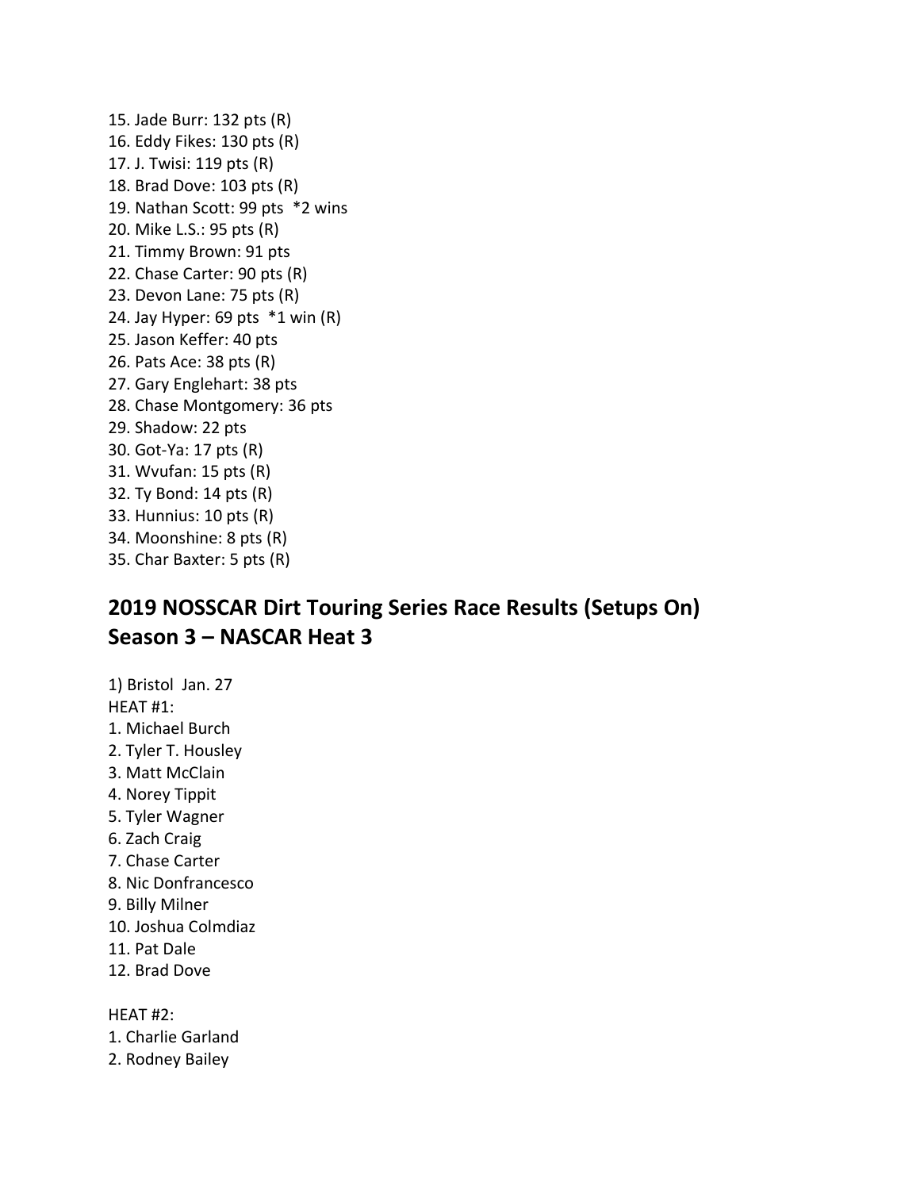15. Jade Burr: 132 pts (R)
16. Eddy Fikes: 130 pts (R)
17. J. Twisi: 119 pts (R)
18. Brad Dove: 103 pts (R)
19. Nathan Scott: 99 pts  *2 wins
20. Mike L.S.: 95 pts (R)
21. Timmy Brown: 91 pts
22. Chase Carter: 90 pts (R)
23. Devon Lane: 75 pts (R)
24. Jay Hyper: 69 pts  *1 win (R)
25. Jason Keffer: 40 pts
26. Pats Ace: 38 pts (R)
27. Gary Englehart: 38 pts
28. Chase Montgomery: 36 pts
29. Shadow: 22 pts
30. Got-Ya: 17 pts (R)
31. Wvufan: 15 pts (R)
32. Ty Bond: 14 pts (R)
33. Hunnius: 10 pts (R)
34. Moonshine: 8 pts (R)
35. Char Baxter: 5 pts (R)

## 2019 NOSSCAR Dirt Touring Series Race Results (Setups On)
## Season 3 – NASCAR Heat 3

1) Bristol  Jan. 27
HEAT #1:
1. Michael Burch
2. Tyler T. Housley
3. Matt McClain
4. Norey Tippit
5. Tyler Wagner
6. Zach Craig
7. Chase Carter
8. Nic Donfrancesco
9. Billy Milner
10. Joshua Colmdiaz
11. Pat Dale
12. Brad Dove

HEAT #2:
1. Charlie Garland
2. Rodney Bailey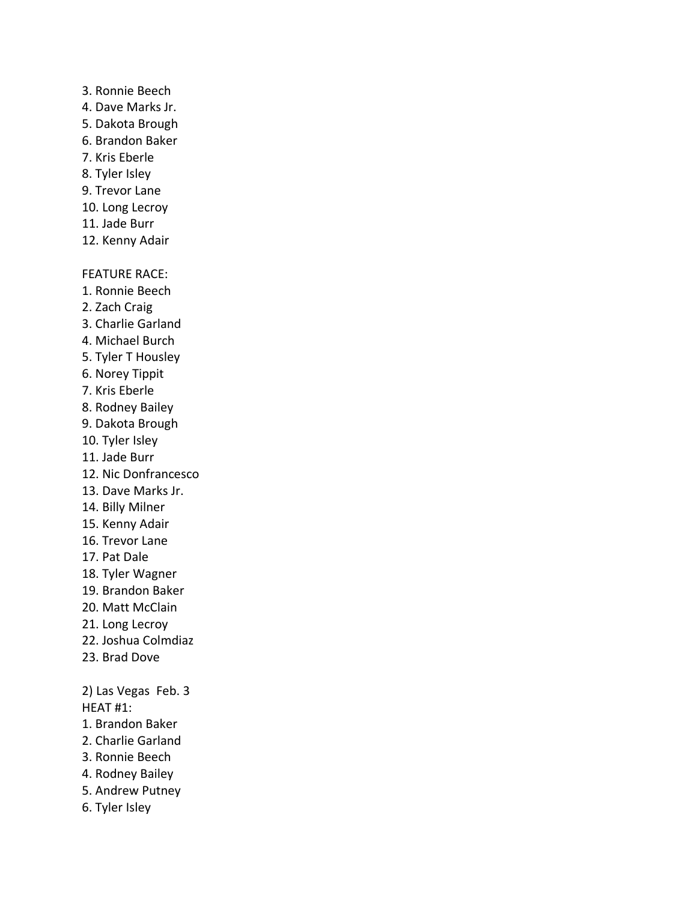3. Ronnie Beech
4. Dave Marks Jr.
5. Dakota Brough
6. Brandon Baker
7. Kris Eberle
8. Tyler Isley
9. Trevor Lane
10. Long Lecroy
11. Jade Burr
12. Kenny Adair

FEATURE RACE:
1. Ronnie Beech
2. Zach Craig
3. Charlie Garland
4. Michael Burch
5. Tyler T Housley
6. Norey Tippit
7. Kris Eberle
8. Rodney Bailey
9. Dakota Brough
10. Tyler Isley
11. Jade Burr
12. Nic Donfrancesco
13. Dave Marks Jr.
14. Billy Milner
15. Kenny Adair
16. Trevor Lane
17. Pat Dale
18. Tyler Wagner
19. Brandon Baker
20. Matt McClain
21. Long Lecroy
22. Joshua Colmdiaz
23. Brad Dove

2) Las Vegas Feb. 3
HEAT #1:
1. Brandon Baker
2. Charlie Garland
3. Ronnie Beech
4. Rodney Bailey
5. Andrew Putney
6. Tyler Isley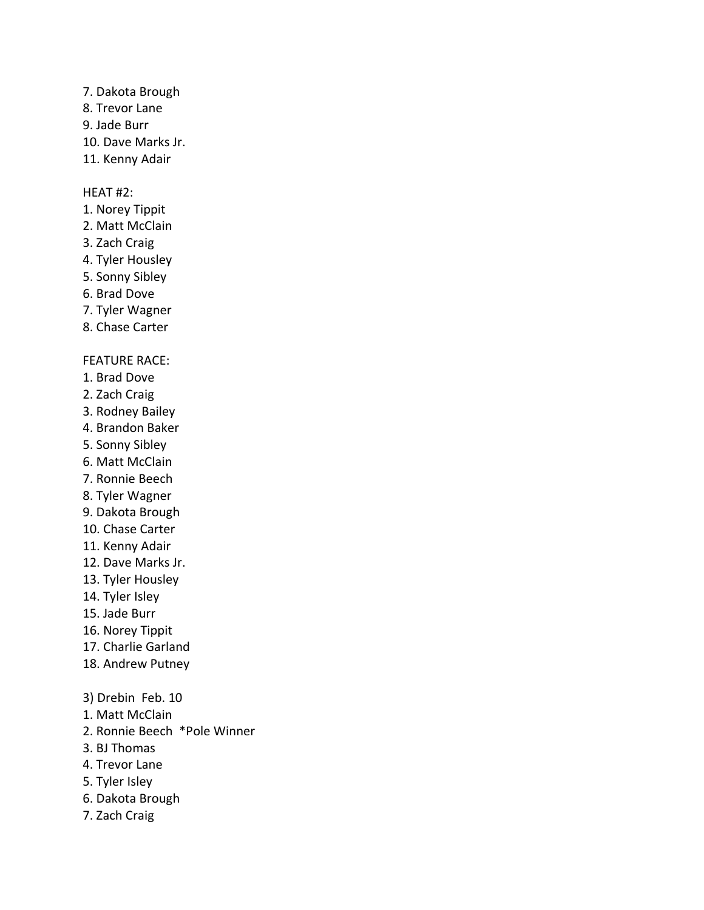7. Dakota Brough
8. Trevor Lane
9. Jade Burr
10. Dave Marks Jr.
11. Kenny Adair

HEAT #2:
1. Norey Tippit
2. Matt McClain
3. Zach Craig
4. Tyler Housley
5. Sonny Sibley
6. Brad Dove
7. Tyler Wagner
8. Chase Carter

FEATURE RACE:
1. Brad Dove
2. Zach Craig
3. Rodney Bailey
4. Brandon Baker
5. Sonny Sibley
6. Matt McClain
7. Ronnie Beech
8. Tyler Wagner
9. Dakota Brough
10. Chase Carter
11. Kenny Adair
12. Dave Marks Jr.
13. Tyler Housley
14. Tyler Isley
15. Jade Burr
16. Norey Tippit
17. Charlie Garland
18. Andrew Putney

3) Drebin Feb. 10
1. Matt McClain
2. Ronnie Beech *Pole Winner
3. BJ Thomas
4. Trevor Lane
5. Tyler Isley
6. Dakota Brough
7. Zach Craig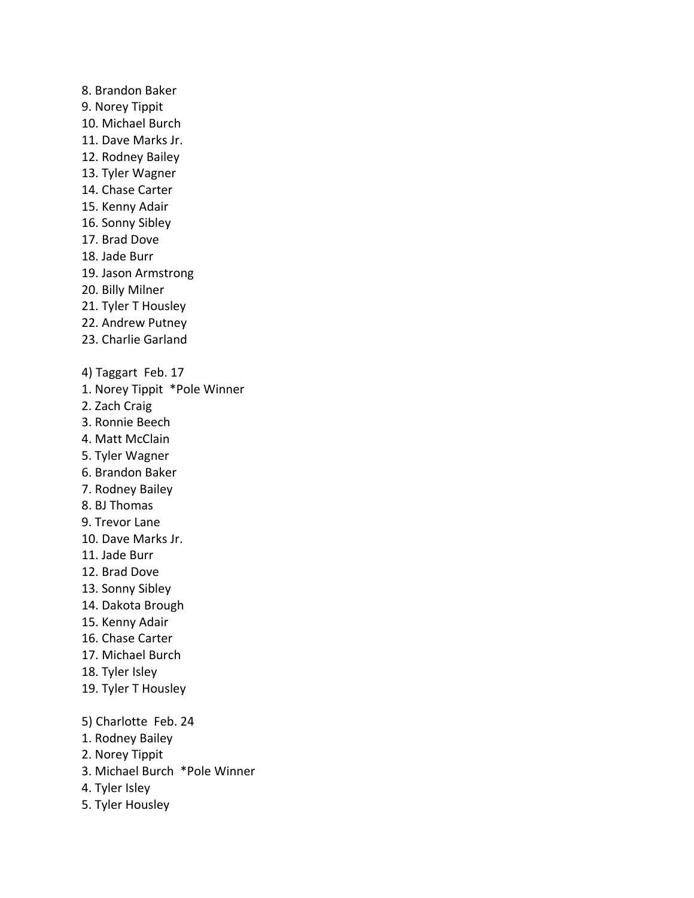8. Brandon Baker
9. Norey Tippit
10. Michael Burch
11. Dave Marks Jr.
12. Rodney Bailey
13. Tyler Wagner
14. Chase Carter
15. Kenny Adair
16. Sonny Sibley
17. Brad Dove
18. Jade Burr
19. Jason Armstrong
20. Billy Milner
21. Tyler T Housley
22. Andrew Putney
23. Charlie Garland

4) Taggart  Feb. 17

1. Norey Tippit  *Pole Winner
2. Zach Craig
3. Ronnie Beech
4. Matt McClain
5. Tyler Wagner
6. Brandon Baker
7. Rodney Bailey
8. BJ Thomas
9. Trevor Lane
10. Dave Marks Jr.
11. Jade Burr
12. Brad Dove
13. Sonny Sibley
14. Dakota Brough
15. Kenny Adair
16. Chase Carter
17. Michael Burch
18. Tyler Isley
19. Tyler T Housley

5) Charlotte  Feb. 24

1. Rodney Bailey
2. Norey Tippit
3. Michael Burch  *Pole Winner
4. Tyler Isley
5. Tyler Housley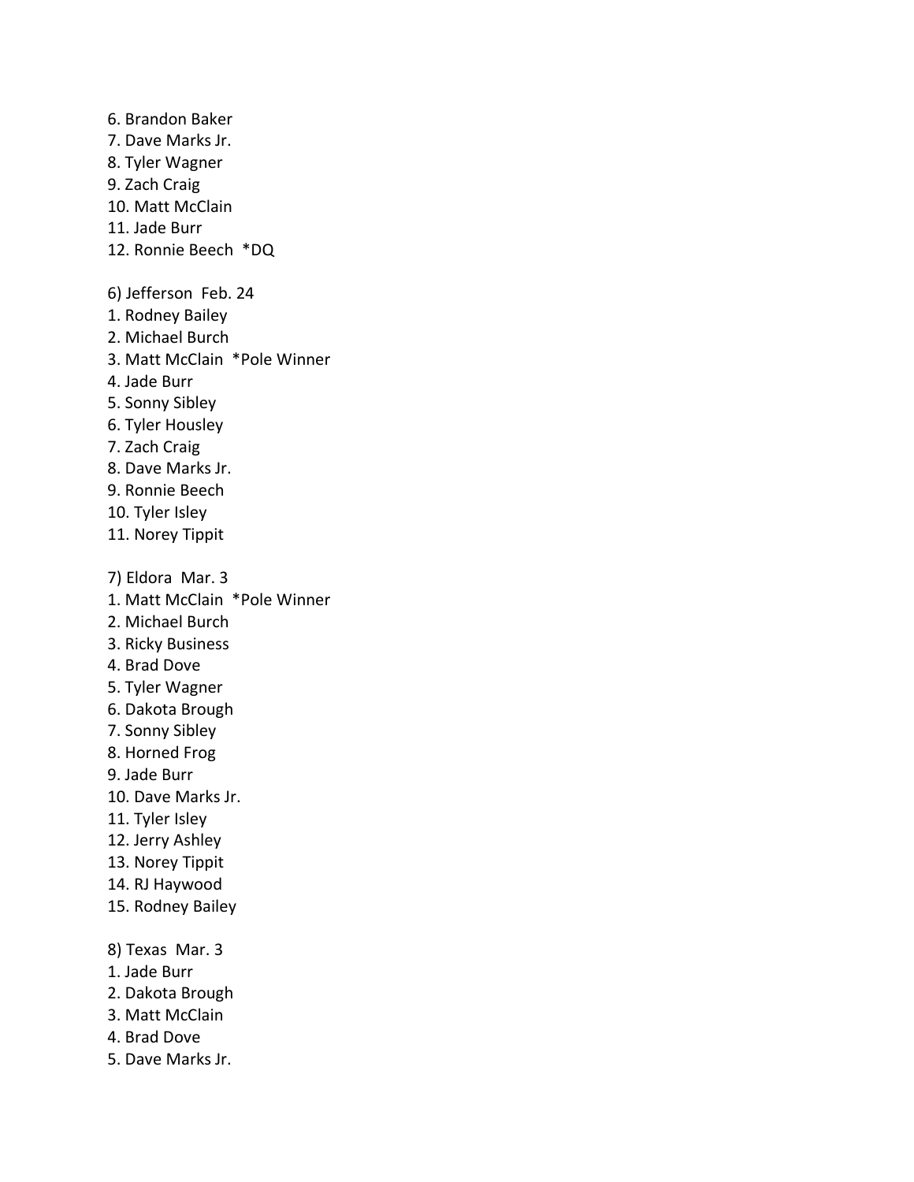6. Brandon Baker
7. Dave Marks Jr.
8. Tyler Wagner
9. Zach Craig
10. Matt McClain
11. Jade Burr
12. Ronnie Beech  *DQ

6) Jefferson  Feb. 24
1. Rodney Bailey
2. Michael Burch
3. Matt McClain  *Pole Winner
4. Jade Burr
5. Sonny Sibley
6. Tyler Housley
7. Zach Craig
8. Dave Marks Jr.
9. Ronnie Beech
10. Tyler Isley
11. Norey Tippit

7) Eldora  Mar. 3
1. Matt McClain  *Pole Winner
2. Michael Burch
3. Ricky Business
4. Brad Dove
5. Tyler Wagner
6. Dakota Brough
7. Sonny Sibley
8. Horned Frog
9. Jade Burr
10. Dave Marks Jr.
11. Tyler Isley
12. Jerry Ashley
13. Norey Tippit
14. RJ Haywood
15. Rodney Bailey

8) Texas  Mar. 3
1. Jade Burr
2. Dakota Brough
3. Matt McClain
4. Brad Dove
5. Dave Marks Jr.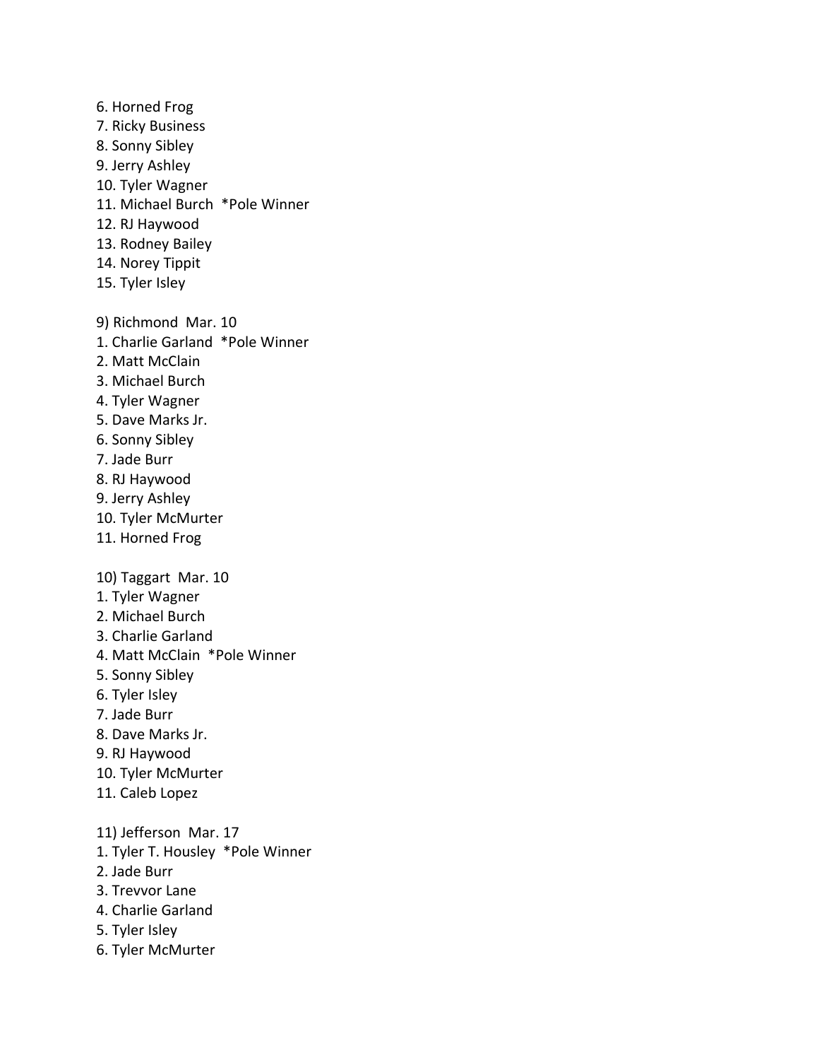6. Horned Frog
7. Ricky Business
8. Sonny Sibley
9. Jerry Ashley
10. Tyler Wagner
11. Michael Burch  *Pole Winner
12. RJ Haywood
13. Rodney Bailey
14. Norey Tippit
15. Tyler Isley

9) Richmond  Mar. 10
1. Charlie Garland  *Pole Winner
2. Matt McClain
3. Michael Burch
4. Tyler Wagner
5. Dave Marks Jr.
6. Sonny Sibley
7. Jade Burr
8. RJ Haywood
9. Jerry Ashley
10. Tyler McMurter
11. Horned Frog

10) Taggart  Mar. 10
1. Tyler Wagner
2. Michael Burch
3. Charlie Garland
4. Matt McClain  *Pole Winner
5. Sonny Sibley
6. Tyler Isley
7. Jade Burr
8. Dave Marks Jr.
9. RJ Haywood
10. Tyler McMurter
11. Caleb Lopez

11) Jefferson  Mar. 17
1. Tyler T. Housley  *Pole Winner
2. Jade Burr
3. Trevvor Lane
4. Charlie Garland
5. Tyler Isley
6. Tyler McMurter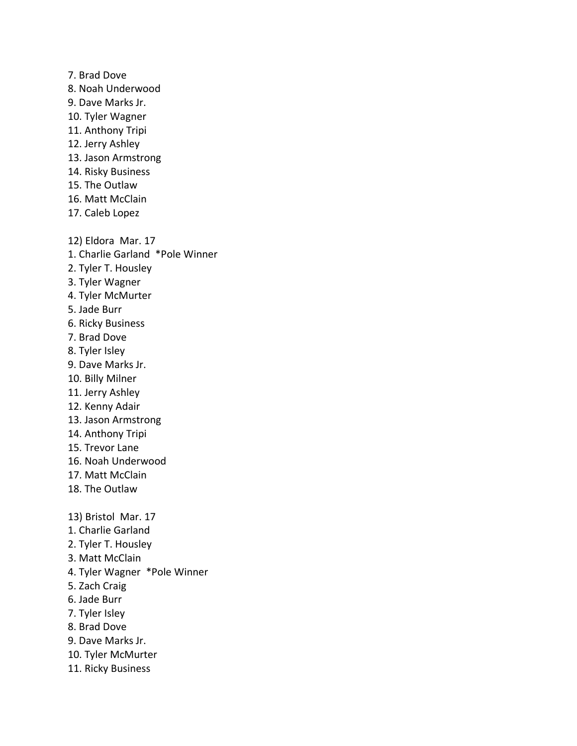7. Brad Dove
8. Noah Underwood
9. Dave Marks Jr.
10. Tyler Wagner
11. Anthony Tripi
12. Jerry Ashley
13. Jason Armstrong
14. Risky Business
15. The Outlaw
16. Matt McClain
17. Caleb Lopez

12) Eldora Mar. 17
1. Charlie Garland *Pole Winner
2. Tyler T. Housley
3. Tyler Wagner
4. Tyler McMurter
5. Jade Burr
6. Ricky Business
7. Brad Dove
8. Tyler Isley
9. Dave Marks Jr.
10. Billy Milner
11. Jerry Ashley
12. Kenny Adair
13. Jason Armstrong
14. Anthony Tripi
15. Trevor Lane
16. Noah Underwood
17. Matt McClain
18. The Outlaw

13) Bristol Mar. 17
1. Charlie Garland
2. Tyler T. Housley
3. Matt McClain
4. Tyler Wagner *Pole Winner
5. Zach Craig
6. Jade Burr
7. Tyler Isley
8. Brad Dove
9. Dave Marks Jr.
10. Tyler McMurter
11. Ricky Business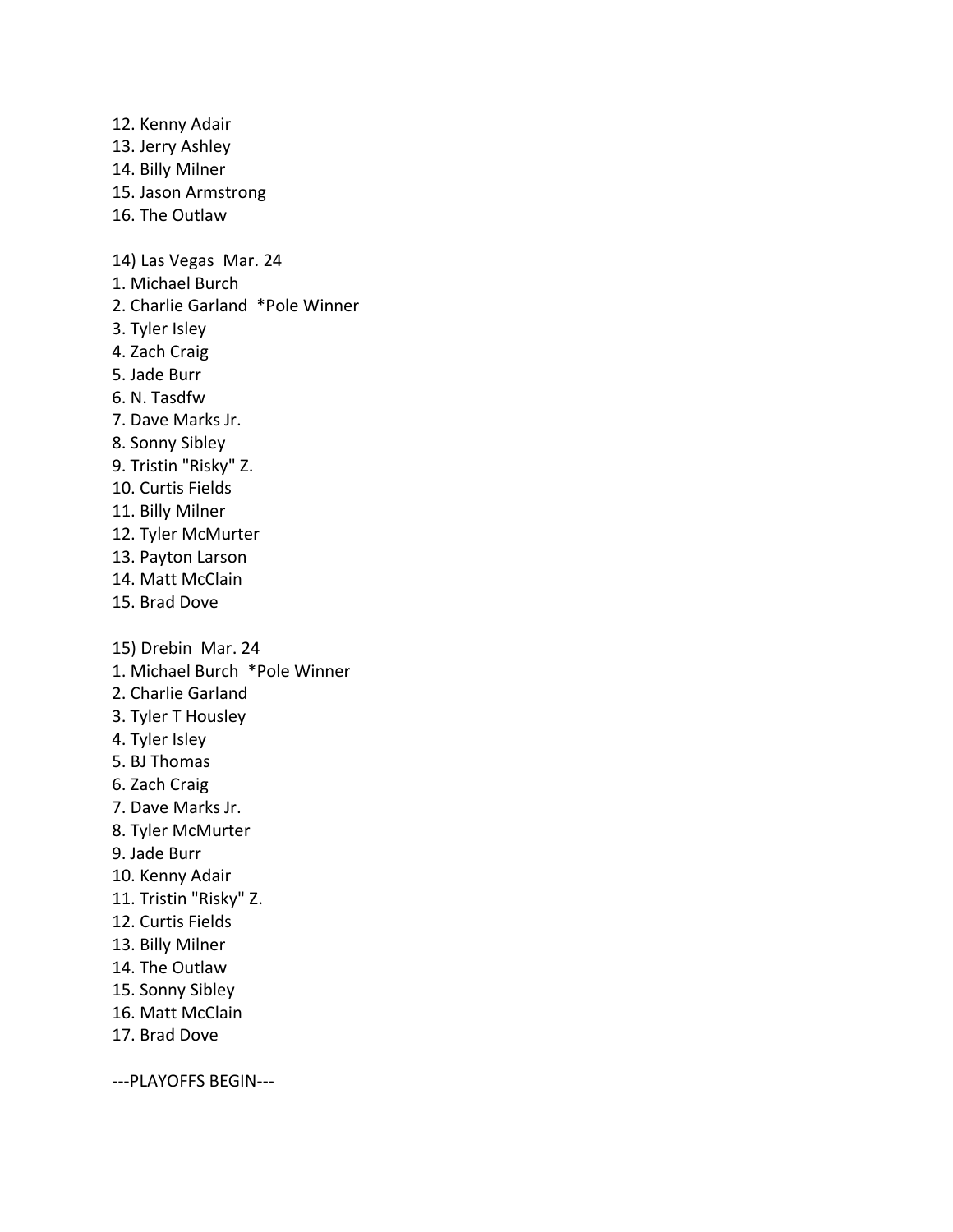12. Kenny Adair
13. Jerry Ashley
14. Billy Milner
15. Jason Armstrong
16. The Outlaw

14) Las Vegas  Mar. 24

1. Michael Burch
2. Charlie Garland  *Pole Winner
3. Tyler Isley
4. Zach Craig
5. Jade Burr
6. N. Tasdfw
7. Dave Marks Jr.
8. Sonny Sibley
9. Tristin "Risky" Z.
10. Curtis Fields
11. Billy Milner
12. Tyler McMurter
13. Payton Larson
14. Matt McClain
15. Brad Dove

15) Drebin  Mar. 24

1. Michael Burch  *Pole Winner
2. Charlie Garland
3. Tyler T Housley
4. Tyler Isley
5. BJ Thomas
6. Zach Craig
7. Dave Marks Jr.
8. Tyler McMurter
9. Jade Burr
10. Kenny Adair
11. Tristin "Risky" Z.
12. Curtis Fields
13. Billy Milner
14. The Outlaw
15. Sonny Sibley
16. Matt McClain
17. Brad Dove

---PLAYOFFS BEGIN---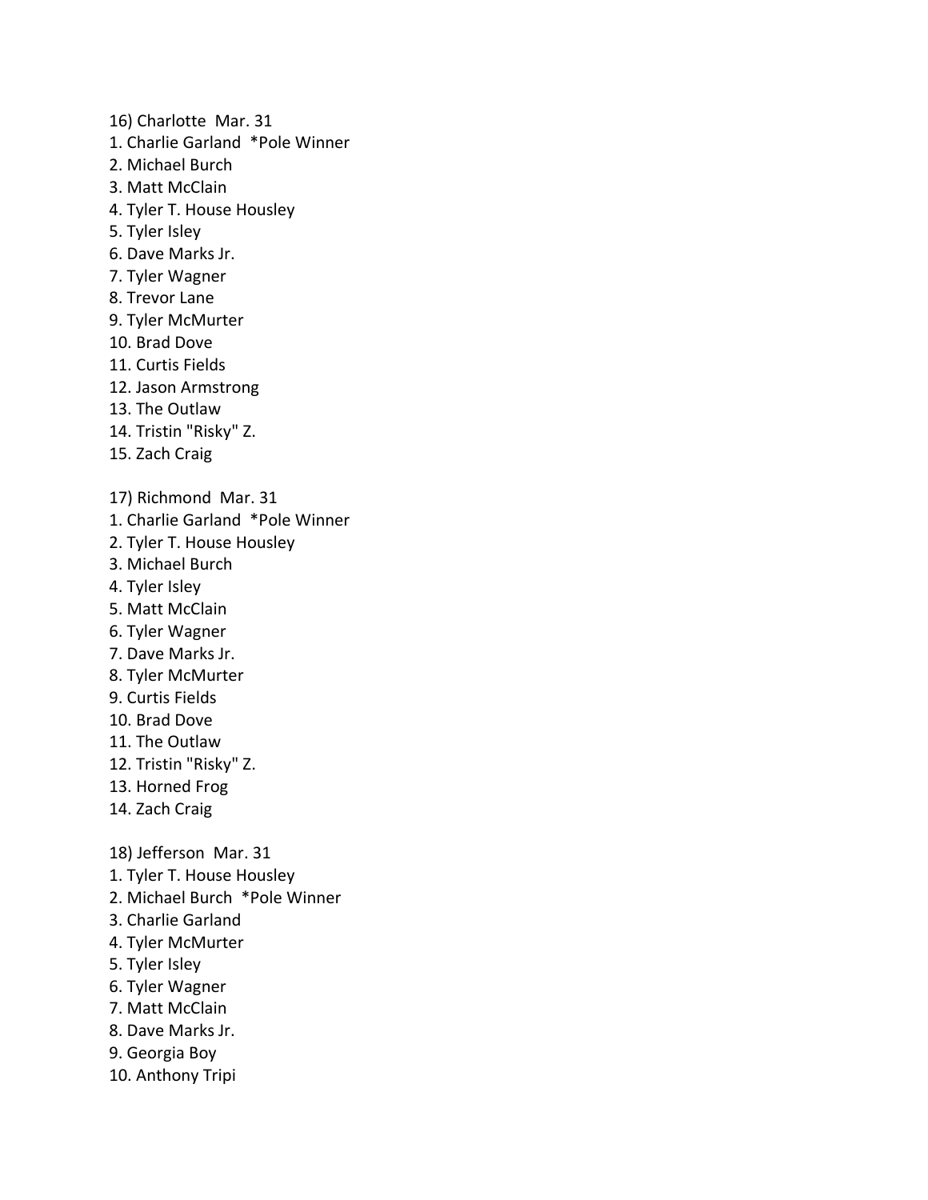16) Charlotte  Mar. 31

1. Charlie Garland  *Pole Winner
2. Michael Burch
3. Matt McClain
4. Tyler T. House Housley
5. Tyler Isley
6. Dave Marks Jr.
7. Tyler Wagner
8. Trevor Lane
9. Tyler McMurter
10. Brad Dove
11. Curtis Fields
12. Jason Armstrong
13. The Outlaw
14. Tristin "Risky" Z.
15. Zach Craig

17) Richmond  Mar. 31

1. Charlie Garland  *Pole Winner
2. Tyler T. House Housley
3. Michael Burch
4. Tyler Isley
5. Matt McClain
6. Tyler Wagner
7. Dave Marks Jr.
8. Tyler McMurter
9. Curtis Fields
10. Brad Dove
11. The Outlaw
12. Tristin "Risky" Z.
13. Horned Frog
14. Zach Craig

18) Jefferson  Mar. 31

1. Tyler T. House Housley
2. Michael Burch  *Pole Winner
3. Charlie Garland
4. Tyler McMurter
5. Tyler Isley
6. Tyler Wagner
7. Matt McClain
8. Dave Marks Jr.
9. Georgia Boy
10. Anthony Tripi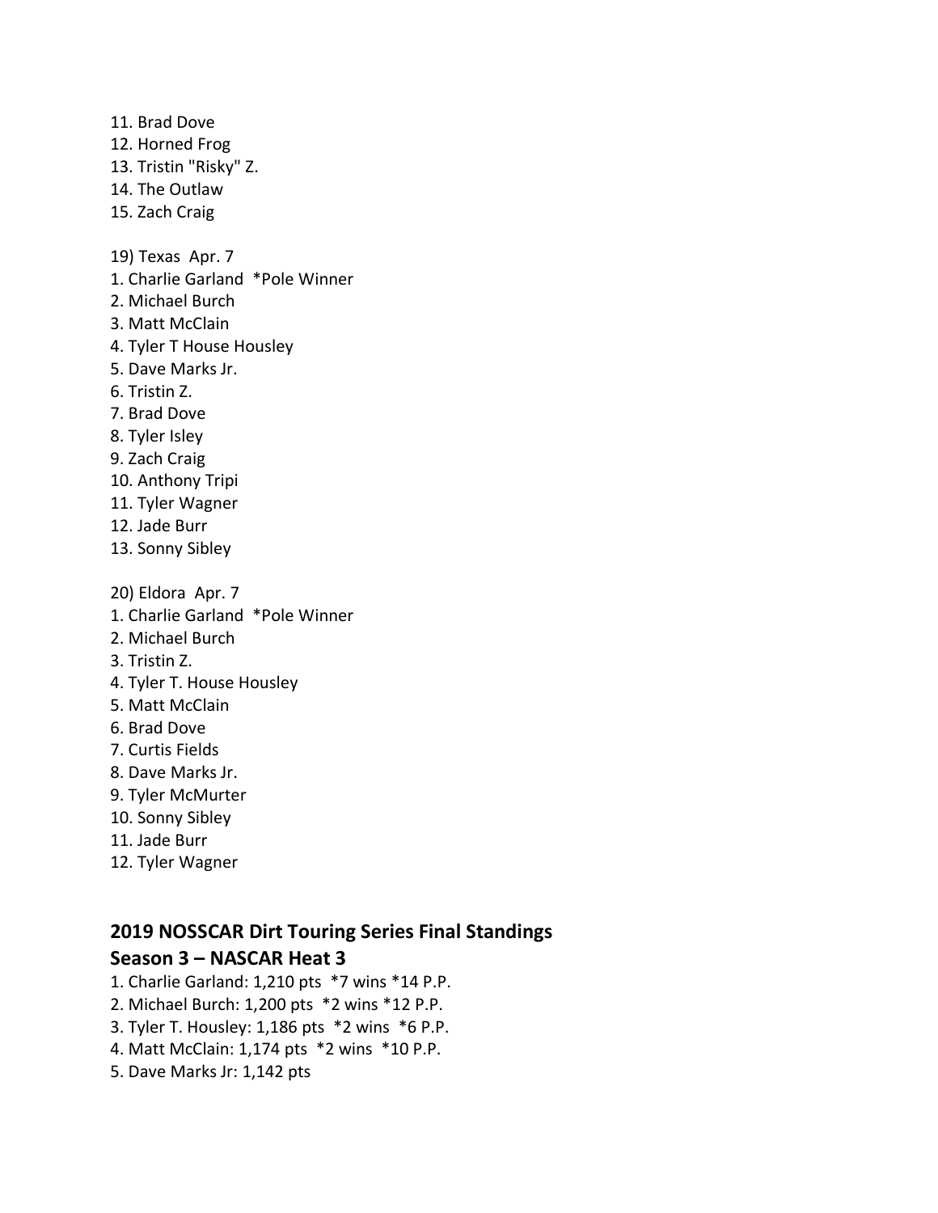11. Brad Dove
12. Horned Frog
13. Tristin "Risky" Z.
14. The Outlaw
15. Zach Craig

19) Texas  Apr. 7
1. Charlie Garland  *Pole Winner
2. Michael Burch
3. Matt McClain
4. Tyler T House Housley
5. Dave Marks Jr.
6. Tristin Z.
7. Brad Dove
8. Tyler Isley
9. Zach Craig
10. Anthony Tripi
11. Tyler Wagner
12. Jade Burr
13. Sonny Sibley

20) Eldora  Apr. 7
1. Charlie Garland  *Pole Winner
2. Michael Burch
3. Tristin Z.
4. Tyler T. House Housley
5. Matt McClain
6. Brad Dove
7. Curtis Fields
8. Dave Marks Jr.
9. Tyler McMurter
10. Sonny Sibley
11. Jade Burr
12. Tyler Wagner

## 2019 NOSSCAR Dirt Touring Series Final Standings
## Season 3 – NASCAR Heat 3

1. Charlie Garland: 1,210 pts  *7 wins *14 P.P.
2. Michael Burch: 1,200 pts  *2 wins *12 P.P.
3. Tyler T. Housley: 1,186 pts  *2 wins  *6 P.P.
4. Matt McClain: 1,174 pts  *2 wins  *10 P.P.
5. Dave Marks Jr: 1,142 pts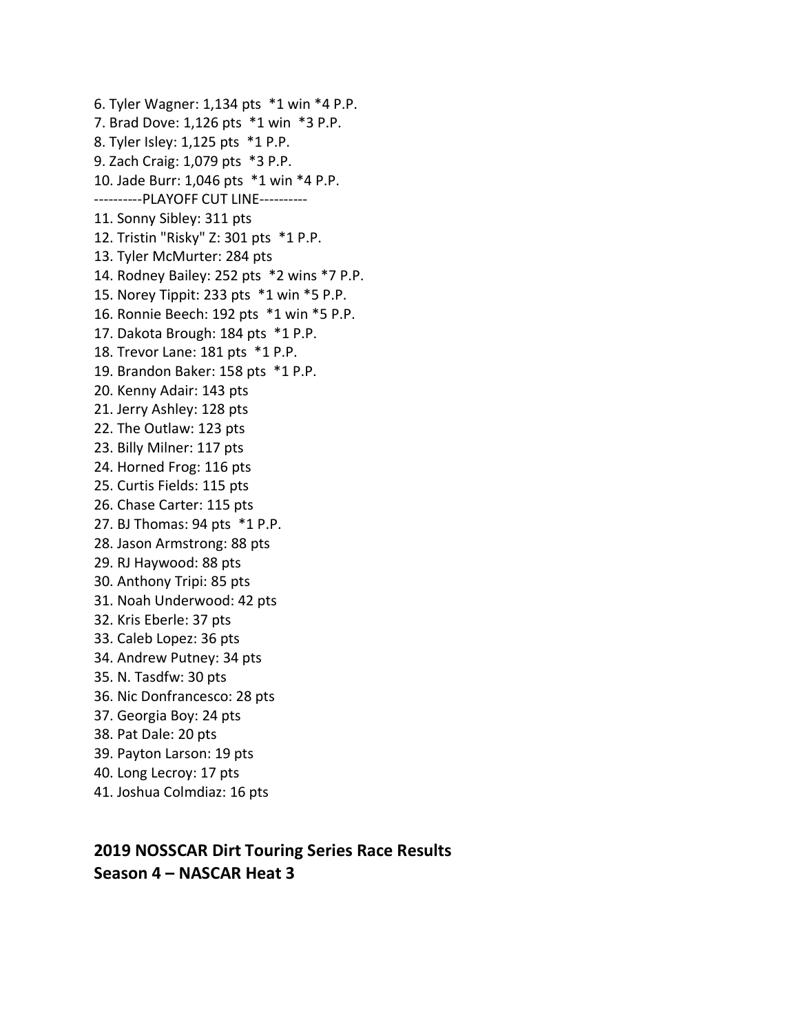6. Tyler Wagner: 1,134 pts  *1 win *4 P.P.
7. Brad Dove: 1,126 pts  *1 win  *3 P.P.
8. Tyler Isley: 1,125 pts  *1 P.P.
9. Zach Craig: 1,079 pts  *3 P.P.
10. Jade Burr: 1,046 pts  *1 win *4 P.P.

----------PLAYOFF CUT LINE----------

11. Sonny Sibley: 311 pts
12. Tristin "Risky" Z: 301 pts  *1 P.P.
13. Tyler McMurter: 284 pts
14. Rodney Bailey: 252 pts  *2 wins *7 P.P.
15. Norey Tippit: 233 pts  *1 win *5 P.P.
16. Ronnie Beech: 192 pts  *1 win *5 P.P.
17. Dakota Brough: 184 pts  *1 P.P.
18. Trevor Lane: 181 pts  *1 P.P.
19. Brandon Baker: 158 pts  *1 P.P.
20. Kenny Adair: 143 pts
21. Jerry Ashley: 128 pts
22. The Outlaw: 123 pts
23. Billy Milner: 117 pts
24. Horned Frog: 116 pts
25. Curtis Fields: 115 pts
26. Chase Carter: 115 pts
27. BJ Thomas: 94 pts  *1 P.P.
28. Jason Armstrong: 88 pts
29. RJ Haywood: 88 pts
30. Anthony Tripi: 85 pts
31. Noah Underwood: 42 pts
32. Kris Eberle: 37 pts
33. Caleb Lopez: 36 pts
34. Andrew Putney: 34 pts
35. N. Tasdfw: 30 pts
36. Nic Donfrancesco: 28 pts
37. Georgia Boy: 24 pts
38. Pat Dale: 20 pts
39. Payton Larson: 19 pts
40. Long Lecroy: 17 pts
41. Joshua Colmdiaz: 16 pts

**2019 NOSSCAR Dirt Touring Series Race Results**
**Season 4 – NASCAR Heat 3**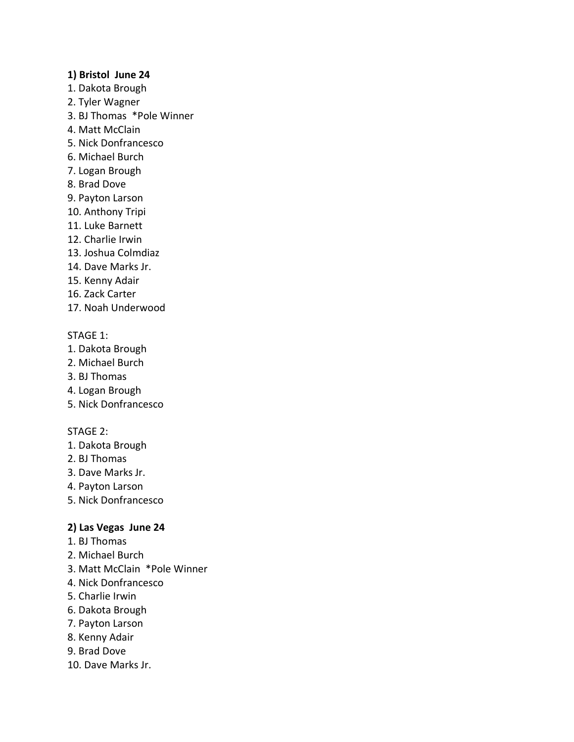**1) Bristol June 24**

1. Dakota Brough
2. Tyler Wagner
3. BJ Thomas *Pole Winner
4. Matt McClain
5. Nick Donfrancesco
6. Michael Burch
7. Logan Brough
8. Brad Dove
9. Payton Larson
10. Anthony Tripi
11. Luke Barnett
12. Charlie Irwin
13. Joshua Colmdiaz
14. Dave Marks Jr.
15. Kenny Adair
16. Zack Carter
17. Noah Underwood

STAGE 1:

1. Dakota Brough
2. Michael Burch
3. BJ Thomas
4. Logan Brough
5. Nick Donfrancesco

STAGE 2:

1. Dakota Brough
2. BJ Thomas
3. Dave Marks Jr.
4. Payton Larson
5. Nick Donfrancesco

**2) Las Vegas June 24**

1. BJ Thomas
2. Michael Burch
3. Matt McClain *Pole Winner
4. Nick Donfrancesco
5. Charlie Irwin
6. Dakota Brough
7. Payton Larson
8. Kenny Adair
9. Brad Dove
10. Dave Marks Jr.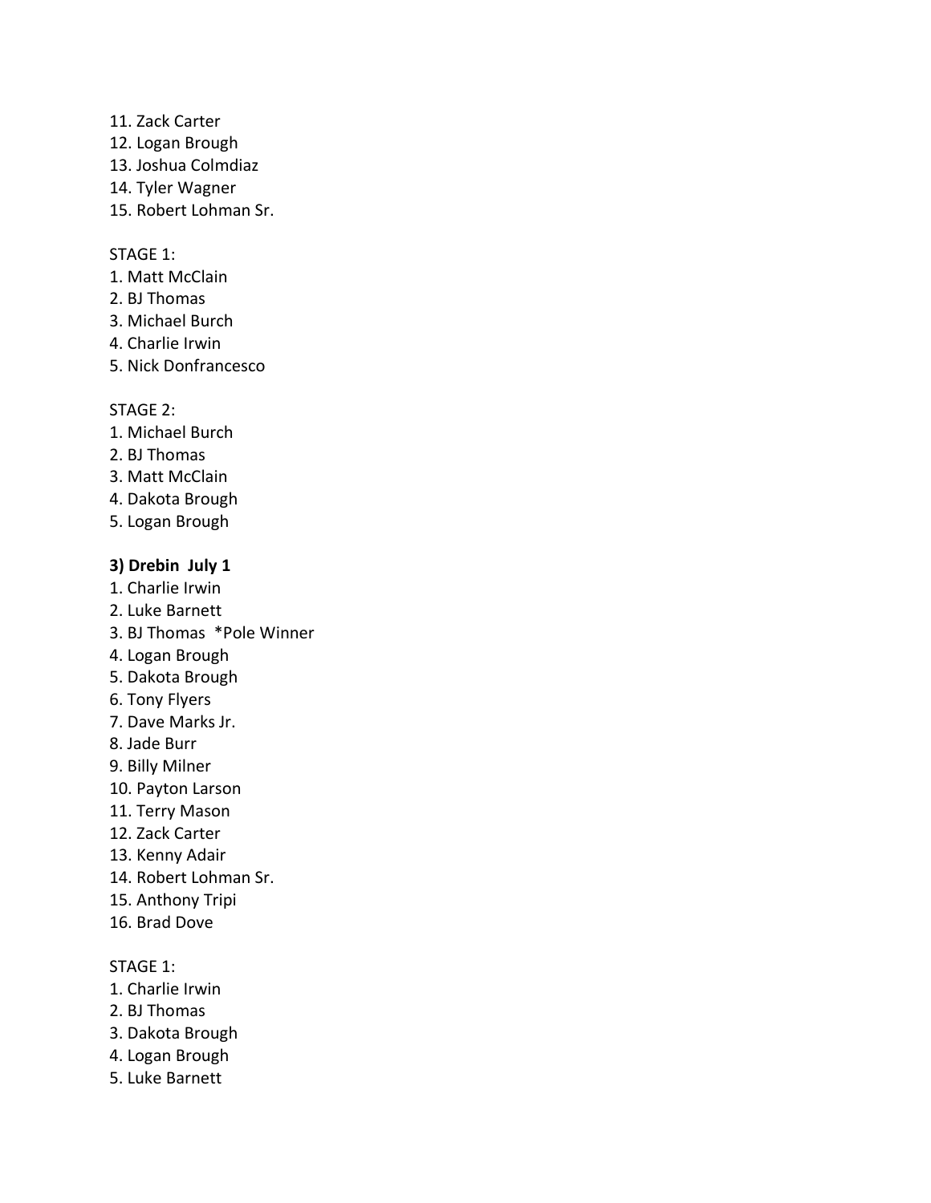11. Zack Carter
12. Logan Brough
13. Joshua Colmdiaz
14. Tyler Wagner
15. Robert Lohman Sr.

STAGE 1:
1. Matt McClain
2. BJ Thomas
3. Michael Burch
4. Charlie Irwin
5. Nick Donfrancesco

STAGE 2:
1. Michael Burch
2. BJ Thomas
3. Matt McClain
4. Dakota Brough
5. Logan Brough

**3) Drebin July 1**
1. Charlie Irwin
2. Luke Barnett
3. BJ Thomas *Pole Winner
4. Logan Brough
5. Dakota Brough
6. Tony Flyers
7. Dave Marks Jr.
8. Jade Burr
9. Billy Milner
10. Payton Larson
11. Terry Mason
12. Zack Carter
13. Kenny Adair
14. Robert Lohman Sr.
15. Anthony Tripi
16. Brad Dove

STAGE 1:
1. Charlie Irwin
2. BJ Thomas
3. Dakota Brough
4. Logan Brough
5. Luke Barnett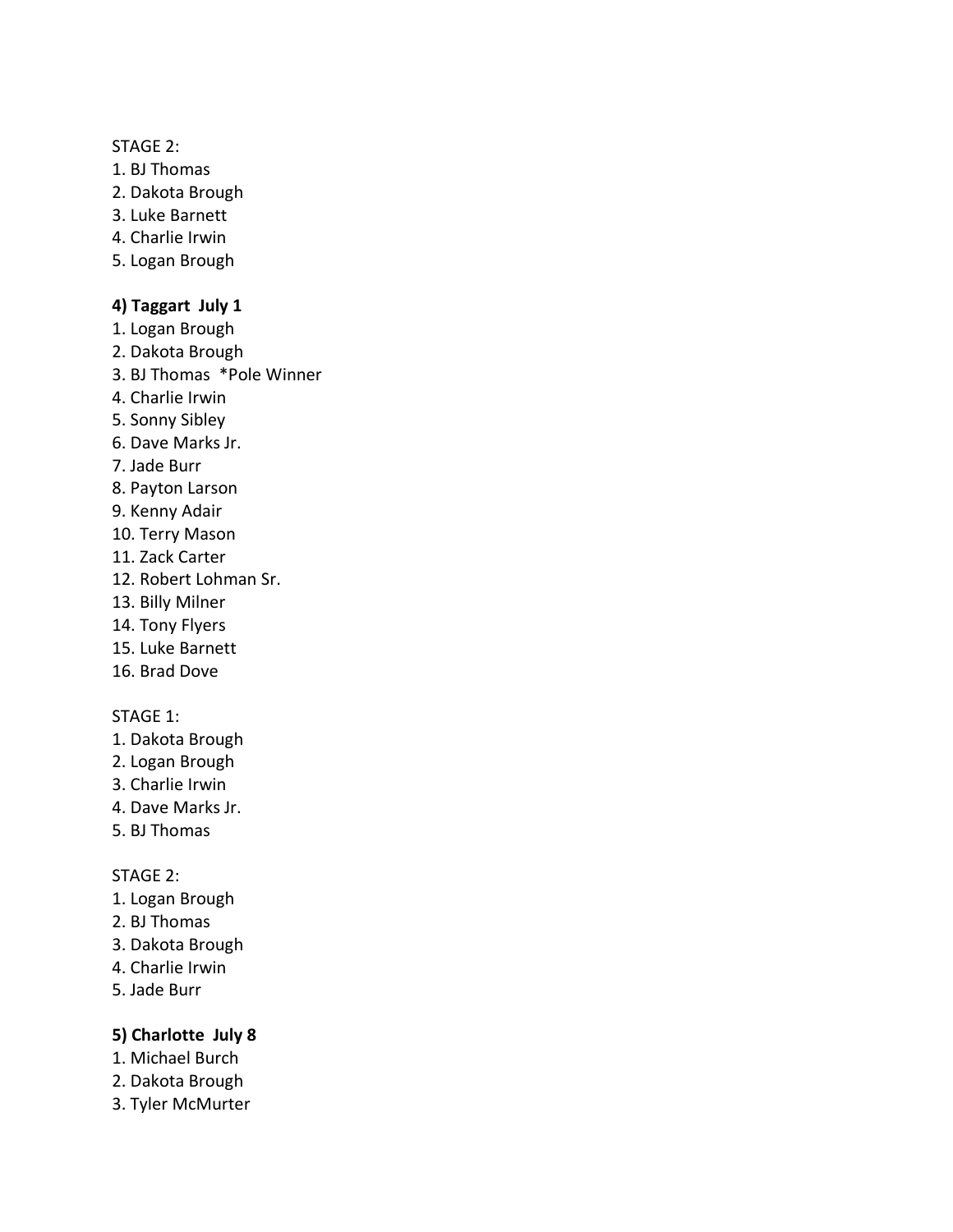STAGE 2:

1. BJ Thomas
2. Dakota Brough
3. Luke Barnett
4. Charlie Irwin
5. Logan Brough

**4) Taggart July 1**

1. Logan Brough
2. Dakota Brough
3. BJ Thomas *Pole Winner
4. Charlie Irwin
5. Sonny Sibley
6. Dave Marks Jr.
7. Jade Burr
8. Payton Larson
9. Kenny Adair
10. Terry Mason
11. Zack Carter
12. Robert Lohman Sr.
13. Billy Milner
14. Tony Flyers
15. Luke Barnett
16. Brad Dove

STAGE 1:

1. Dakota Brough
2. Logan Brough
3. Charlie Irwin
4. Dave Marks Jr.
5. BJ Thomas

STAGE 2:

1. Logan Brough
2. BJ Thomas
3. Dakota Brough
4. Charlie Irwin
5. Jade Burr

**5) Charlotte July 8**

1. Michael Burch
2. Dakota Brough
3. Tyler McMurter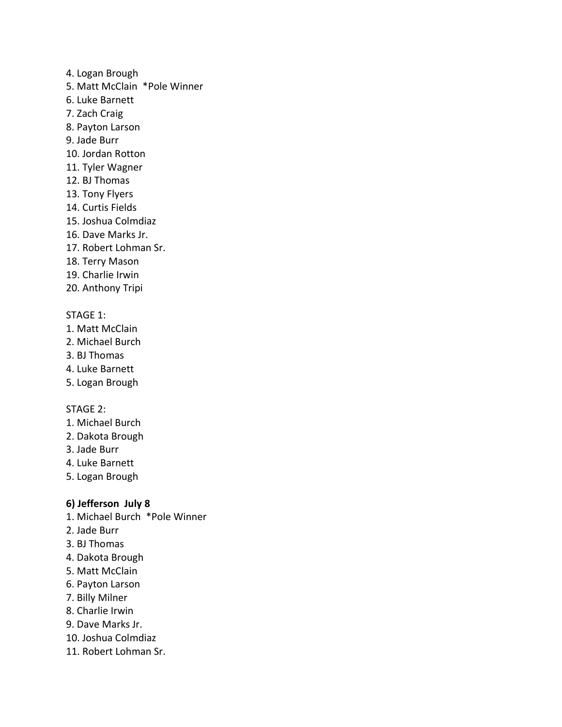4. Logan Brough
5. Matt McClain *Pole Winner
6. Luke Barnett
7. Zach Craig
8. Payton Larson
9. Jade Burr
10. Jordan Rotton
11. Tyler Wagner
12. BJ Thomas
13. Tony Flyers
14. Curtis Fields
15. Joshua Colmdiaz
16. Dave Marks Jr.
17. Robert Lohman Sr.
18. Terry Mason
19. Charlie Irwin
20. Anthony Tripi

STAGE 1:
1. Matt McClain
2. Michael Burch
3. BJ Thomas
4. Luke Barnett
5. Logan Brough

STAGE 2:
1. Michael Burch
2. Dakota Brough
3. Jade Burr
4. Luke Barnett
5. Logan Brough

**6) Jefferson July 8**

1. Michael Burch *Pole Winner
2. Jade Burr
3. BJ Thomas
4. Dakota Brough
5. Matt McClain
6. Payton Larson
7. Billy Milner
8. Charlie Irwin
9. Dave Marks Jr.
10. Joshua Colmdiaz
11. Robert Lohman Sr.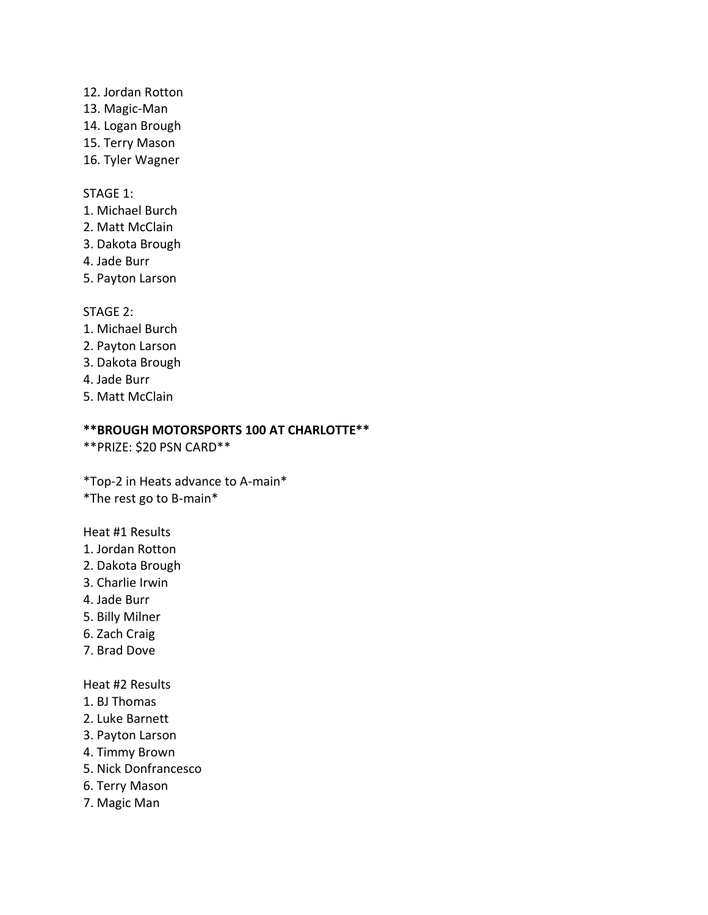12. Jordan Rotton
13. Magic-Man
14. Logan Brough
15. Terry Mason
16. Tyler Wagner

STAGE 1:
1. Michael Burch
2. Matt McClain
3. Dakota Brough
4. Jade Burr
5. Payton Larson

STAGE 2:
1. Michael Burch
2. Payton Larson
3. Dakota Brough
4. Jade Burr
5. Matt McClain

**BROUGH MOTORSPORTS 100 AT CHARLOTTE**
**PRIZE: $20 PSN CARD**

*Top-2 in Heats advance to A-main*
*The rest go to B-main*

Heat #1 Results
1. Jordan Rotton
2. Dakota Brough
3. Charlie Irwin
4. Jade Burr
5. Billy Milner
6. Zach Craig
7. Brad Dove

Heat #2 Results
1. BJ Thomas
2. Luke Barnett
3. Payton Larson
4. Timmy Brown
5. Nick Donfrancesco
6. Terry Mason
7. Magic Man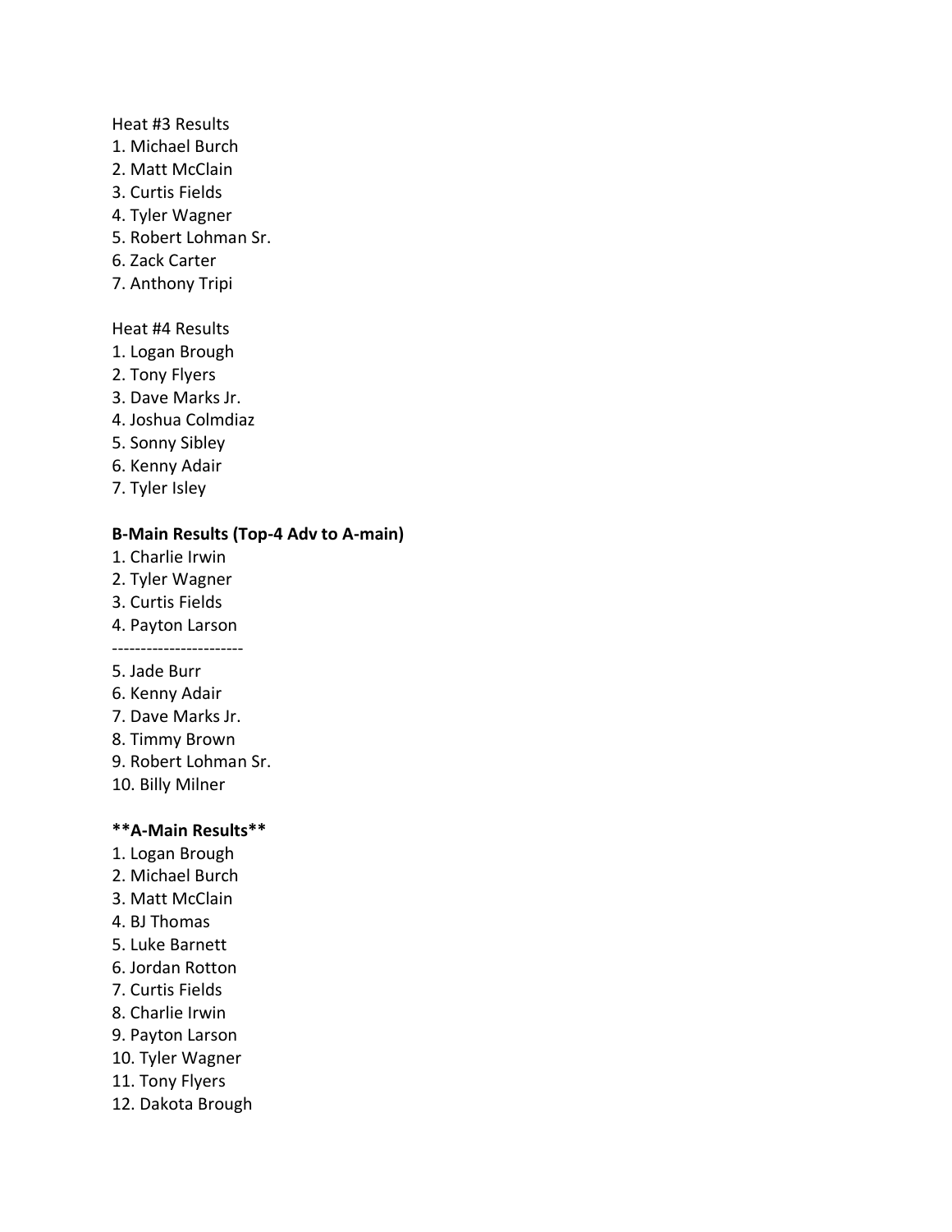Heat #3 Results

1. Michael Burch
2. Matt McClain
3. Curtis Fields
4. Tyler Wagner
5. Robert Lohman Sr.
6. Zack Carter
7. Anthony Tripi

Heat #4 Results

1. Logan Brough
2. Tony Flyers
3. Dave Marks Jr.
4. Joshua Colmdiaz
5. Sonny Sibley
6. Kenny Adair
7. Tyler Isley

**B-Main Results (Top-4 Adv to A-main)**

1. Charlie Irwin
2. Tyler Wagner
3. Curtis Fields
4. Payton Larson

-----------------------

5. Jade Burr
6. Kenny Adair
7. Dave Marks Jr.
8. Timmy Brown
9. Robert Lohman Sr.
10. Billy Milner

****A-Main Results****

1. Logan Brough
2. Michael Burch
3. Matt McClain
4. BJ Thomas
5. Luke Barnett
6. Jordan Rotton
7. Curtis Fields
8. Charlie Irwin
9. Payton Larson
10. Tyler Wagner
11. Tony Flyers
12. Dakota Brough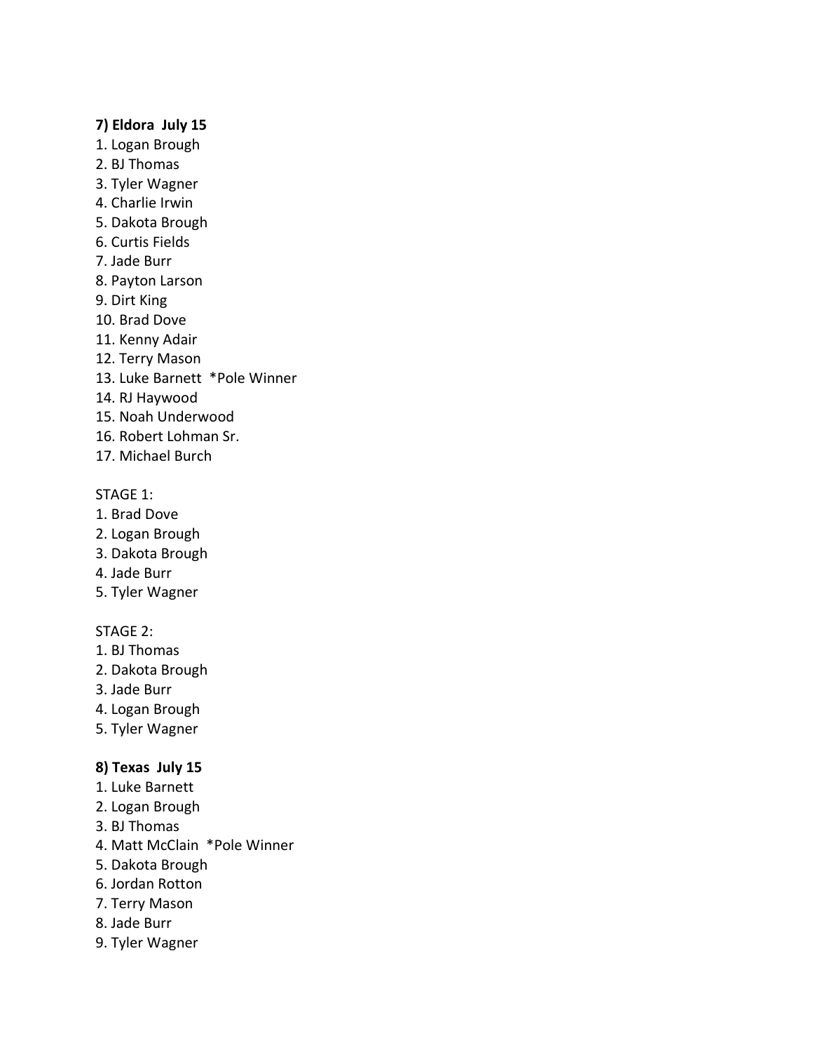**7) Eldora July 15**

1. Logan Brough
2. BJ Thomas
3. Tyler Wagner
4. Charlie Irwin
5. Dakota Brough
6. Curtis Fields
7. Jade Burr
8. Payton Larson
9. Dirt King
10. Brad Dove
11. Kenny Adair
12. Terry Mason
13. Luke Barnett *Pole Winner
14. RJ Haywood
15. Noah Underwood
16. Robert Lohman Sr.
17. Michael Burch

STAGE 1:

1. Brad Dove
2. Logan Brough
3. Dakota Brough
4. Jade Burr
5. Tyler Wagner

STAGE 2:

1. BJ Thomas
2. Dakota Brough
3. Jade Burr
4. Logan Brough
5. Tyler Wagner

**8) Texas July 15**

1. Luke Barnett
2. Logan Brough
3. BJ Thomas
4. Matt McClain *Pole Winner
5. Dakota Brough
6. Jordan Rotton
7. Terry Mason
8. Jade Burr
9. Tyler Wagner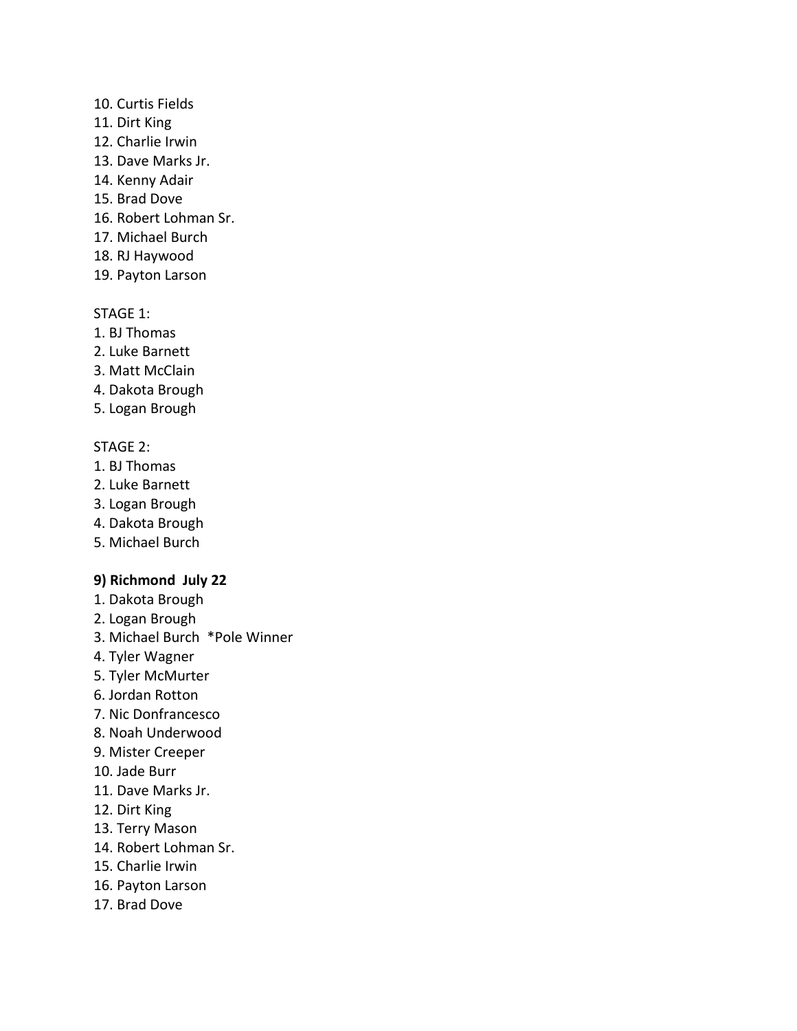10. Curtis Fields
11. Dirt King
12. Charlie Irwin
13. Dave Marks Jr.
14. Kenny Adair
15. Brad Dove
16. Robert Lohman Sr.
17. Michael Burch
18. RJ Haywood
19. Payton Larson

STAGE 1:
1. BJ Thomas
2. Luke Barnett
3. Matt McClain
4. Dakota Brough
5. Logan Brough

STAGE 2:
1. BJ Thomas
2. Luke Barnett
3. Logan Brough
4. Dakota Brough
5. Michael Burch

**9) Richmond July 22**
1. Dakota Brough
2. Logan Brough
3. Michael Burch *Pole Winner
4. Tyler Wagner
5. Tyler McMurter
6. Jordan Rotton
7. Nic Donfrancesco
8. Noah Underwood
9. Mister Creeper
10. Jade Burr
11. Dave Marks Jr.
12. Dirt King
13. Terry Mason
14. Robert Lohman Sr.
15. Charlie Irwin
16. Payton Larson
17. Brad Dove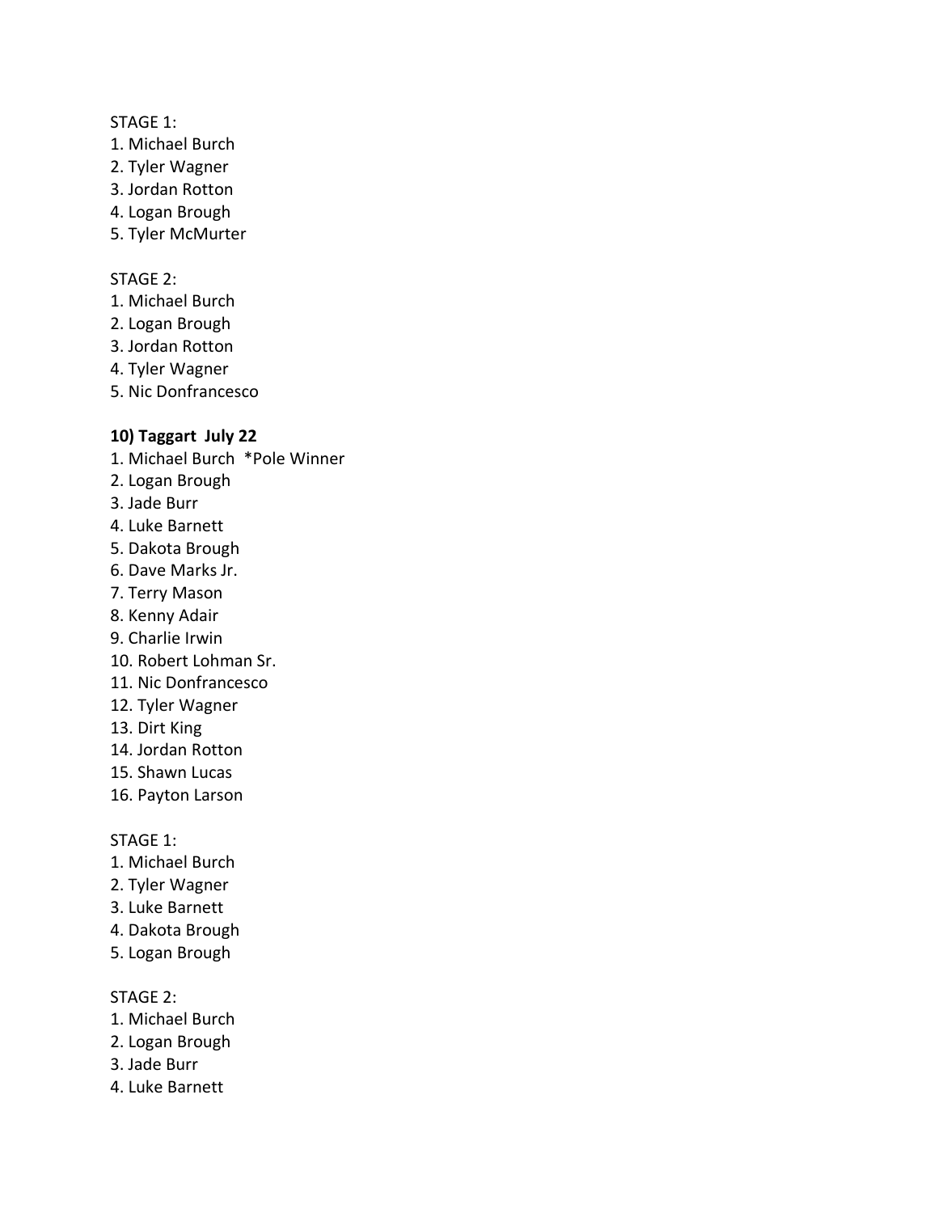STAGE 1:

1. Michael Burch
2. Tyler Wagner
3. Jordan Rotton
4. Logan Brough
5. Tyler McMurter

STAGE 2:

1. Michael Burch
2. Logan Brough
3. Jordan Rotton
4. Tyler Wagner
5. Nic Donfrancesco

**10) Taggart July 22**

1. Michael Burch *Pole Winner
2. Logan Brough
3. Jade Burr
4. Luke Barnett
5. Dakota Brough
6. Dave Marks Jr.
7. Terry Mason
8. Kenny Adair
9. Charlie Irwin
10. Robert Lohman Sr.
11. Nic Donfrancesco
12. Tyler Wagner
13. Dirt King
14. Jordan Rotton
15. Shawn Lucas
16. Payton Larson

STAGE 1:

1. Michael Burch
2. Tyler Wagner
3. Luke Barnett
4. Dakota Brough
5. Logan Brough

STAGE 2:

1. Michael Burch
2. Logan Brough
3. Jade Burr
4. Luke Barnett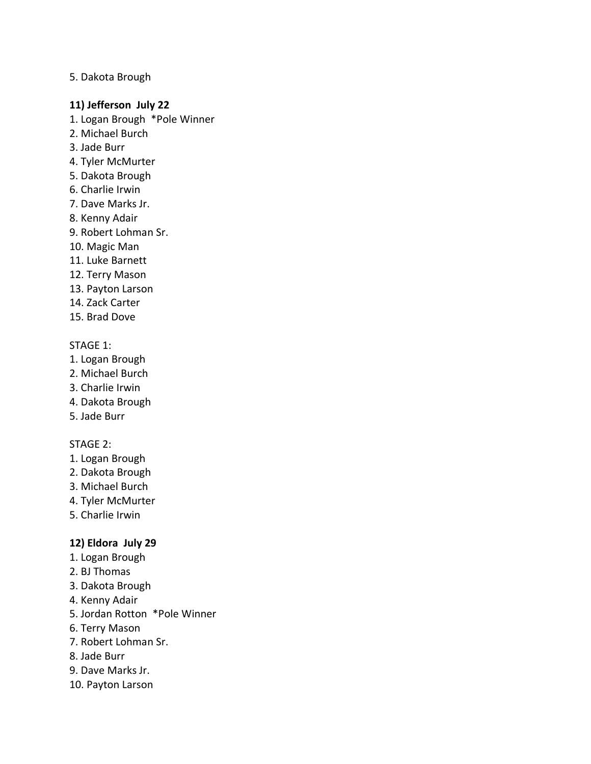5. Dakota Brough

**11) Jefferson July 22**

1. Logan Brough *Pole Winner
2. Michael Burch
3. Jade Burr
4. Tyler McMurter
5. Dakota Brough
6. Charlie Irwin
7. Dave Marks Jr.
8. Kenny Adair
9. Robert Lohman Sr.
10. Magic Man
11. Luke Barnett
12. Terry Mason
13. Payton Larson
14. Zack Carter
15. Brad Dove

STAGE 1:

1. Logan Brough
2. Michael Burch
3. Charlie Irwin
4. Dakota Brough
5. Jade Burr

STAGE 2:

1. Logan Brough
2. Dakota Brough
3. Michael Burch
4. Tyler McMurter
5. Charlie Irwin

**12) Eldora July 29**

1. Logan Brough
2. BJ Thomas
3. Dakota Brough
4. Kenny Adair
5. Jordan Rotton *Pole Winner
6. Terry Mason
7. Robert Lohman Sr.
8. Jade Burr
9. Dave Marks Jr.
10. Payton Larson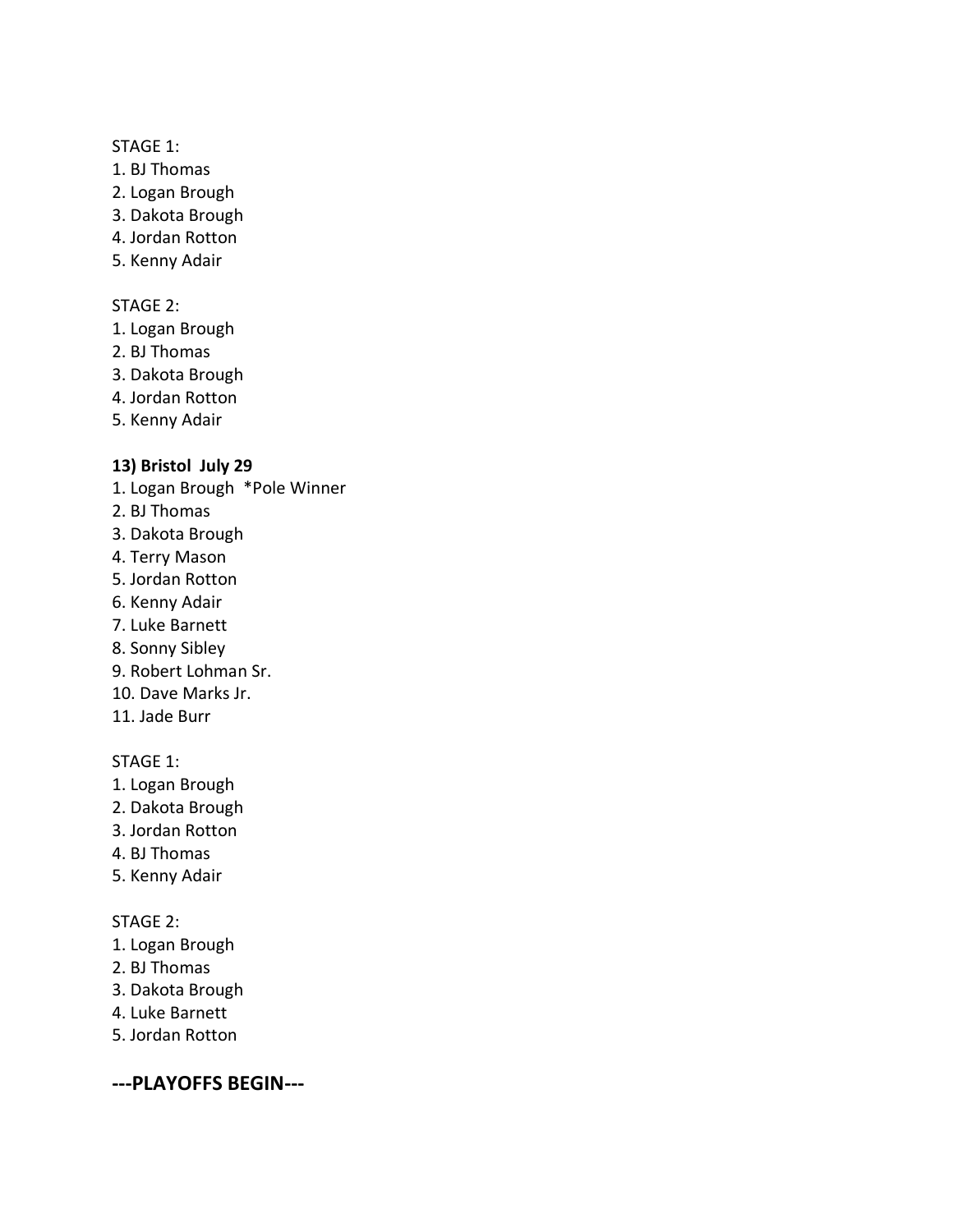STAGE 1:

1. BJ Thomas
2. Logan Brough
3. Dakota Brough
4. Jordan Rotton
5. Kenny Adair

STAGE 2:

1. Logan Brough
2. BJ Thomas
3. Dakota Brough
4. Jordan Rotton
5. Kenny Adair

**13) Bristol July 29**

1. Logan Brough *Pole Winner
2. BJ Thomas
3. Dakota Brough
4. Terry Mason
5. Jordan Rotton
6. Kenny Adair
7. Luke Barnett
8. Sonny Sibley
9. Robert Lohman Sr.
10. Dave Marks Jr.
11. Jade Burr

STAGE 1:

1. Logan Brough
2. Dakota Brough
3. Jordan Rotton
4. BJ Thomas
5. Kenny Adair

STAGE 2:

1. Logan Brough
2. BJ Thomas
3. Dakota Brough
4. Luke Barnett
5. Jordan Rotton

## ---PLAYOFFS BEGIN---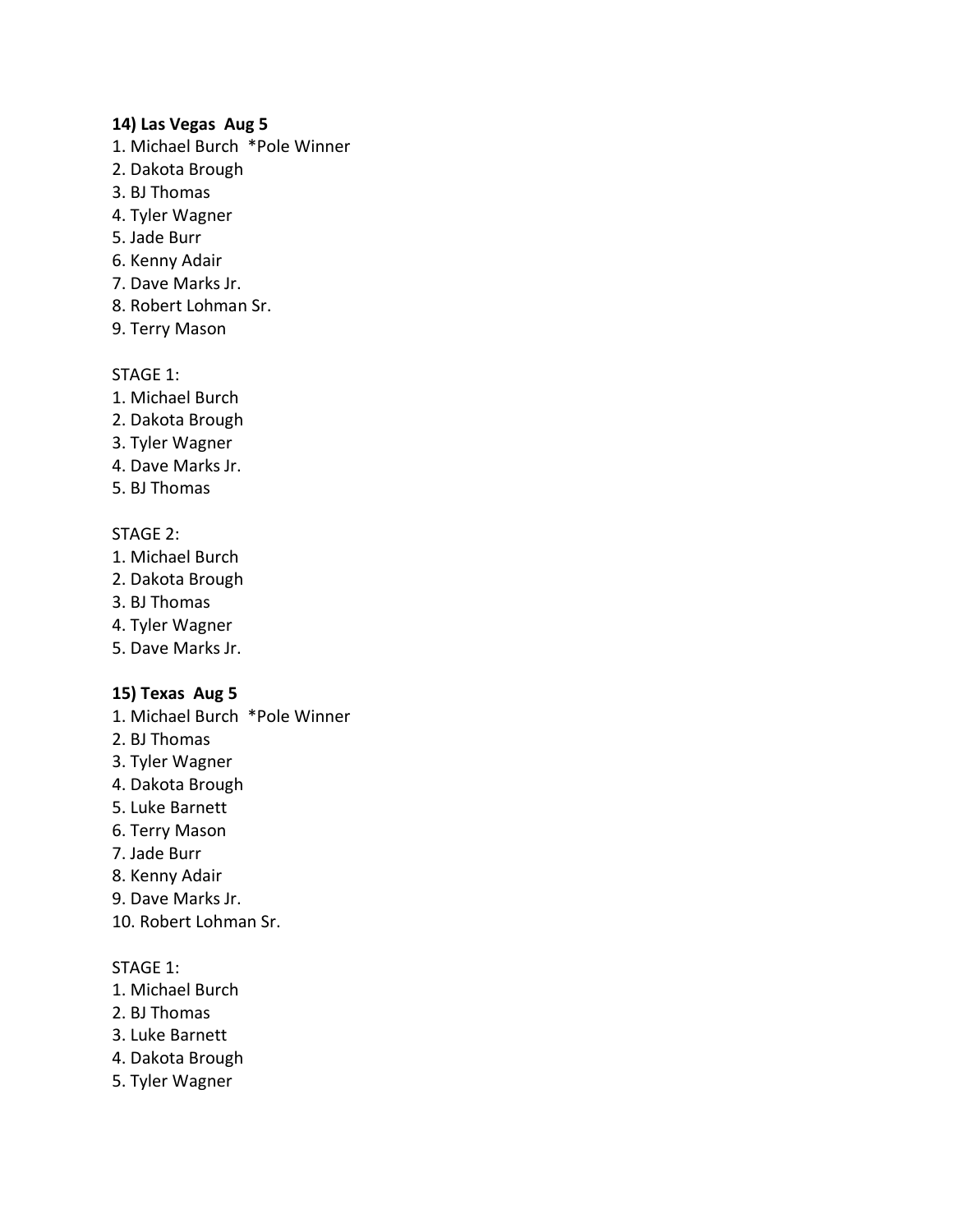**14) Las Vegas  Aug 5**

1. Michael Burch  *Pole Winner
2. Dakota Brough
3. BJ Thomas
4. Tyler Wagner
5. Jade Burr
6. Kenny Adair
7. Dave Marks Jr.
8. Robert Lohman Sr.
9. Terry Mason

STAGE 1:

1. Michael Burch
2. Dakota Brough
3. Tyler Wagner
4. Dave Marks Jr.
5. BJ Thomas

STAGE 2:

1. Michael Burch
2. Dakota Brough
3. BJ Thomas
4. Tyler Wagner
5. Dave Marks Jr.

**15) Texas  Aug 5**

1. Michael Burch  *Pole Winner
2. BJ Thomas
3. Tyler Wagner
4. Dakota Brough
5. Luke Barnett
6. Terry Mason
7. Jade Burr
8. Kenny Adair
9. Dave Marks Jr.
10. Robert Lohman Sr.

STAGE 1:

1. Michael Burch
2. BJ Thomas
3. Luke Barnett
4. Dakota Brough
5. Tyler Wagner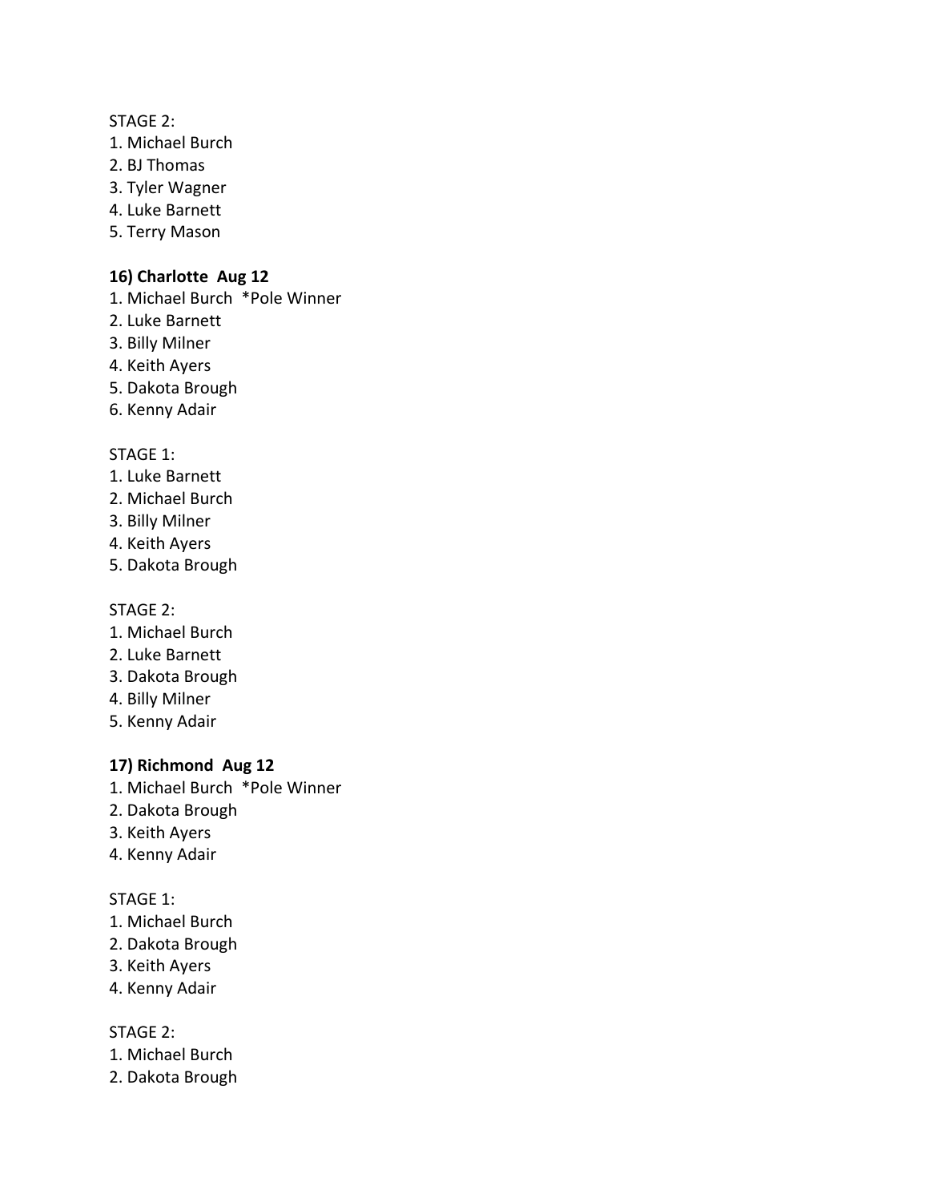STAGE 2:
1. Michael Burch
2. BJ Thomas
3. Tyler Wagner
4. Luke Barnett
5. Terry Mason

**16) Charlotte Aug 12**
1. Michael Burch *Pole Winner
2. Luke Barnett
3. Billy Milner
4. Keith Ayers
5. Dakota Brough
6. Kenny Adair

STAGE 1:
1. Luke Barnett
2. Michael Burch
3. Billy Milner
4. Keith Ayers
5. Dakota Brough

STAGE 2:
1. Michael Burch
2. Luke Barnett
3. Dakota Brough
4. Billy Milner
5. Kenny Adair

**17) Richmond Aug 12**
1. Michael Burch *Pole Winner
2. Dakota Brough
3. Keith Ayers
4. Kenny Adair

STAGE 1:
1. Michael Burch
2. Dakota Brough
3. Keith Ayers
4. Kenny Adair

STAGE 2:
1. Michael Burch
2. Dakota Brough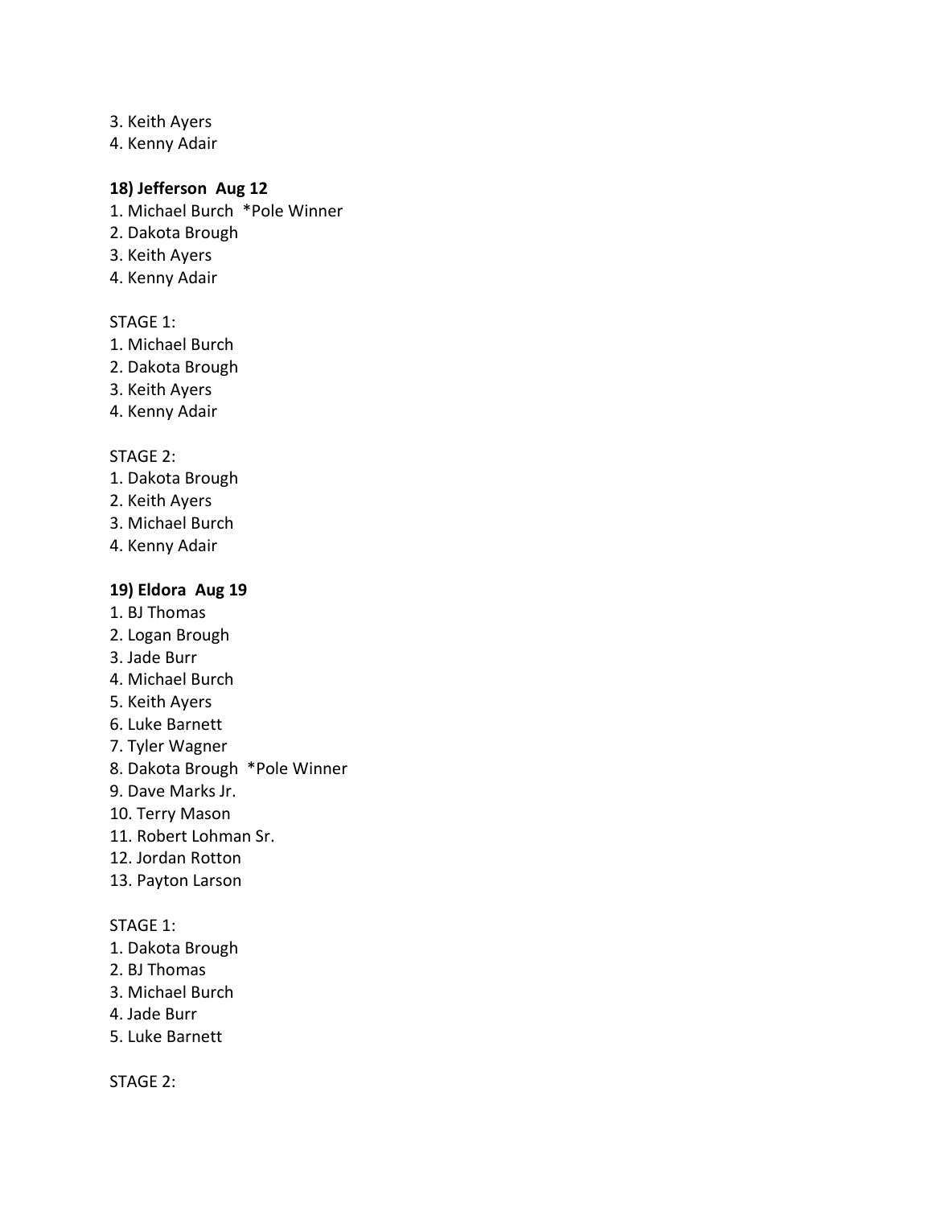3. Keith Ayers
4. Kenny Adair

**18) Jefferson Aug 12**

1. Michael Burch *Pole Winner
2. Dakota Brough
3. Keith Ayers
4. Kenny Adair

STAGE 1:

1. Michael Burch
2. Dakota Brough
3. Keith Ayers
4. Kenny Adair

STAGE 2:

1. Dakota Brough
2. Keith Ayers
3. Michael Burch
4. Kenny Adair

**19) Eldora Aug 19**

1. BJ Thomas
2. Logan Brough
3. Jade Burr
4. Michael Burch
5. Keith Ayers
6. Luke Barnett
7. Tyler Wagner
8. Dakota Brough *Pole Winner
9. Dave Marks Jr.
10. Terry Mason
11. Robert Lohman Sr.
12. Jordan Rotton
13. Payton Larson

STAGE 1:

1. Dakota Brough
2. BJ Thomas
3. Michael Burch
4. Jade Burr
5. Luke Barnett

STAGE 2: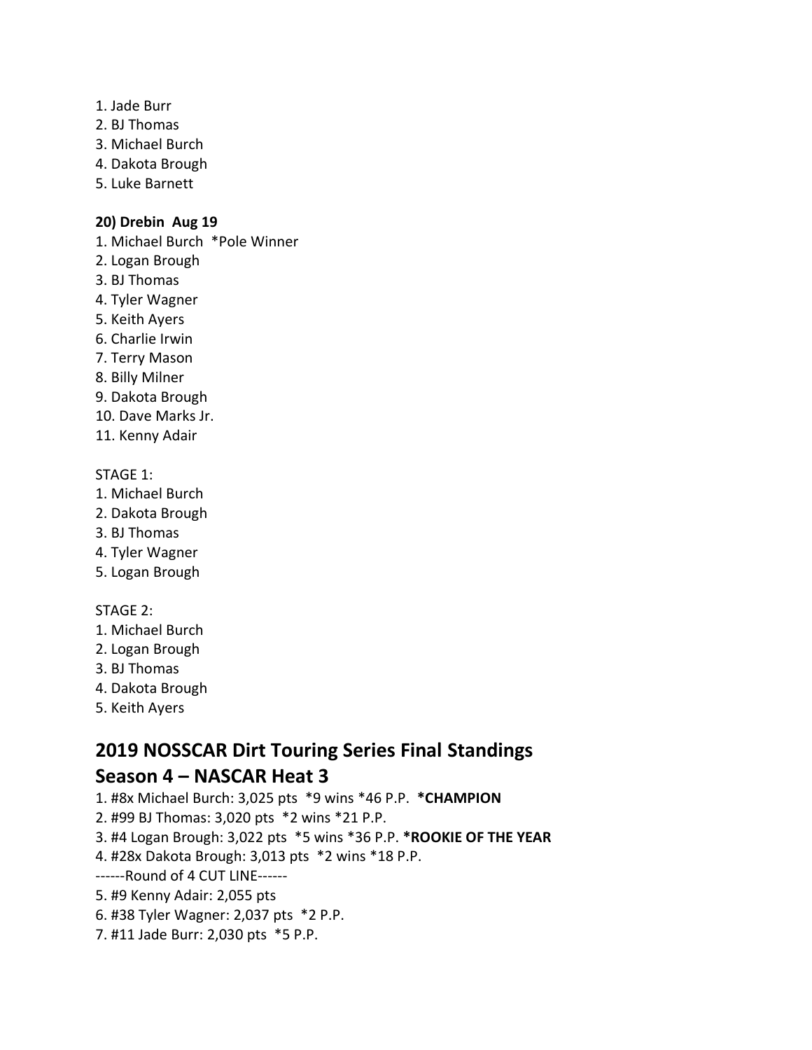1. Jade Burr
2. BJ Thomas
3. Michael Burch
4. Dakota Brough
5. Luke Barnett

**20) Drebin Aug 19**

1. Michael Burch *Pole Winner
2. Logan Brough
3. BJ Thomas
4. Tyler Wagner
5. Keith Ayers
6. Charlie Irwin
7. Terry Mason
8. Billy Milner
9. Dakota Brough
10. Dave Marks Jr.
11. Kenny Adair

STAGE 1:

1. Michael Burch
2. Dakota Brough
3. BJ Thomas
4. Tyler Wagner
5. Logan Brough

STAGE 2:

1. Michael Burch
2. Logan Brough
3. BJ Thomas
4. Dakota Brough
5. Keith Ayers

## 2019 NOSSCAR Dirt Touring Series Final Standings

## Season 4 – NASCAR Heat 3

1. #8x Michael Burch: 3,025 pts *9 wins *46 P.P. ***CHAMPION**
2. #99 BJ Thomas: 3,020 pts *2 wins *21 P.P.
3. #4 Logan Brough: 3,022 pts *5 wins *36 P.P. ***ROOKIE OF THE YEAR**
4. #28x Dakota Brough: 3,013 pts *2 wins *18 P.P.

------Round of 4 CUT LINE------

5. #9 Kenny Adair: 2,055 pts
6. #38 Tyler Wagner: 2,037 pts *2 P.P.
7. #11 Jade Burr: 2,030 pts *5 P.P.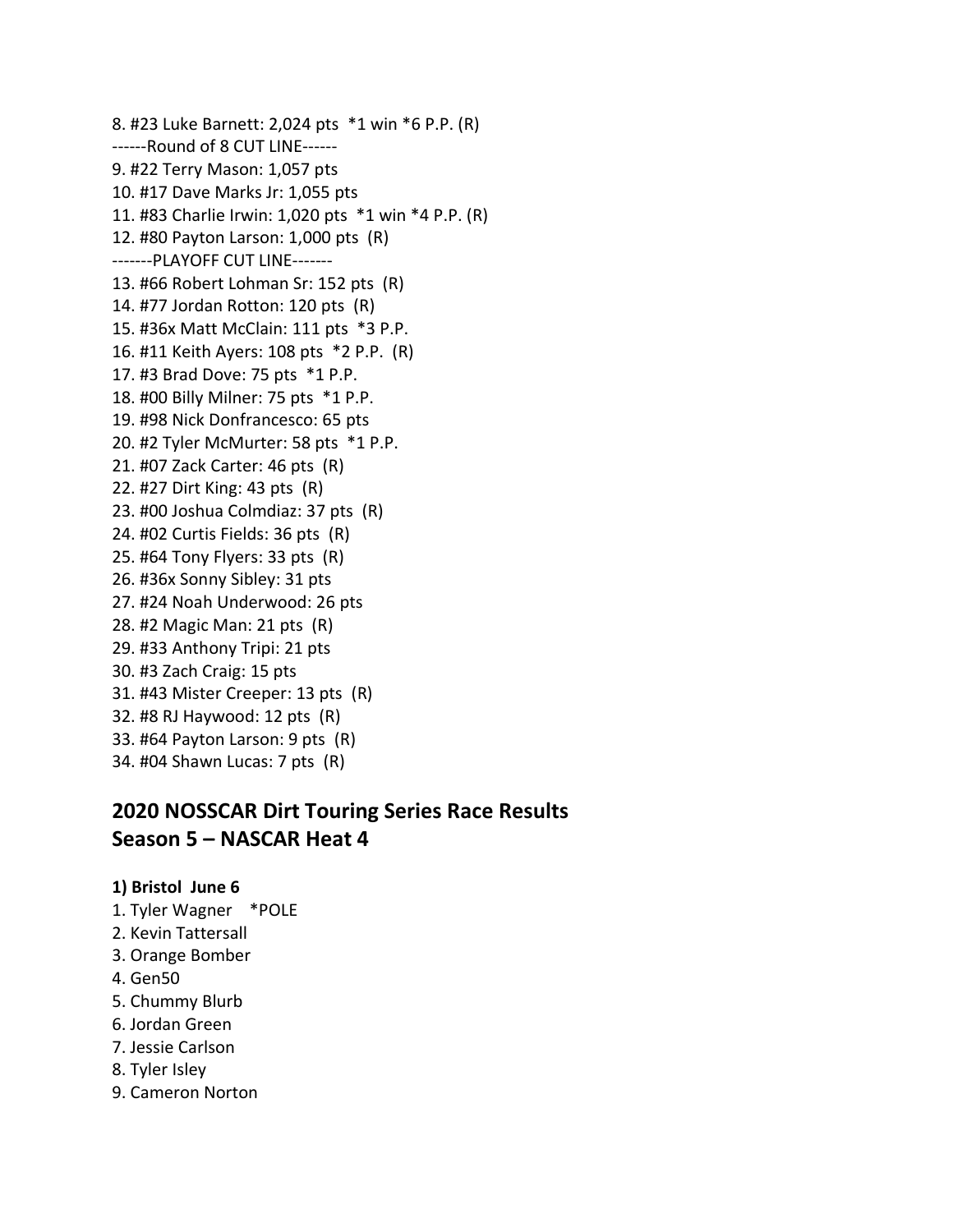8. #23 Luke Barnett: 2,024 pts *1 win *6 P.P. (R)

------Round of 8 CUT LINE------

9. #22 Terry Mason: 1,057 pts
10. #17 Dave Marks Jr: 1,055 pts
11. #83 Charlie Irwin: 1,020 pts *1 win *4 P.P. (R)
12. #80 Payton Larson: 1,000 pts (R)

-------PLAYOFF CUT LINE-------

13. #66 Robert Lohman Sr: 152 pts (R)
14. #77 Jordan Rotton: 120 pts (R)
15. #36x Matt McClain: 111 pts *3 P.P.
16. #11 Keith Ayers: 108 pts *2 P.P. (R)
17. #3 Brad Dove: 75 pts *1 P.P.
18. #00 Billy Milner: 75 pts *1 P.P.
19. #98 Nick Donfrancesco: 65 pts
20. #2 Tyler McMurter: 58 pts *1 P.P.
21. #07 Zack Carter: 46 pts (R)
22. #27 Dirt King: 43 pts (R)
23. #00 Joshua Colmdiaz: 37 pts (R)
24. #02 Curtis Fields: 36 pts (R)
25. #64 Tony Flyers: 33 pts (R)
26. #36x Sonny Sibley: 31 pts
27. #24 Noah Underwood: 26 pts
28. #2 Magic Man: 21 pts (R)
29. #33 Anthony Tripi: 21 pts
30. #3 Zach Craig: 15 pts
31. #43 Mister Creeper: 13 pts (R)
32. #8 RJ Haywood: 12 pts (R)
33. #64 Payton Larson: 9 pts (R)
34. #04 Shawn Lucas: 7 pts (R)

## 2020 NOSSCAR Dirt Touring Series Race Results
## Season 5 – NASCAR Heat 4

**1) Bristol June 6**

1. Tyler Wagner *POLE
2. Kevin Tattersall
3. Orange Bomber
4. Gen50
5. Chummy Blurb
6. Jordan Green
7. Jessie Carlson
8. Tyler Isley
9. Cameron Norton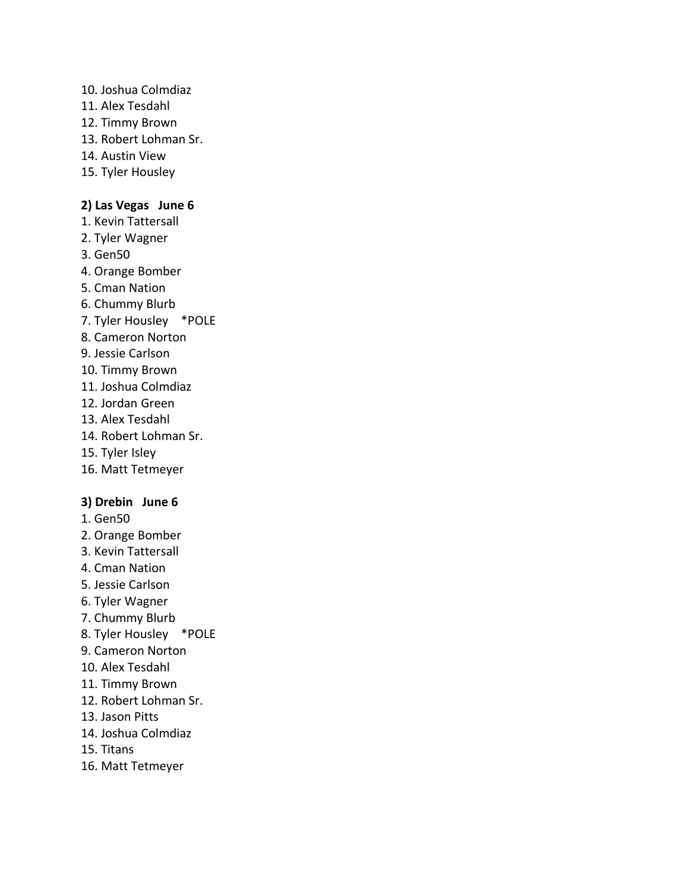10. Joshua Colmdiaz
11. Alex Tesdahl
12. Timmy Brown
13. Robert Lohman Sr.
14. Austin View
15. Tyler Housley

**2) Las Vegas   June 6**

1. Kevin Tattersall
2. Tyler Wagner
3. Gen50
4. Orange Bomber
5. Cman Nation
6. Chummy Blurb
7. Tyler Housley    *POLE
8. Cameron Norton
9. Jessie Carlson
10. Timmy Brown
11. Joshua Colmdiaz
12. Jordan Green
13. Alex Tesdahl
14. Robert Lohman Sr.
15. Tyler Isley
16. Matt Tetmeyer

**3) Drebin   June 6**

1. Gen50
2. Orange Bomber
3. Kevin Tattersall
4. Cman Nation
5. Jessie Carlson
6. Tyler Wagner
7. Chummy Blurb
8. Tyler Housley    *POLE
9. Cameron Norton
10. Alex Tesdahl
11. Timmy Brown
12. Robert Lohman Sr.
13. Jason Pitts
14. Joshua Colmdiaz
15. Titans
16. Matt Tetmeyer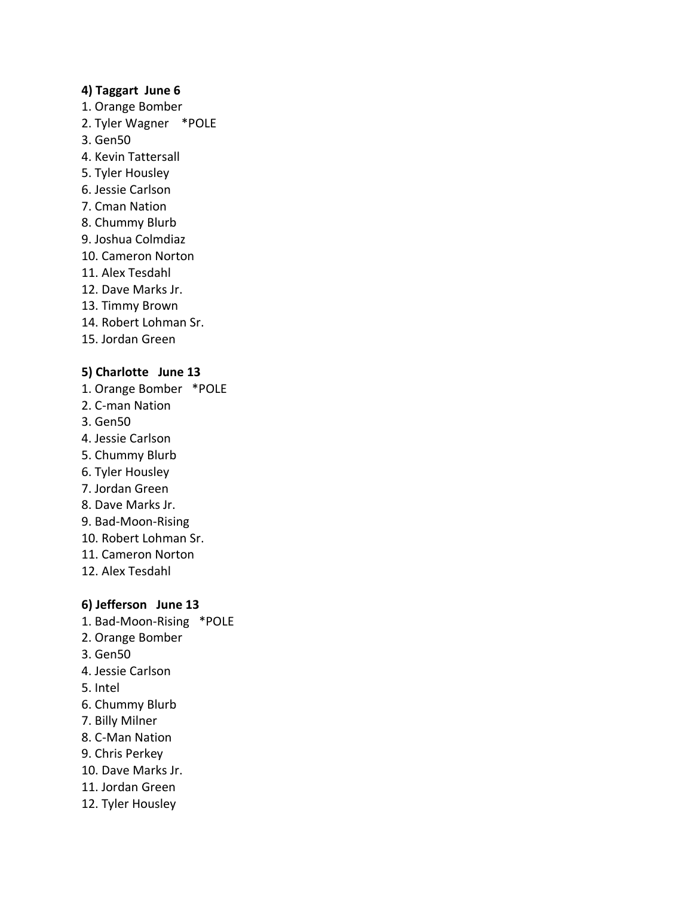**4) Taggart  June 6**

1. Orange Bomber
2. Tyler Wagner    *POLE
3. Gen50
4. Kevin Tattersall
5. Tyler Housley
6. Jessie Carlson
7. Cman Nation
8. Chummy Blurb
9. Joshua Colmdiaz
10. Cameron Norton
11. Alex Tesdahl
12. Dave Marks Jr.
13. Timmy Brown
14. Robert Lohman Sr.
15. Jordan Green

**5) Charlotte   June 13**

1. Orange Bomber   *POLE
2. C-man Nation
3. Gen50
4. Jessie Carlson
5. Chummy Blurb
6. Tyler Housley
7. Jordan Green
8. Dave Marks Jr.
9. Bad-Moon-Rising
10. Robert Lohman Sr.
11. Cameron Norton
12. Alex Tesdahl

**6) Jefferson   June 13**

1. Bad-Moon-Rising   *POLE
2. Orange Bomber
3. Gen50
4. Jessie Carlson
5. Intel
6. Chummy Blurb
7. Billy Milner
8. C-Man Nation
9. Chris Perkey
10. Dave Marks Jr.
11. Jordan Green
12. Tyler Housley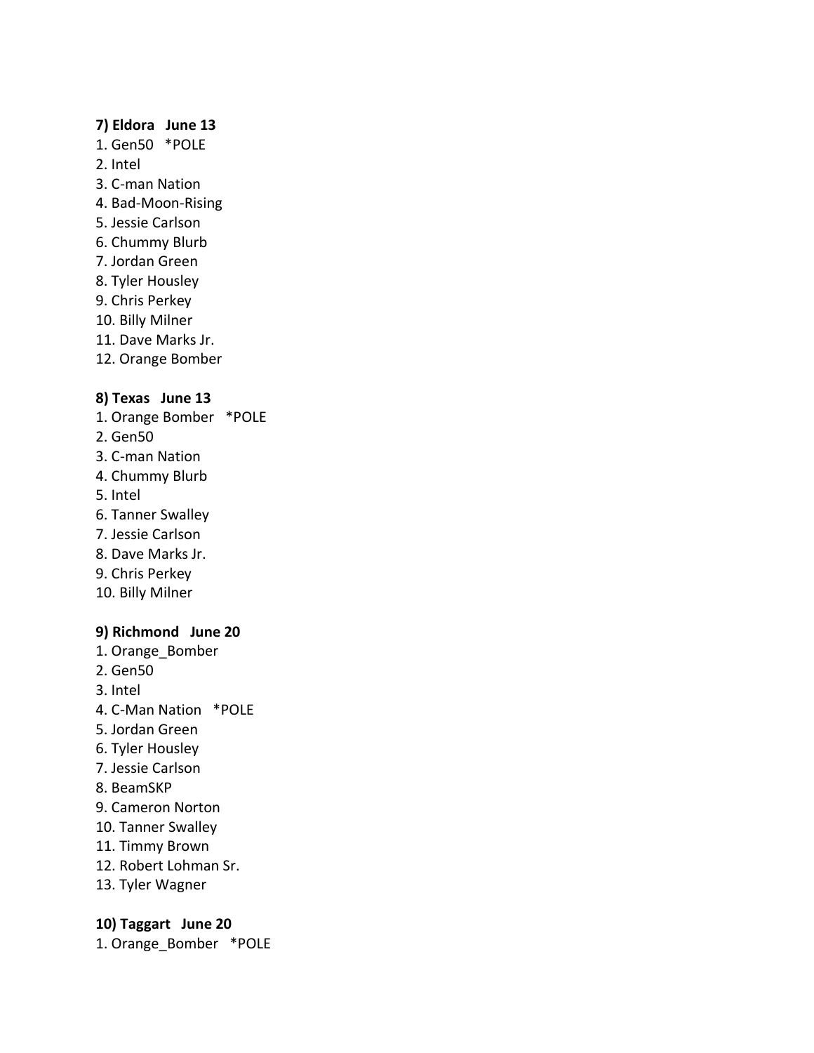**7) Eldora June 13**

1. Gen50 *POLE
2. Intel
3. C-man Nation
4. Bad-Moon-Rising
5. Jessie Carlson
6. Chummy Blurb
7. Jordan Green
8. Tyler Housley
9. Chris Perkey
10. Billy Milner
11. Dave Marks Jr.
12. Orange Bomber

**8) Texas June 13**

1. Orange Bomber *POLE
2. Gen50
3. C-man Nation
4. Chummy Blurb
5. Intel
6. Tanner Swalley
7. Jessie Carlson
8. Dave Marks Jr.
9. Chris Perkey
10. Billy Milner

**9) Richmond June 20**

1. Orange_Bomber
2. Gen50
3. Intel
4. C-Man Nation *POLE
5. Jordan Green
6. Tyler Housley
7. Jessie Carlson
8. BeamSKP
9. Cameron Norton
10. Tanner Swalley
11. Timmy Brown
12. Robert Lohman Sr.
13. Tyler Wagner

**10) Taggart June 20**

1. Orange_Bomber *POLE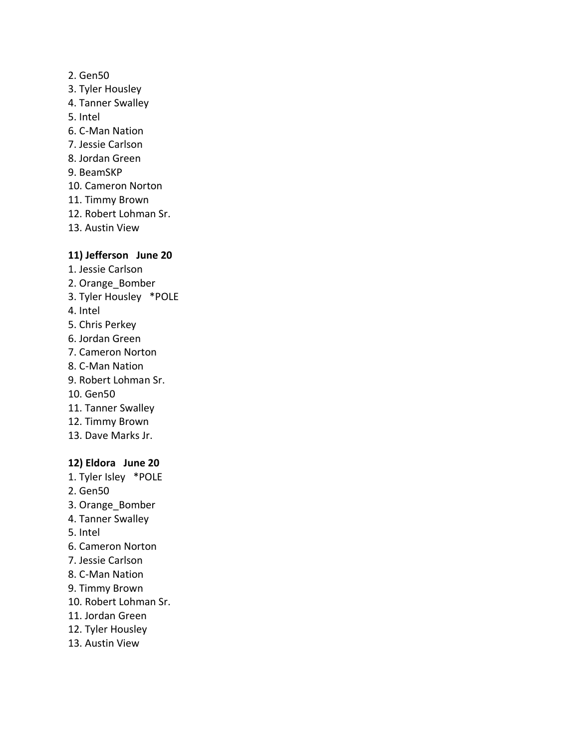2. Gen50
3. Tyler Housley
4. Tanner Swalley
5. Intel
6. C-Man Nation
7. Jessie Carlson
8. Jordan Green
9. BeamSKP
10. Cameron Norton
11. Timmy Brown
12. Robert Lohman Sr.
13. Austin View

**11) Jefferson June 20**

1. Jessie Carlson
2. Orange_Bomber
3. Tyler Housley *POLE
4. Intel
5. Chris Perkey
6. Jordan Green
7. Cameron Norton
8. C-Man Nation
9. Robert Lohman Sr.
10. Gen50
11. Tanner Swalley
12. Timmy Brown
13. Dave Marks Jr.

**12) Eldora June 20**

1. Tyler Isley *POLE
2. Gen50
3. Orange_Bomber
4. Tanner Swalley
5. Intel
6. Cameron Norton
7. Jessie Carlson
8. C-Man Nation
9. Timmy Brown
10. Robert Lohman Sr.
11. Jordan Green
12. Tyler Housley
13. Austin View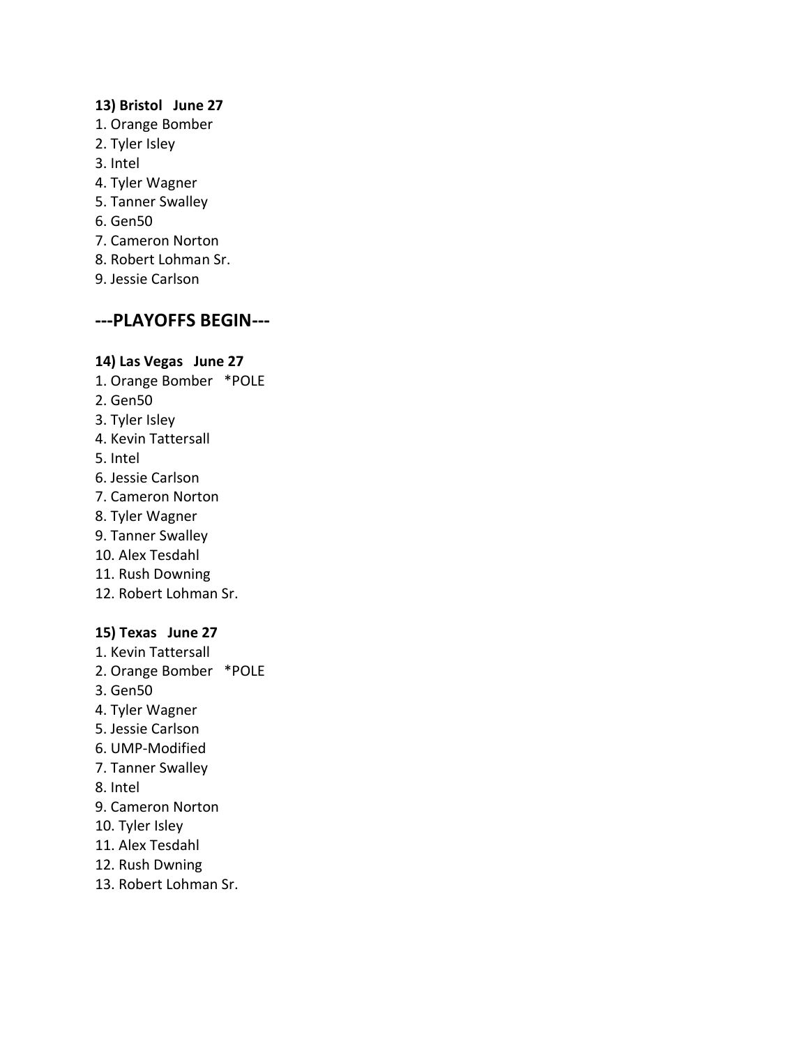**13) Bristol   June 27**

1. Orange Bomber
2. Tyler Isley
3. Intel
4. Tyler Wagner
5. Tanner Swalley
6. Gen50
7. Cameron Norton
8. Robert Lohman Sr.
9. Jessie Carlson

## ---PLAYOFFS BEGIN---

**14) Las Vegas   June 27**

1. Orange Bomber   *POLE
2. Gen50
3. Tyler Isley
4. Kevin Tattersall
5. Intel
6. Jessie Carlson
7. Cameron Norton
8. Tyler Wagner
9. Tanner Swalley
10. Alex Tesdahl
11. Rush Downing
12. Robert Lohman Sr.

**15) Texas   June 27**

1. Kevin Tattersall
2. Orange Bomber   *POLE
3. Gen50
4. Tyler Wagner
5. Jessie Carlson
6. UMP-Modified
7. Tanner Swalley
8. Intel
9. Cameron Norton
10. Tyler Isley
11. Alex Tesdahl
12. Rush Dwning
13. Robert Lohman Sr.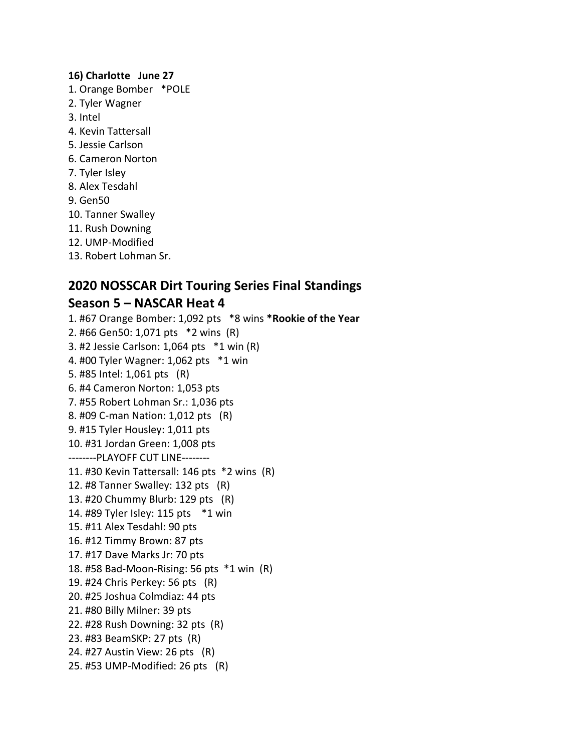**16) Charlotte June 27**

1. Orange Bomber *POLE
2. Tyler Wagner
3. Intel
4. Kevin Tattersall
5. Jessie Carlson
6. Cameron Norton
7. Tyler Isley
8. Alex Tesdahl
9. Gen50
10. Tanner Swalley
11. Rush Downing
12. UMP-Modified
13. Robert Lohman Sr.

## 2020 NOSSCAR Dirt Touring Series Final Standings

## Season 5 – NASCAR Heat 4

1. #67 Orange Bomber: 1,092 pts *8 wins ***Rookie of the Year**
2. #66 Gen50: 1,071 pts *2 wins (R)
3. #2 Jessie Carlson: 1,064 pts *1 win (R)
4. #00 Tyler Wagner: 1,062 pts *1 win
5. #85 Intel: 1,061 pts (R)
6. #4 Cameron Norton: 1,053 pts
7. #55 Robert Lohman Sr.: 1,036 pts
8. #09 C-man Nation: 1,012 pts (R)
9. #15 Tyler Housley: 1,011 pts
10. #31 Jordan Green: 1,008 pts

--------PLAYOFF CUT LINE--------

11. #30 Kevin Tattersall: 146 pts *2 wins (R)
12. #8 Tanner Swalley: 132 pts (R)
13. #20 Chummy Blurb: 129 pts (R)
14. #89 Tyler Isley: 115 pts *1 win
15. #11 Alex Tesdahl: 90 pts
16. #12 Timmy Brown: 87 pts
17. #17 Dave Marks Jr: 70 pts
18. #58 Bad-Moon-Rising: 56 pts *1 win (R)
19. #24 Chris Perkey: 56 pts (R)
20. #25 Joshua Colmdiaz: 44 pts
21. #80 Billy Milner: 39 pts
22. #28 Rush Downing: 32 pts (R)
23. #83 BeamSKP: 27 pts (R)
24. #27 Austin View: 26 pts (R)
25. #53 UMP-Modified: 26 pts (R)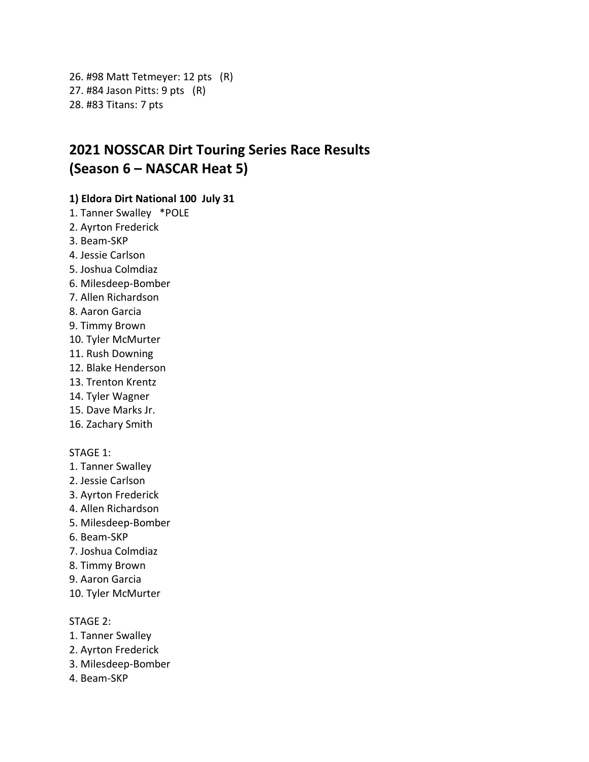26. #98 Matt Tetmeyer: 12 pts (R)
27. #84 Jason Pitts: 9 pts (R)
28. #83 Titans: 7 pts

## 2021 NOSSCAR Dirt Touring Series Race Results (Season 6 – NASCAR Heat 5)

**1) Eldora Dirt National 100 July 31**

1. Tanner Swalley *POLE
2. Ayrton Frederick
3. Beam-SKP
4. Jessie Carlson
5. Joshua Colmdiaz
6. Milesdeep-Bomber
7. Allen Richardson
8. Aaron Garcia
9. Timmy Brown
10. Tyler McMurter
11. Rush Downing
12. Blake Henderson
13. Trenton Krentz
14. Tyler Wagner
15. Dave Marks Jr.
16. Zachary Smith

STAGE 1:

1. Tanner Swalley
2. Jessie Carlson
3. Ayrton Frederick
4. Allen Richardson
5. Milesdeep-Bomber
6. Beam-SKP
7. Joshua Colmdiaz
8. Timmy Brown
9. Aaron Garcia
10. Tyler McMurter

STAGE 2:

1. Tanner Swalley
2. Ayrton Frederick
3. Milesdeep-Bomber
4. Beam-SKP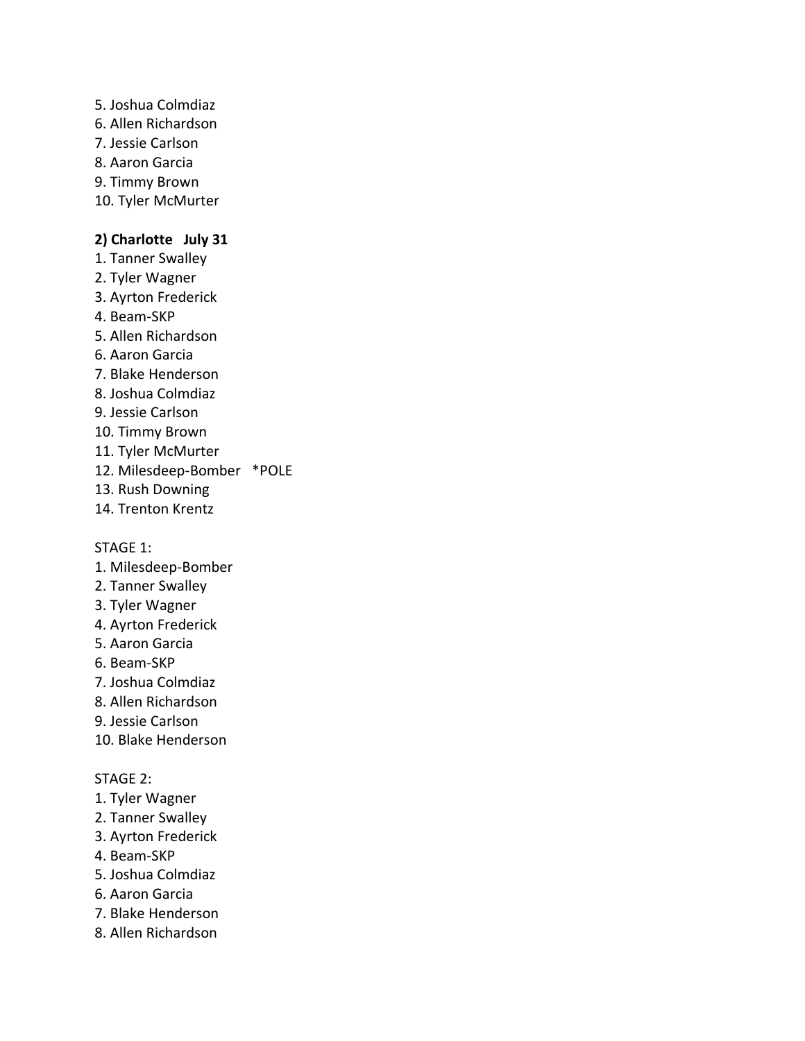5. Joshua Colmdiaz
6. Allen Richardson
7. Jessie Carlson
8. Aaron Garcia
9. Timmy Brown
10. Tyler McMurter

**2) Charlotte   July 31**

1. Tanner Swalley
2. Tyler Wagner
3. Ayrton Frederick
4. Beam-SKP
5. Allen Richardson
6. Aaron Garcia
7. Blake Henderson
8. Joshua Colmdiaz
9. Jessie Carlson
10. Timmy Brown
11. Tyler McMurter
12. Milesdeep-Bomber   *POLE
13. Rush Downing
14. Trenton Krentz

STAGE 1:

1. Milesdeep-Bomber
2. Tanner Swalley
3. Tyler Wagner
4. Ayrton Frederick
5. Aaron Garcia
6. Beam-SKP
7. Joshua Colmdiaz
8. Allen Richardson
9. Jessie Carlson
10. Blake Henderson

STAGE 2:

1. Tyler Wagner
2. Tanner Swalley
3. Ayrton Frederick
4. Beam-SKP
5. Joshua Colmdiaz
6. Aaron Garcia
7. Blake Henderson
8. Allen Richardson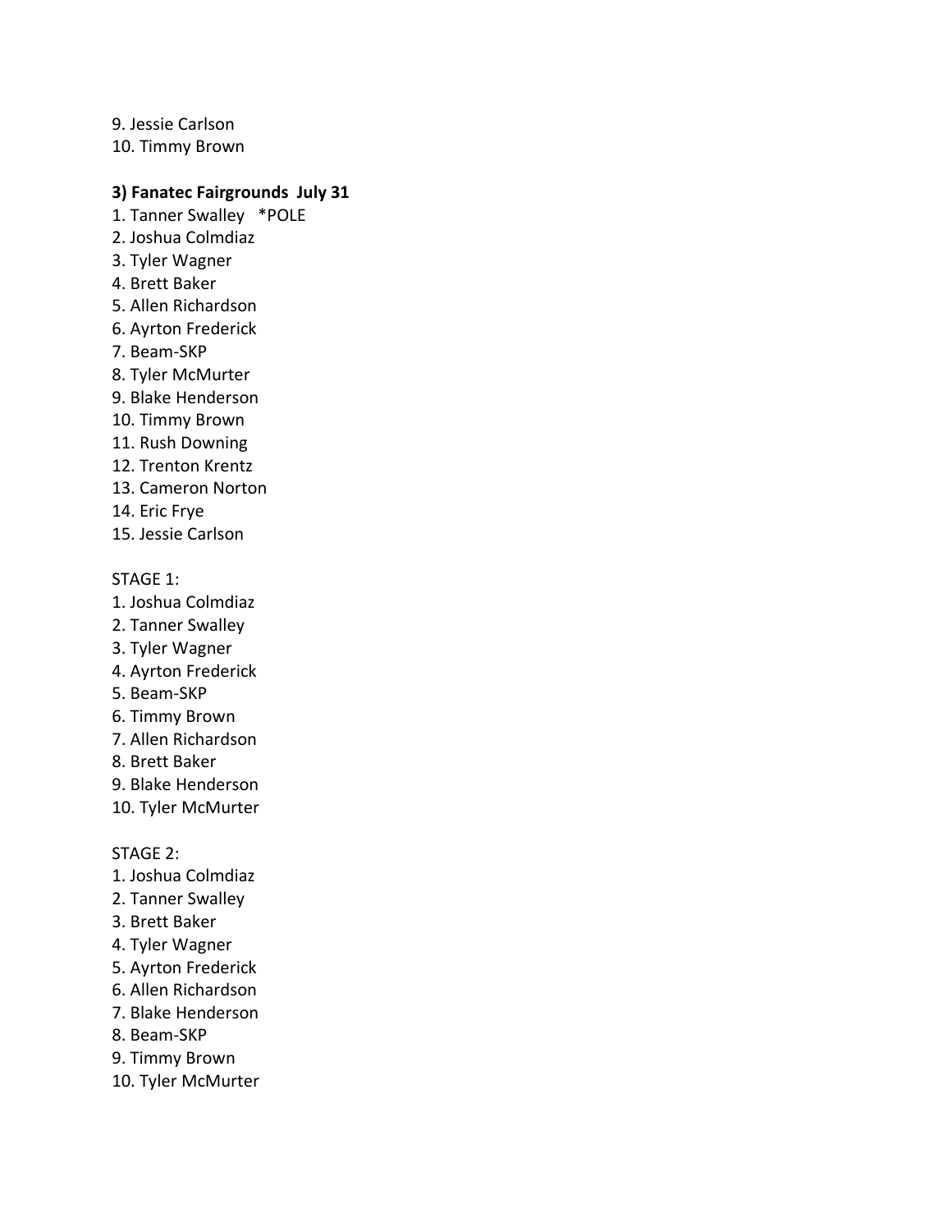9. Jessie Carlson
10. Timmy Brown

**3) Fanatec Fairgrounds July 31**

1. Tanner Swalley *POLE
2. Joshua Colmdiaz
3. Tyler Wagner
4. Brett Baker
5. Allen Richardson
6. Ayrton Frederick
7. Beam-SKP
8. Tyler McMurter
9. Blake Henderson
10. Timmy Brown
11. Rush Downing
12. Trenton Krentz
13. Cameron Norton
14. Eric Frye
15. Jessie Carlson

STAGE 1:

1. Joshua Colmdiaz
2. Tanner Swalley
3. Tyler Wagner
4. Ayrton Frederick
5. Beam-SKP
6. Timmy Brown
7. Allen Richardson
8. Brett Baker
9. Blake Henderson
10. Tyler McMurter

STAGE 2:

1. Joshua Colmdiaz
2. Tanner Swalley
3. Brett Baker
4. Tyler Wagner
5. Ayrton Frederick
6. Allen Richardson
7. Blake Henderson
8. Beam-SKP
9. Timmy Brown
10. Tyler McMurter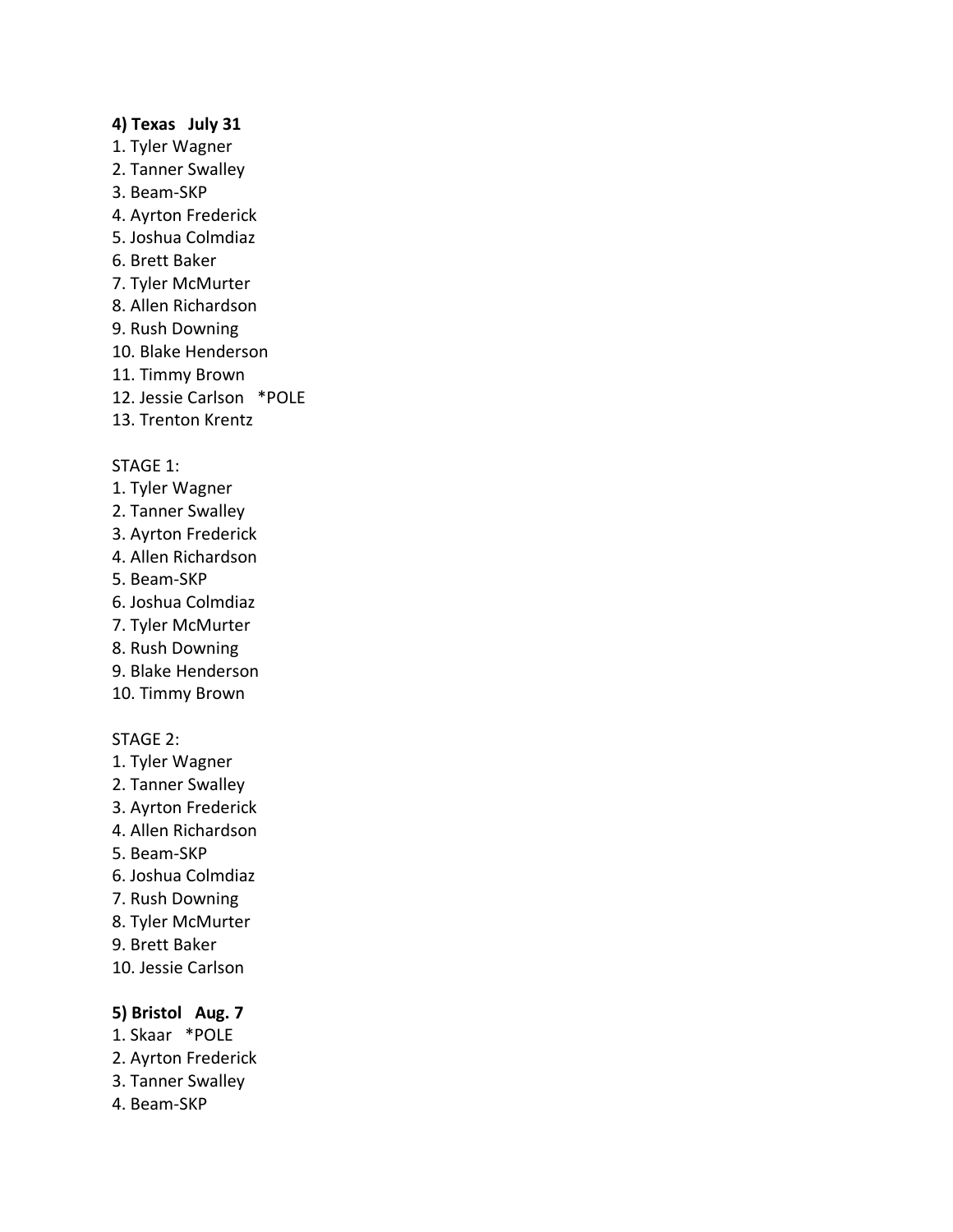**4) Texas   July 31**

1. Tyler Wagner
2. Tanner Swalley
3. Beam-SKP
4. Ayrton Frederick
5. Joshua Colmdiaz
6. Brett Baker
7. Tyler McMurter
8. Allen Richardson
9. Rush Downing
10. Blake Henderson
11. Timmy Brown
12. Jessie Carlson   *POLE
13. Trenton Krentz

STAGE 1:

1. Tyler Wagner
2. Tanner Swalley
3. Ayrton Frederick
4. Allen Richardson
5. Beam-SKP
6. Joshua Colmdiaz
7. Tyler McMurter
8. Rush Downing
9. Blake Henderson
10. Timmy Brown

STAGE 2:

1. Tyler Wagner
2. Tanner Swalley
3. Ayrton Frederick
4. Allen Richardson
5. Beam-SKP
6. Joshua Colmdiaz
7. Rush Downing
8. Tyler McMurter
9. Brett Baker
10. Jessie Carlson

**5) Bristol   Aug. 7**

1. Skaar   *POLE
2. Ayrton Frederick
3. Tanner Swalley
4. Beam-SKP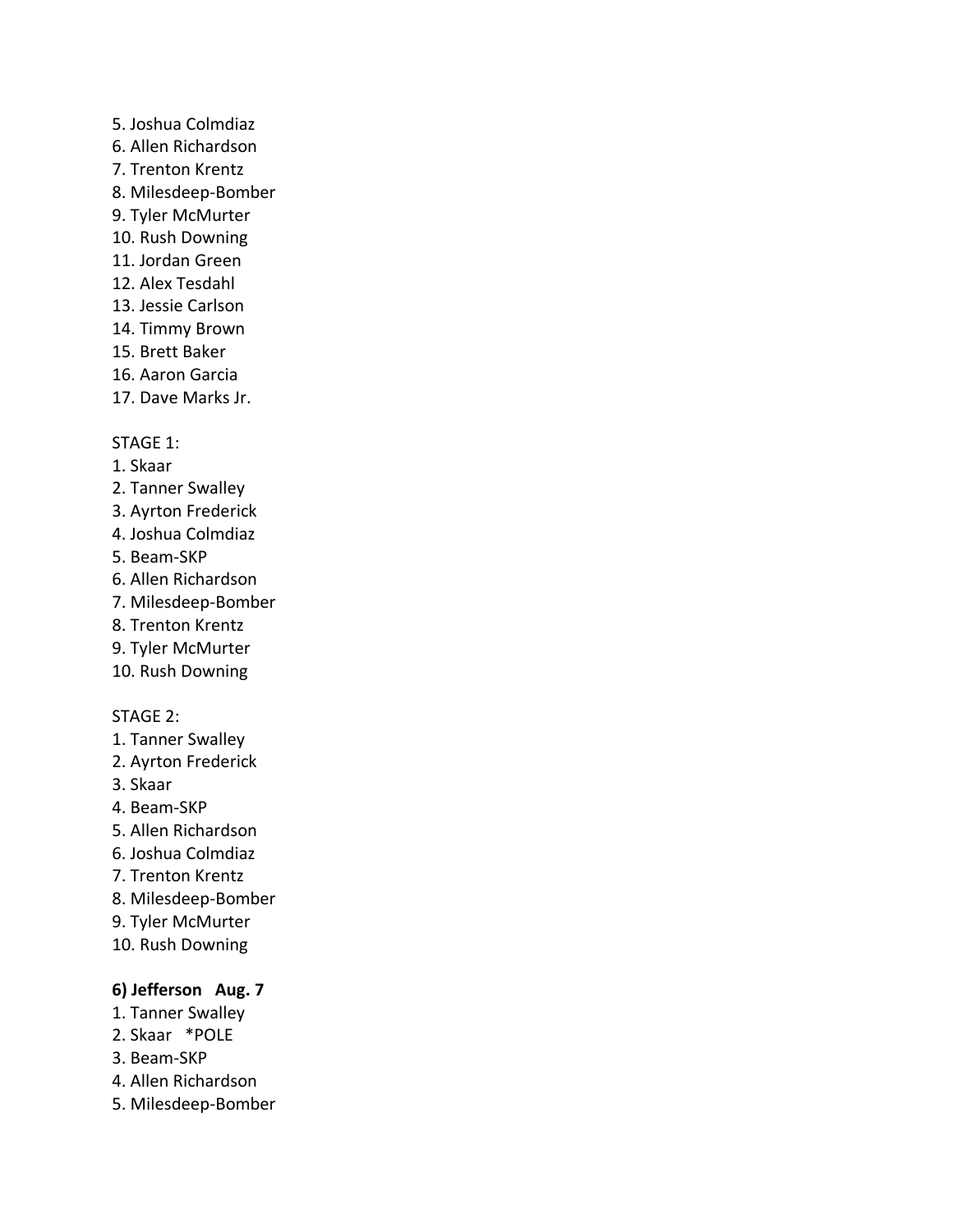5. Joshua Colmdiaz
6. Allen Richardson
7. Trenton Krentz
8. Milesdeep-Bomber
9. Tyler McMurter
10. Rush Downing
11. Jordan Green
12. Alex Tesdahl
13. Jessie Carlson
14. Timmy Brown
15. Brett Baker
16. Aaron Garcia
17. Dave Marks Jr.

STAGE 1:

1. Skaar
2. Tanner Swalley
3. Ayrton Frederick
4. Joshua Colmdiaz
5. Beam-SKP
6. Allen Richardson
7. Milesdeep-Bomber
8. Trenton Krentz
9. Tyler McMurter
10. Rush Downing

STAGE 2:

1. Tanner Swalley
2. Ayrton Frederick
3. Skaar
4. Beam-SKP
5. Allen Richardson
6. Joshua Colmdiaz
7. Trenton Krentz
8. Milesdeep-Bomber
9. Tyler McMurter
10. Rush Downing

**6) Jefferson Aug. 7**

1. Tanner Swalley
2. Skaar *POLE
3. Beam-SKP
4. Allen Richardson
5. Milesdeep-Bomber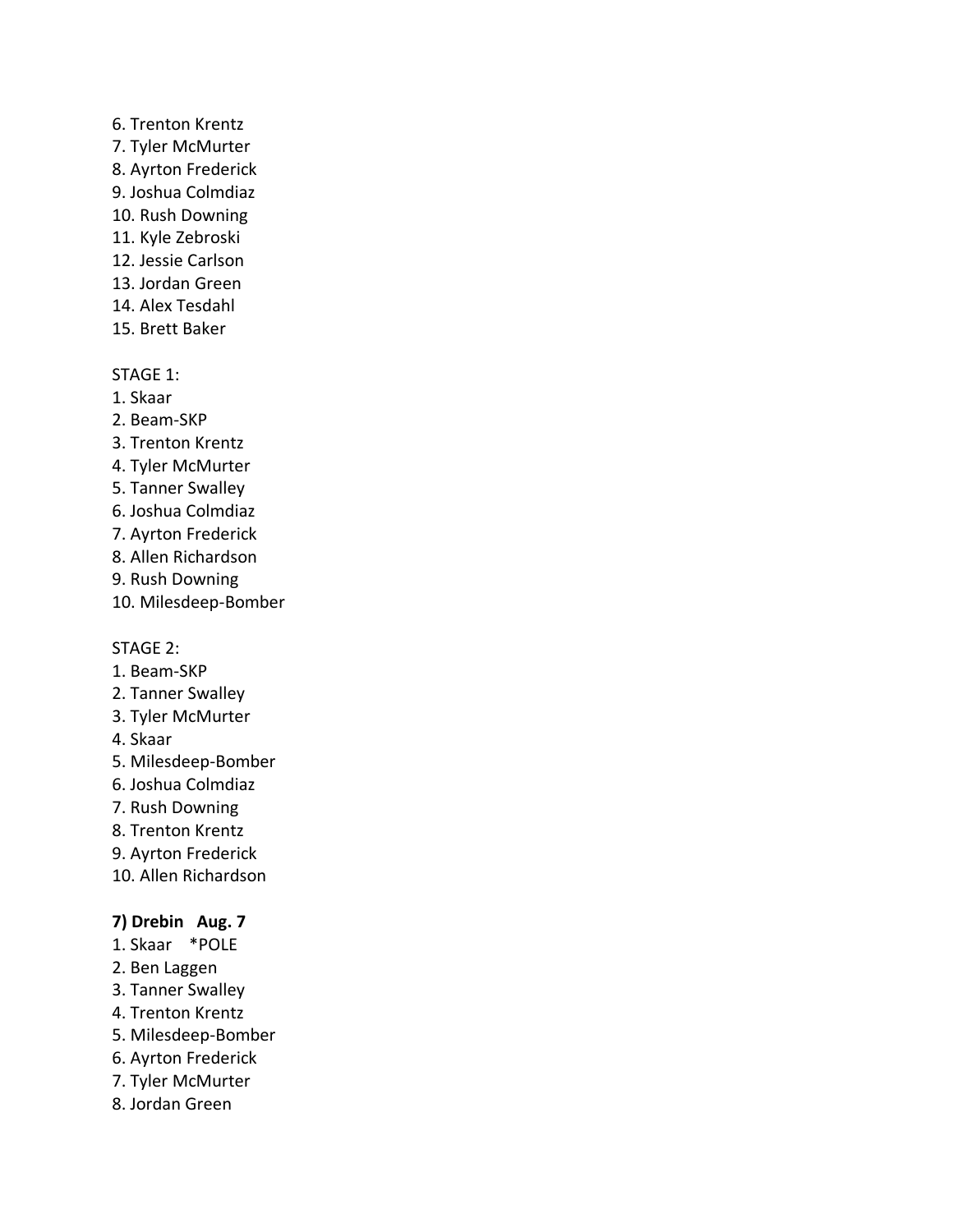6. Trenton Krentz
7. Tyler McMurter
8. Ayrton Frederick
9. Joshua Colmdiaz
10. Rush Downing
11. Kyle Zebroski
12. Jessie Carlson
13. Jordan Green
14. Alex Tesdahl
15. Brett Baker

STAGE 1:
1. Skaar
2. Beam-SKP
3. Trenton Krentz
4. Tyler McMurter
5. Tanner Swalley
6. Joshua Colmdiaz
7. Ayrton Frederick
8. Allen Richardson
9. Rush Downing
10. Milesdeep-Bomber

STAGE 2:
1. Beam-SKP
2. Tanner Swalley
3. Tyler McMurter
4. Skaar
5. Milesdeep-Bomber
6. Joshua Colmdiaz
7. Rush Downing
8. Trenton Krentz
9. Ayrton Frederick
10. Allen Richardson

**7) Drebin Aug. 7**
1. Skaar *POLE
2. Ben Laggen
3. Tanner Swalley
4. Trenton Krentz
5. Milesdeep-Bomber
6. Ayrton Frederick
7. Tyler McMurter
8. Jordan Green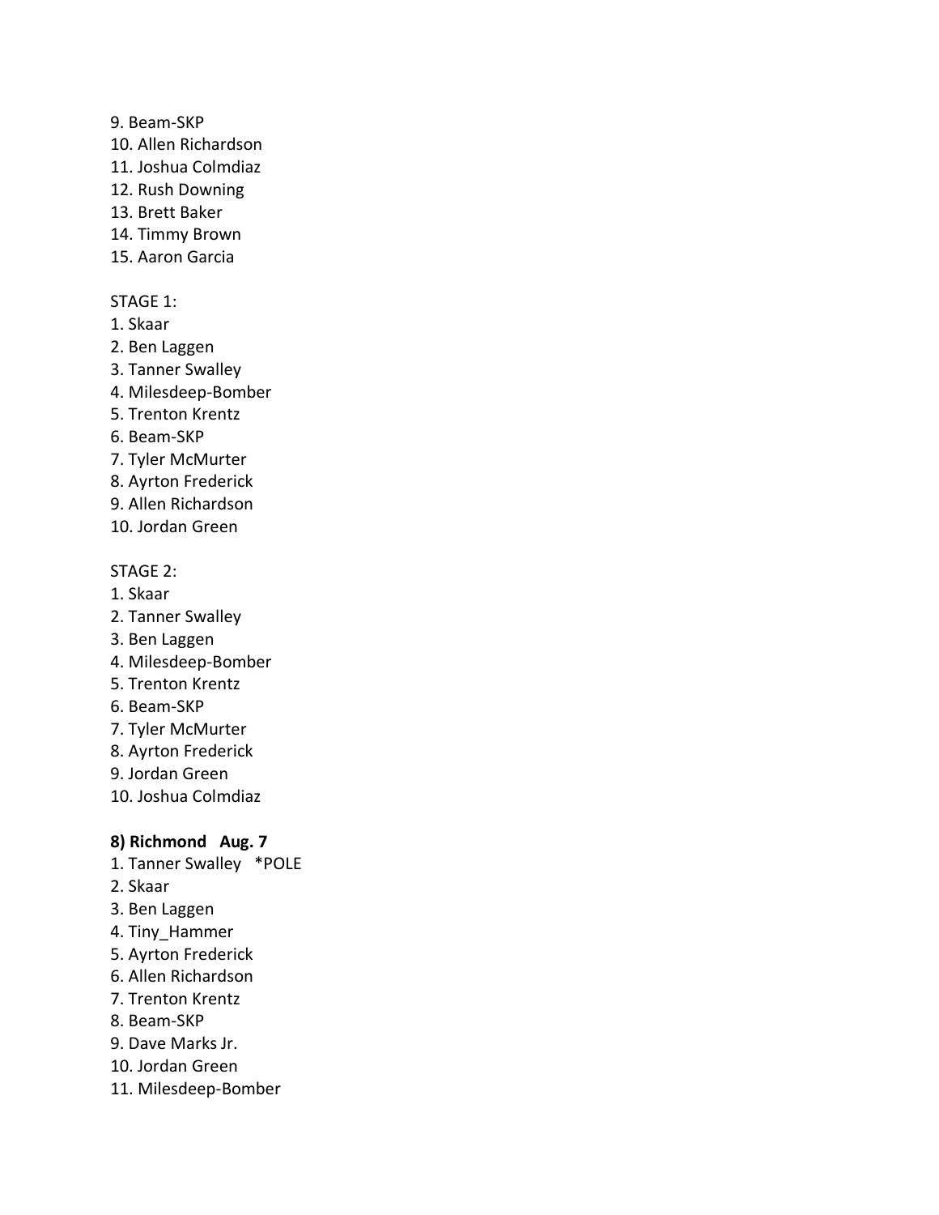9. Beam-SKP
10. Allen Richardson
11. Joshua Colmdiaz
12. Rush Downing
13. Brett Baker
14. Timmy Brown
15. Aaron Garcia

STAGE 1:
1. Skaar
2. Ben Laggen
3. Tanner Swalley
4. Milesdeep-Bomber
5. Trenton Krentz
6. Beam-SKP
7. Tyler McMurter
8. Ayrton Frederick
9. Allen Richardson
10. Jordan Green

STAGE 2:
1. Skaar
2. Tanner Swalley
3. Ben Laggen
4. Milesdeep-Bomber
5. Trenton Krentz
6. Beam-SKP
7. Tyler McMurter
8. Ayrton Frederick
9. Jordan Green
10. Joshua Colmdiaz

**8) Richmond   Aug. 7**
1. Tanner Swalley   *POLE
2. Skaar
3. Ben Laggen
4. Tiny_Hammer
5. Ayrton Frederick
6. Allen Richardson
7. Trenton Krentz
8. Beam-SKP
9. Dave Marks Jr.
10. Jordan Green
11. Milesdeep-Bomber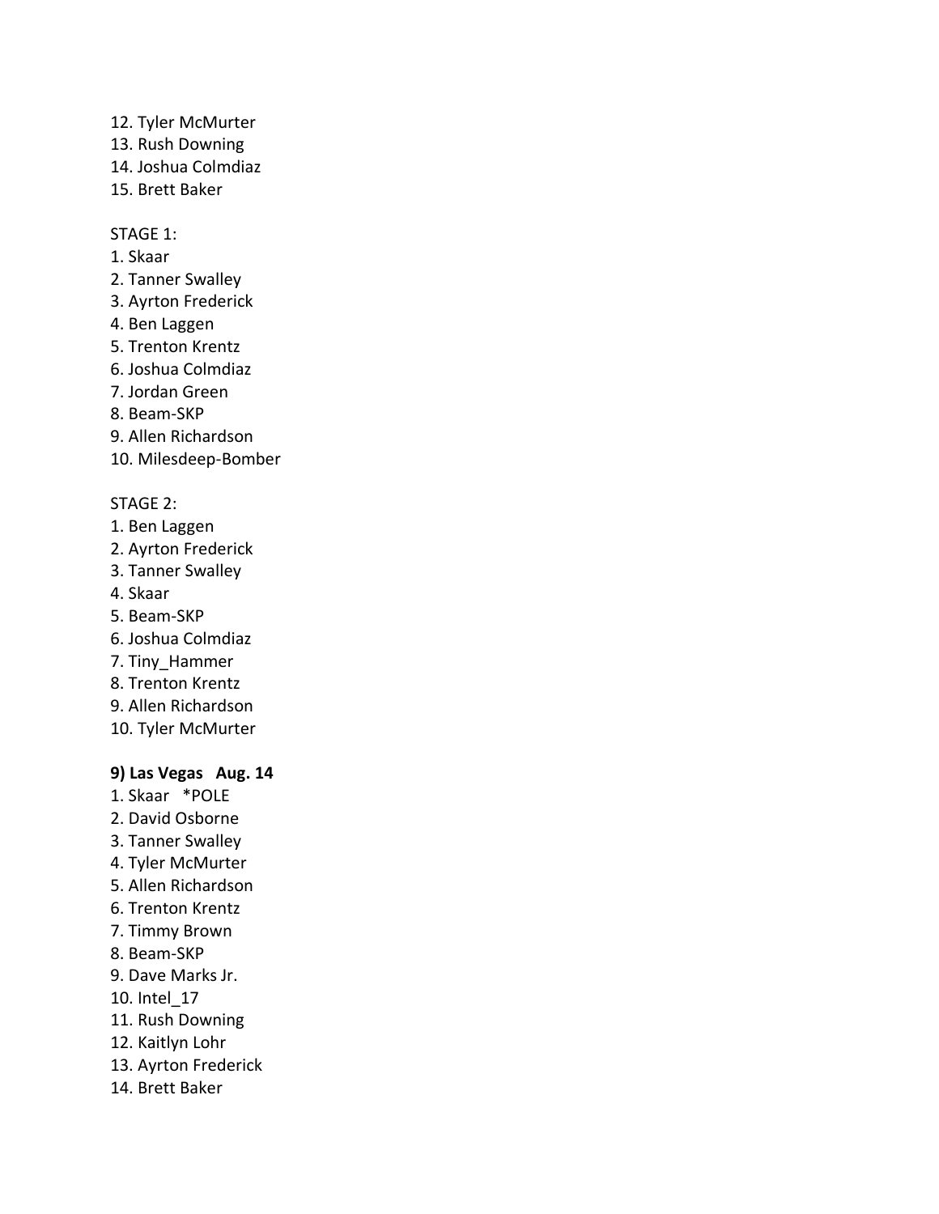12. Tyler McMurter
13. Rush Downing
14. Joshua Colmdiaz
15. Brett Baker

STAGE 1:

1. Skaar
2. Tanner Swalley
3. Ayrton Frederick
4. Ben Laggen
5. Trenton Krentz
6. Joshua Colmdiaz
7. Jordan Green
8. Beam-SKP
9. Allen Richardson
10. Milesdeep-Bomber

STAGE 2:

1. Ben Laggen
2. Ayrton Frederick
3. Tanner Swalley
4. Skaar
5. Beam-SKP
6. Joshua Colmdiaz
7. Tiny_Hammer
8. Trenton Krentz
9. Allen Richardson
10. Tyler McMurter

**9) Las Vegas   Aug. 14**

1. Skaar   *POLE
2. David Osborne
3. Tanner Swalley
4. Tyler McMurter
5. Allen Richardson
6. Trenton Krentz
7. Timmy Brown
8. Beam-SKP
9. Dave Marks Jr.
10. Intel_17
11. Rush Downing
12. Kaitlyn Lohr
13. Ayrton Frederick
14. Brett Baker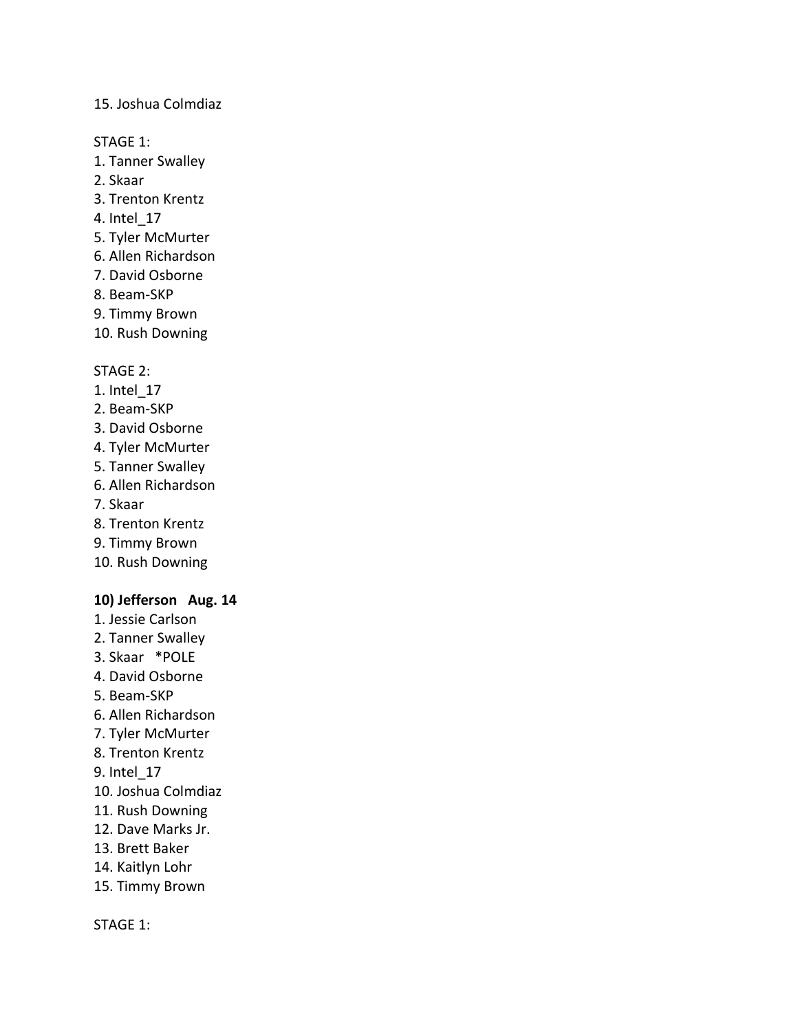15. Joshua Colmdiaz

STAGE 1:
1. Tanner Swalley
2. Skaar
3. Trenton Krentz
4. Intel_17
5. Tyler McMurter
6. Allen Richardson
7. David Osborne
8. Beam-SKP
9. Timmy Brown
10. Rush Downing

STAGE 2:
1. Intel_17
2. Beam-SKP
3. David Osborne
4. Tyler McMurter
5. Tanner Swalley
6. Allen Richardson
7. Skaar
8. Trenton Krentz
9. Timmy Brown
10. Rush Downing

**10) Jefferson Aug. 14**
1. Jessie Carlson
2. Tanner Swalley
3. Skaar *POLE
4. David Osborne
5. Beam-SKP
6. Allen Richardson
7. Tyler McMurter
8. Trenton Krentz
9. Intel_17
10. Joshua Colmdiaz
11. Rush Downing
12. Dave Marks Jr.
13. Brett Baker
14. Kaitlyn Lohr
15. Timmy Brown

STAGE 1: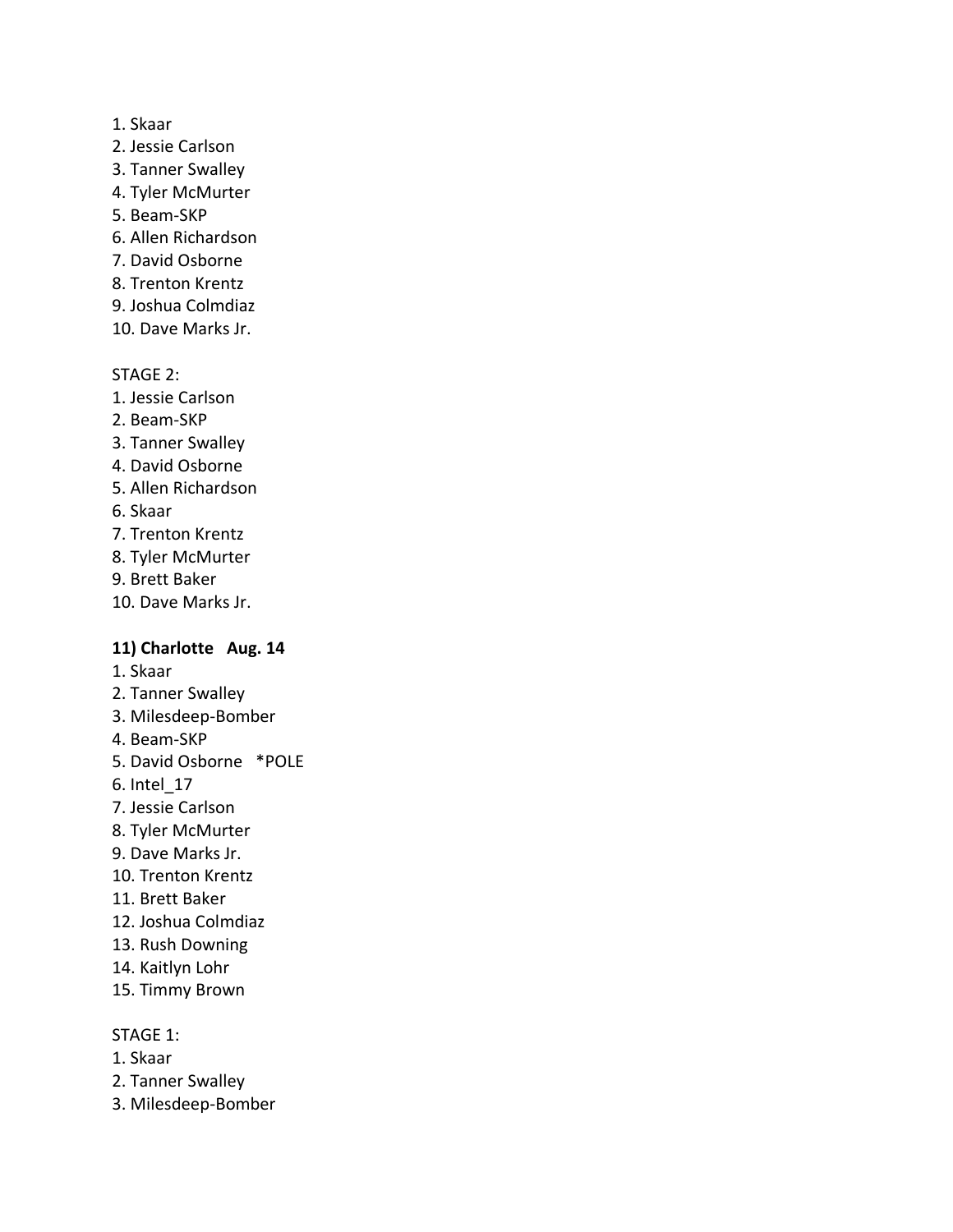1. Skaar
2. Jessie Carlson
3. Tanner Swalley
4. Tyler McMurter
5. Beam-SKP
6. Allen Richardson
7. David Osborne
8. Trenton Krentz
9. Joshua Colmdiaz
10. Dave Marks Jr.

STAGE 2:
1. Jessie Carlson
2. Beam-SKP
3. Tanner Swalley
4. David Osborne
5. Allen Richardson
6. Skaar
7. Trenton Krentz
8. Tyler McMurter
9. Brett Baker
10. Dave Marks Jr.

**11) Charlotte Aug. 14**
1. Skaar
2. Tanner Swalley
3. Milesdeep-Bomber
4. Beam-SKP
5. David Osborne *POLE
6. Intel_17
7. Jessie Carlson
8. Tyler McMurter
9. Dave Marks Jr.
10. Trenton Krentz
11. Brett Baker
12. Joshua Colmdiaz
13. Rush Downing
14. Kaitlyn Lohr
15. Timmy Brown

STAGE 1:
1. Skaar
2. Tanner Swalley
3. Milesdeep-Bomber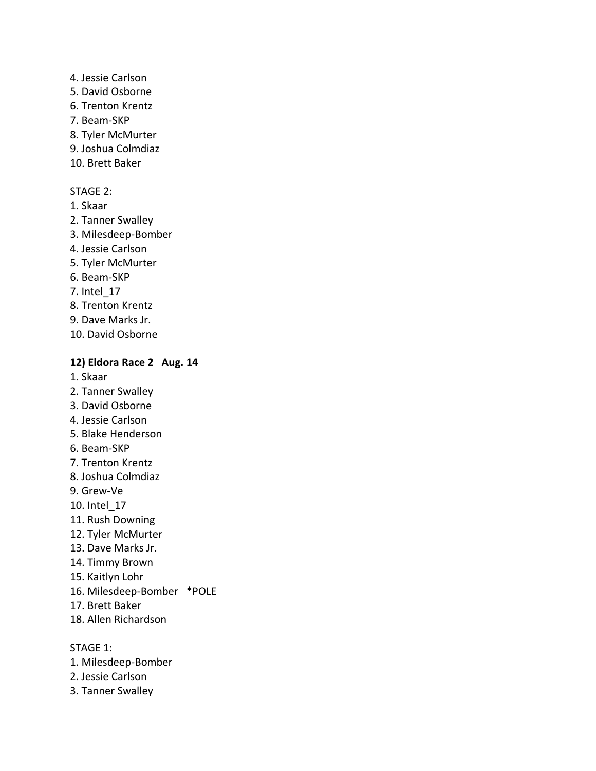4. Jessie Carlson
5. David Osborne
6. Trenton Krentz
7. Beam-SKP
8. Tyler McMurter
9. Joshua Colmdiaz
10. Brett Baker

STAGE 2:
1. Skaar
2. Tanner Swalley
3. Milesdeep-Bomber
4. Jessie Carlson
5. Tyler McMurter
6. Beam-SKP
7. Intel_17
8. Trenton Krentz
9. Dave Marks Jr.
10. David Osborne

**12) Eldora Race 2 Aug. 14**

1. Skaar
2. Tanner Swalley
3. David Osborne
4. Jessie Carlson
5. Blake Henderson
6. Beam-SKP
7. Trenton Krentz
8. Joshua Colmdiaz
9. Grew-Ve
10. Intel_17
11. Rush Downing
12. Tyler McMurter
13. Dave Marks Jr.
14. Timmy Brown
15. Kaitlyn Lohr
16. Milesdeep-Bomber *POLE
17. Brett Baker
18. Allen Richardson

STAGE 1:
1. Milesdeep-Bomber
2. Jessie Carlson
3. Tanner Swalley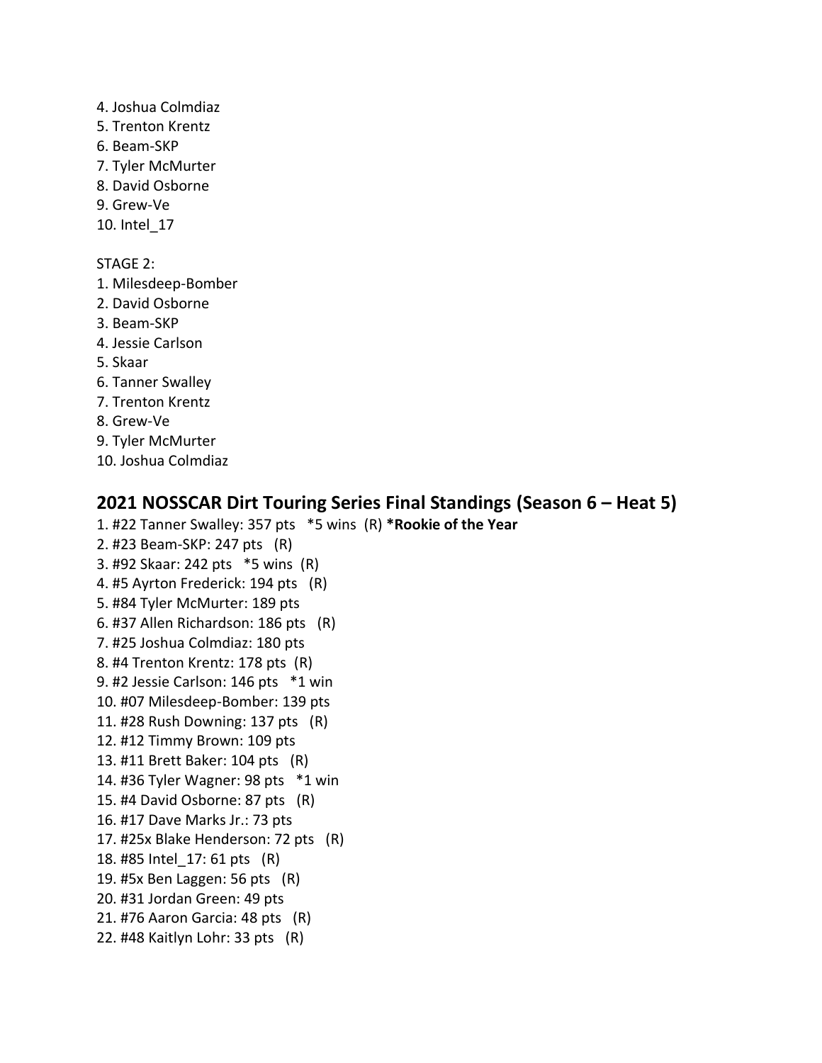4. Joshua Colmdiaz
5. Trenton Krentz
6. Beam-SKP
7. Tyler McMurter
8. David Osborne
9. Grew-Ve
10. Intel_17

STAGE 2:
1. Milesdeep-Bomber
2. David Osborne
3. Beam-SKP
4. Jessie Carlson
5. Skaar
6. Tanner Swalley
7. Trenton Krentz
8. Grew-Ve
9. Tyler McMurter
10. Joshua Colmdiaz

## 2021 NOSSCAR Dirt Touring Series Final Standings (Season 6 – Heat 5)

1. #22 Tanner Swalley: 357 pts   *5 wins  (R) ***Rookie of the Year**
2. #23 Beam-SKP: 247 pts   (R)
3. #92 Skaar: 242 pts   *5 wins  (R)
4. #5 Ayrton Frederick: 194 pts   (R)
5. #84 Tyler McMurter: 189 pts
6. #37 Allen Richardson: 186 pts   (R)
7. #25 Joshua Colmdiaz: 180 pts
8. #4 Trenton Krentz: 178 pts  (R)
9. #2 Jessie Carlson: 146 pts   *1 win
10. #07 Milesdeep-Bomber: 139 pts
11. #28 Rush Downing: 137 pts   (R)
12. #12 Timmy Brown: 109 pts
13. #11 Brett Baker: 104 pts   (R)
14. #36 Tyler Wagner: 98 pts   *1 win
15. #4 David Osborne: 87 pts   (R)
16. #17 Dave Marks Jr.: 73 pts
17. #25x Blake Henderson: 72 pts   (R)
18. #85 Intel_17: 61 pts   (R)
19. #5x Ben Laggen: 56 pts   (R)
20. #31 Jordan Green: 49 pts
21. #76 Aaron Garcia: 48 pts   (R)
22. #48 Kaitlyn Lohr: 33 pts   (R)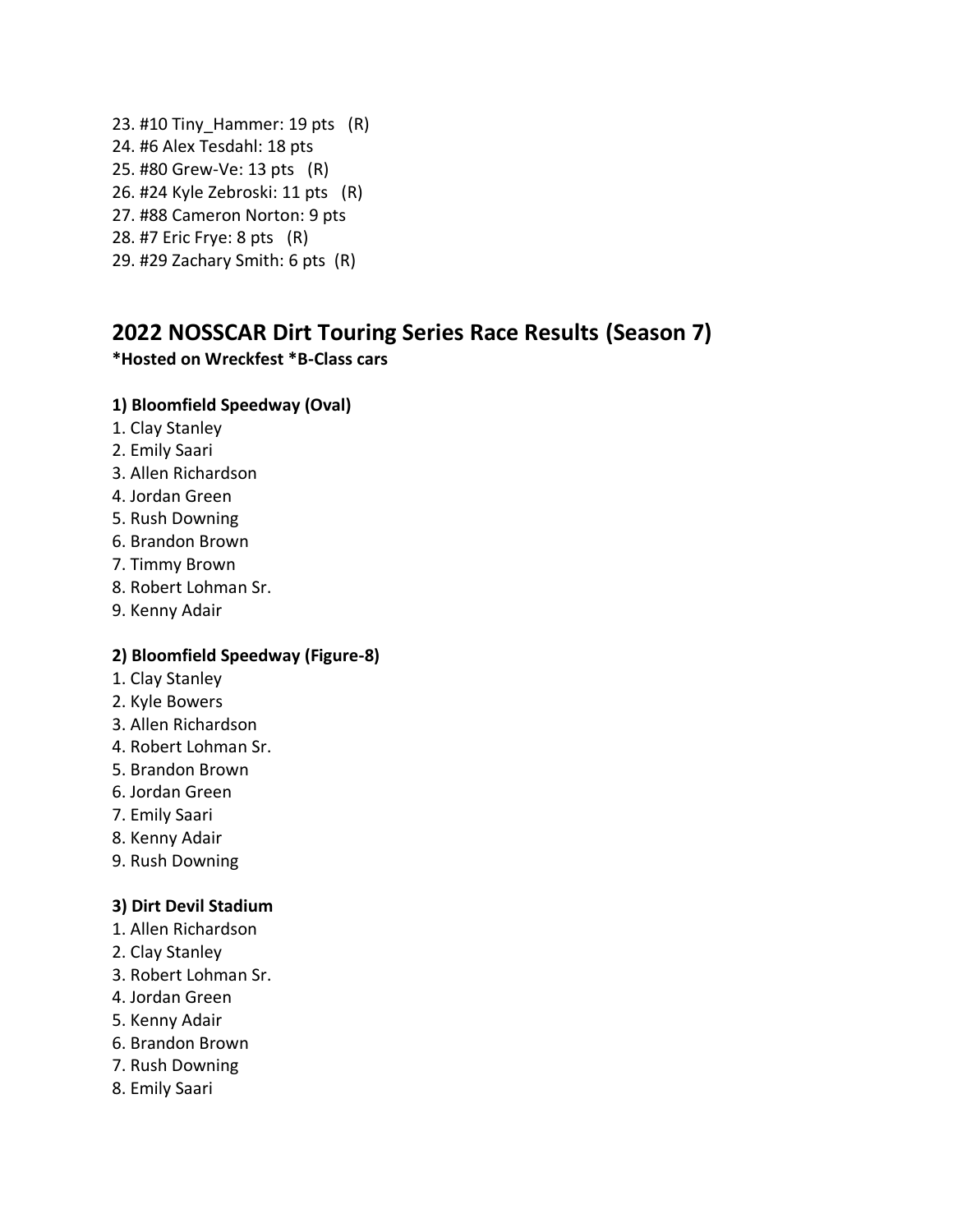23. #10 Tiny_Hammer: 19 pts (R)
24. #6 Alex Tesdahl: 18 pts
25. #80 Grew-Ve: 13 pts (R)
26. #24 Kyle Zebroski: 11 pts (R)
27. #88 Cameron Norton: 9 pts
28. #7 Eric Frye: 8 pts (R)
29. #29 Zachary Smith: 6 pts (R)

## 2022 NOSSCAR Dirt Touring Series Race Results (Season 7)

**\*Hosted on Wreckfest \*B-Class cars**

### 1) Bloomfield Speedway (Oval)

1. Clay Stanley
2. Emily Saari
3. Allen Richardson
4. Jordan Green
5. Rush Downing
6. Brandon Brown
7. Timmy Brown
8. Robert Lohman Sr.
9. Kenny Adair

### 2) Bloomfield Speedway (Figure-8)

1. Clay Stanley
2. Kyle Bowers
3. Allen Richardson
4. Robert Lohman Sr.
5. Brandon Brown
6. Jordan Green
7. Emily Saari
8. Kenny Adair
9. Rush Downing

### 3) Dirt Devil Stadium

1. Allen Richardson
2. Clay Stanley
3. Robert Lohman Sr.
4. Jordan Green
5. Kenny Adair
6. Brandon Brown
7. Rush Downing
8. Emily Saari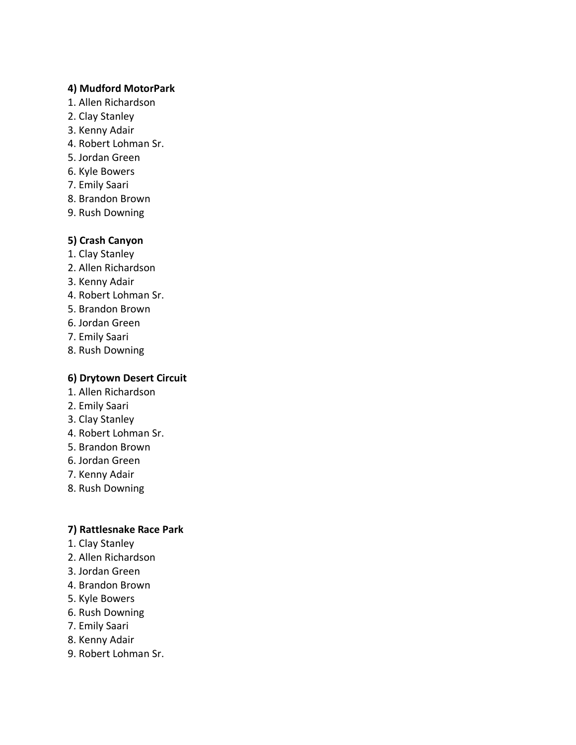**4) Mudford MotorPark**

1. Allen Richardson
2. Clay Stanley
3. Kenny Adair
4. Robert Lohman Sr.
5. Jordan Green
6. Kyle Bowers
7. Emily Saari
8. Brandon Brown
9. Rush Downing

**5) Crash Canyon**

1. Clay Stanley
2. Allen Richardson
3. Kenny Adair
4. Robert Lohman Sr.
5. Brandon Brown
6. Jordan Green
7. Emily Saari
8. Rush Downing

**6) Drytown Desert Circuit**

1. Allen Richardson
2. Emily Saari
3. Clay Stanley
4. Robert Lohman Sr.
5. Brandon Brown
6. Jordan Green
7. Kenny Adair
8. Rush Downing

**7) Rattlesnake Race Park**

1. Clay Stanley
2. Allen Richardson
3. Jordan Green
4. Brandon Brown
5. Kyle Bowers
6. Rush Downing
7. Emily Saari
8. Kenny Adair
9. Robert Lohman Sr.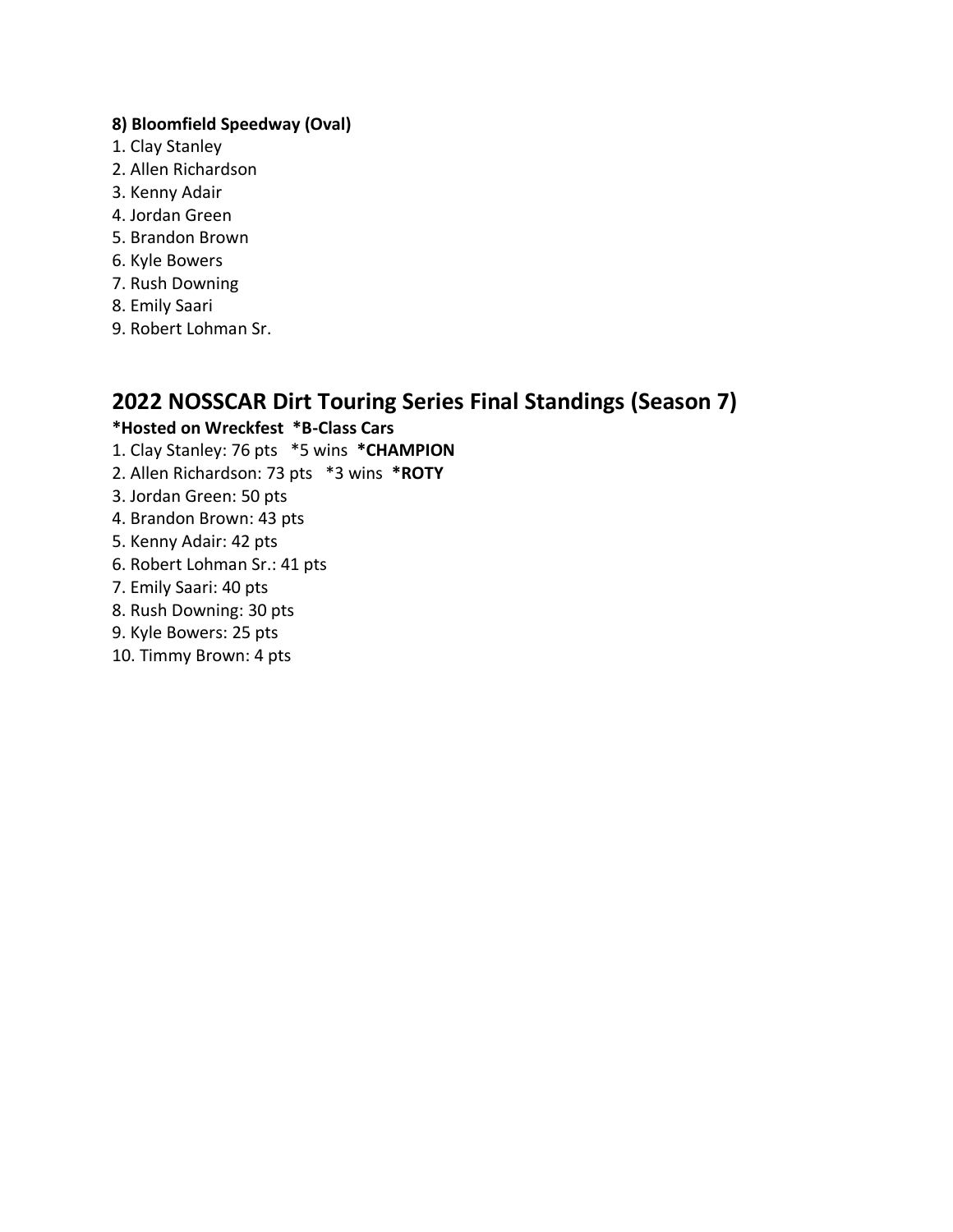**8) Bloomfield Speedway (Oval)**

1. Clay Stanley
2. Allen Richardson
3. Kenny Adair
4. Jordan Green
5. Brandon Brown
6. Kyle Bowers
7. Rush Downing
8. Emily Saari
9. Robert Lohman Sr.

## 2022 NOSSCAR Dirt Touring Series Final Standings (Season 7)

**\*Hosted on Wreckfest \*B-Class Cars**

1. Clay Stanley: 76 pts *5 wins **\*CHAMPION**
2. Allen Richardson: 73 pts *3 wins **\*ROTY**
3. Jordan Green: 50 pts
4. Brandon Brown: 43 pts
5. Kenny Adair: 42 pts
6. Robert Lohman Sr.: 41 pts
7. Emily Saari: 40 pts
8. Rush Downing: 30 pts
9. Kyle Bowers: 25 pts
10. Timmy Brown: 4 pts